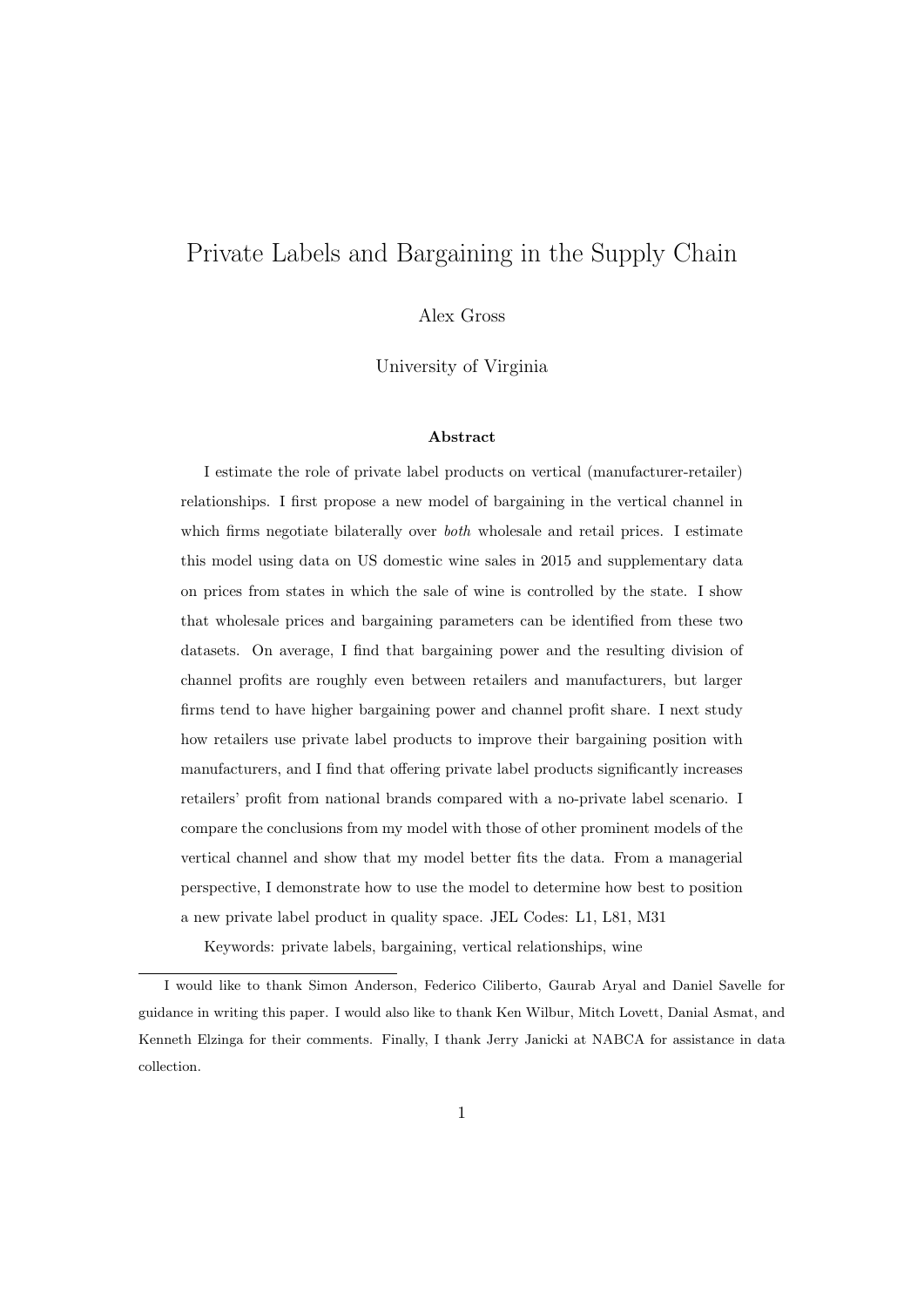# Private Labels and Bargaining in the Supply Chain

Alex Gross

University of Virginia

### Abstract

I estimate the role of private label products on vertical (manufacturer-retailer) relationships. I first propose a new model of bargaining in the vertical channel in which firms negotiate bilaterally over *both* wholesale and retail prices. I estimate this model using data on US domestic wine sales in 2015 and supplementary data on prices from states in which the sale of wine is controlled by the state. I show that wholesale prices and bargaining parameters can be identified from these two datasets. On average, I find that bargaining power and the resulting division of channel profits are roughly even between retailers and manufacturers, but larger firms tend to have higher bargaining power and channel profit share. I next study how retailers use private label products to improve their bargaining position with manufacturers, and I find that offering private label products significantly increases retailers' profit from national brands compared with a no-private label scenario. I compare the conclusions from my model with those of other prominent models of the vertical channel and show that my model better fits the data. From a managerial perspective, I demonstrate how to use the model to determine how best to position a new private label product in quality space. JEL Codes: L1, L81, M31

Keywords: private labels, bargaining, vertical relationships, wine

---

I would like to thank Simon Anderson, Federico Ciliberto, Gaurab Aryal and Daniel Savelle for guidance in writing this paper. I would also like to thank Ken Wilbur, Mitch Lovett, Danial Asmat, and Kenneth Elzinga for their comments. Finally, I thank Jerry Janicki at NABCA for assistance in data collection.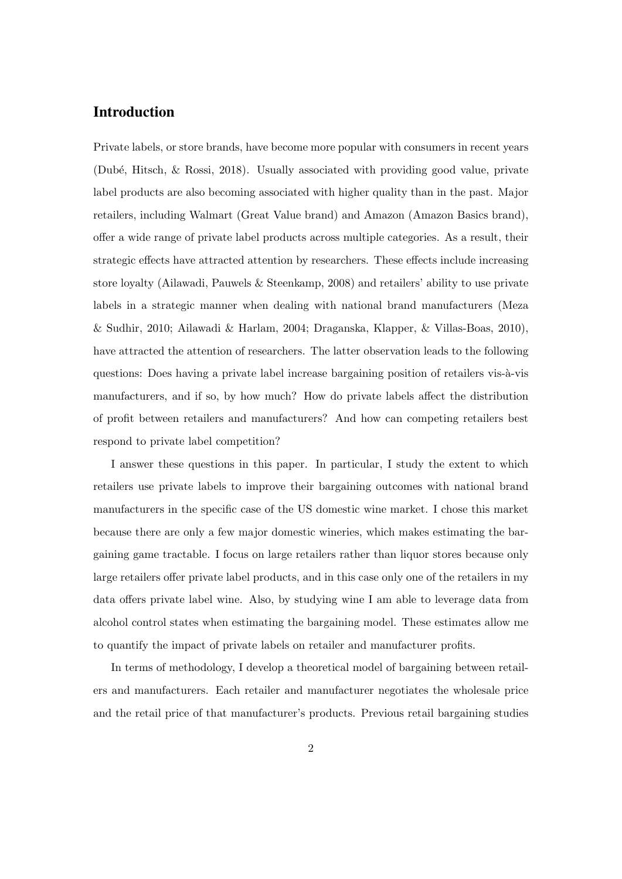## Introduction

Private labels, or store brands, have become more popular with consumers in recent years (Dubé, Hitsch, & Rossi, 2018). Usually associated with providing good value, private label products are also becoming associated with higher quality than in the past. Major retailers, including Walmart (Great Value brand) and Amazon (Amazon Basics brand), offer a wide range of private label products across multiple categories. As a result, their strategic effects have attracted attention by researchers. These effects include increasing store loyalty (Ailawadi, Pauwels & Steenkamp, 2008) and retailers' ability to use private labels in a strategic manner when dealing with national brand manufacturers (Meza & Sudhir, 2010; Ailawadi & Harlam, 2004; Draganska, Klapper, & Villas-Boas, 2010), have attracted the attention of researchers. The latter observation leads to the following questions: Does having a private label increase bargaining position of retailers vis-à-vis manufacturers, and if so, by how much? How do private labels affect the distribution of profit between retailers and manufacturers? And how can competing retailers best respond to private label competition?

I answer these questions in this paper. In particular, I study the extent to which retailers use private labels to improve their bargaining outcomes with national brand manufacturers in the specific case of the US domestic wine market. I chose this market because there are only a few major domestic wineries, which makes estimating the bargaining game tractable. I focus on large retailers rather than liquor stores because only large retailers offer private label products, and in this case only one of the retailers in my data offers private label wine. Also, by studying wine I am able to leverage data from alcohol control states when estimating the bargaining model. These estimates allow me to quantify the impact of private labels on retailer and manufacturer profits.

In terms of methodology, I develop a theoretical model of bargaining between retailers and manufacturers. Each retailer and manufacturer negotiates the wholesale price and the retail price of that manufacturer's products. Previous retail bargaining studies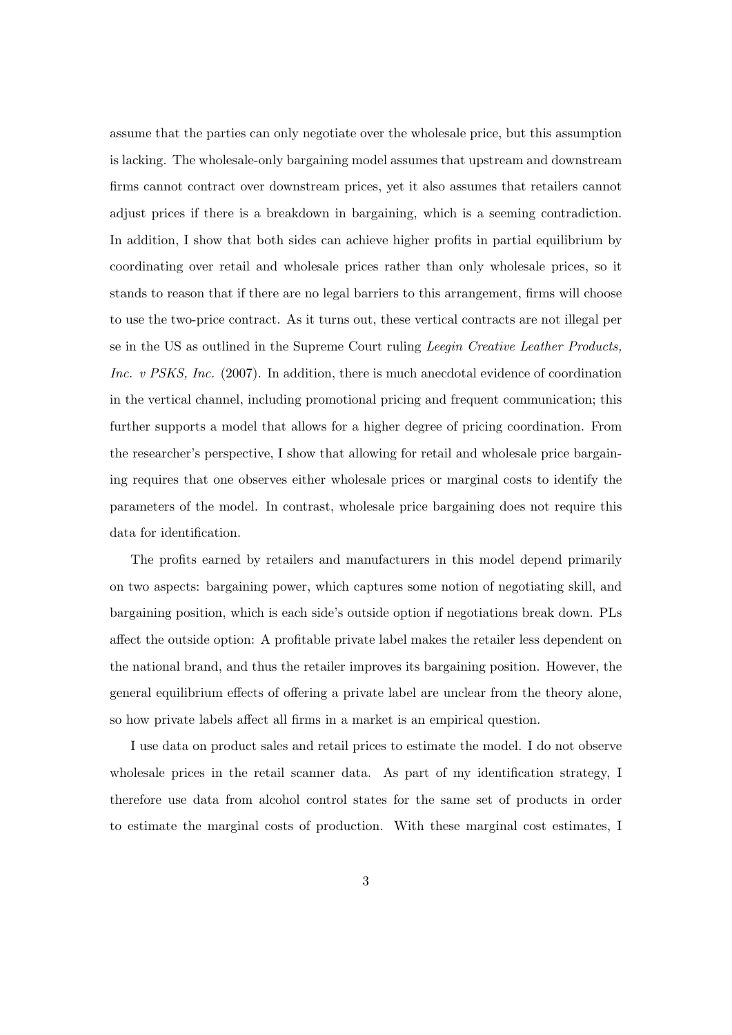assume that the parties can only negotiate over the wholesale price, but this assumption is lacking. The wholesale-only bargaining model assumes that upstream and downstream firms cannot contract over downstream prices, yet it also assumes that retailers cannot adjust prices if there is a breakdown in bargaining, which is a seeming contradiction. In addition, I show that both sides can achieve higher profits in partial equilibrium by coordinating over retail and wholesale prices rather than only wholesale prices, so it stands to reason that if there are no legal barriers to this arrangement, firms will choose to use the two-price contract. As it turns out, these vertical contracts are not illegal per se in the US as outlined in the Supreme Court ruling *Leegin Creative Leather Products, Inc. v PSKS, Inc.* (2007). In addition, there is much anecdotal evidence of coordination in the vertical channel, including promotional pricing and frequent communication; this further supports a model that allows for a higher degree of pricing coordination. From the researcher's perspective, I show that allowing for retail and wholesale price bargaining requires that one observes either wholesale prices or marginal costs to identify the parameters of the model. In contrast, wholesale price bargaining does not require this data for identification.

The profits earned by retailers and manufacturers in this model depend primarily on two aspects: bargaining power, which captures some notion of negotiating skill, and bargaining position, which is each side's outside option if negotiations break down. PLs affect the outside option: A profitable private label makes the retailer less dependent on the national brand, and thus the retailer improves its bargaining position. However, the general equilibrium effects of offering a private label are unclear from the theory alone, so how private labels affect all firms in a market is an empirical question.

I use data on product sales and retail prices to estimate the model. I do not observe wholesale prices in the retail scanner data. As part of my identification strategy, I therefore use data from alcohol control states for the same set of products in order to estimate the marginal costs of production. With these marginal cost estimates, I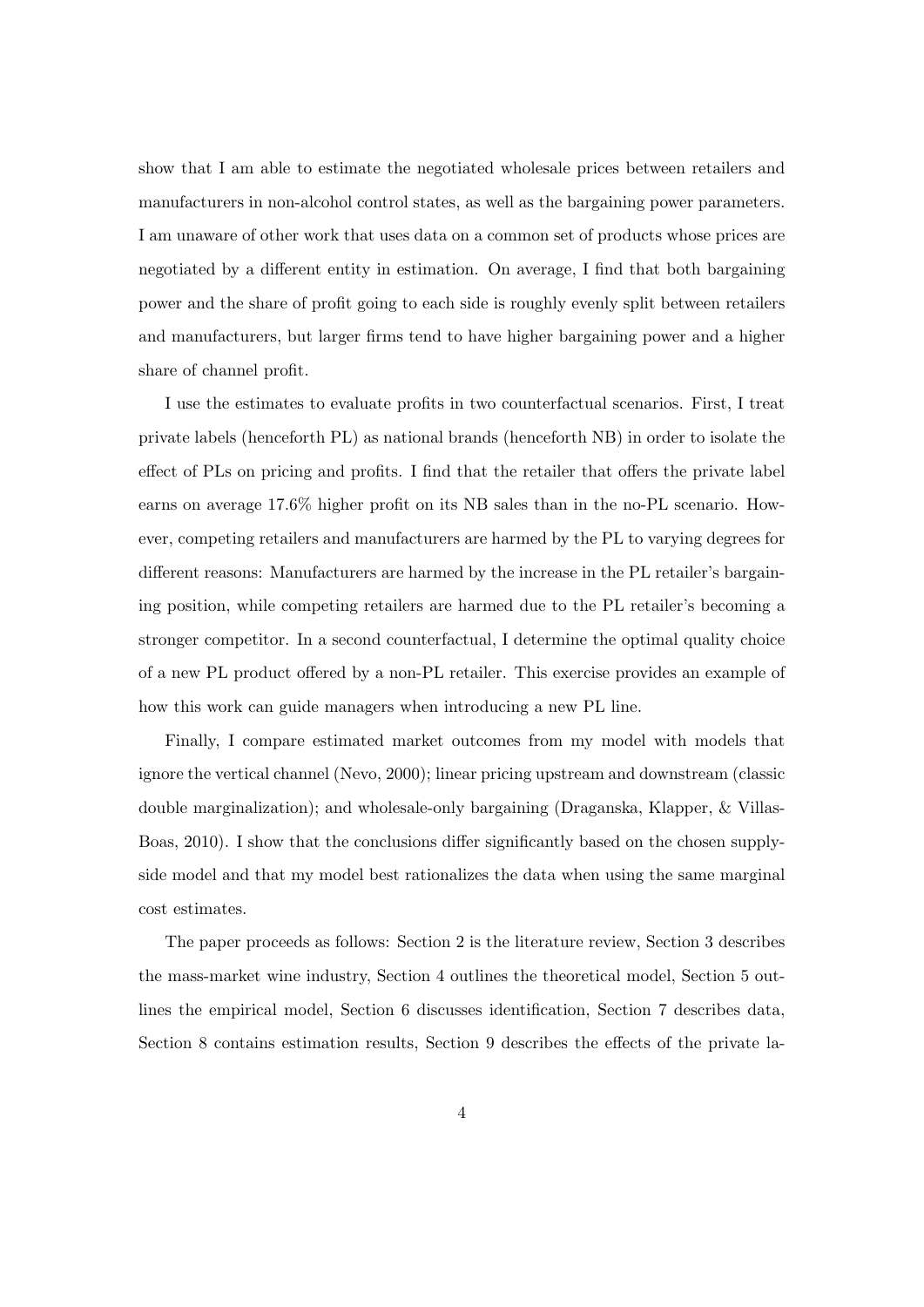show that I am able to estimate the negotiated wholesale prices between retailers and manufacturers in non-alcohol control states, as well as the bargaining power parameters. I am unaware of other work that uses data on a common set of products whose prices are negotiated by a different entity in estimation. On average, I find that both bargaining power and the share of profit going to each side is roughly evenly split between retailers and manufacturers, but larger firms tend to have higher bargaining power and a higher share of channel profit.

I use the estimates to evaluate profits in two counterfactual scenarios. First, I treat private labels (henceforth PL) as national brands (henceforth NB) in order to isolate the effect of PLs on pricing and profits. I find that the retailer that offers the private label earns on average 17.6% higher profit on its NB sales than in the no-PL scenario. However, competing retailers and manufacturers are harmed by the PL to varying degrees for different reasons: Manufacturers are harmed by the increase in the PL retailer's bargaining position, while competing retailers are harmed due to the PL retailer's becoming a stronger competitor. In a second counterfactual, I determine the optimal quality choice of a new PL product offered by a non-PL retailer. This exercise provides an example of how this work can guide managers when introducing a new PL line.

Finally, I compare estimated market outcomes from my model with models that ignore the vertical channel (Nevo, 2000); linear pricing upstream and downstream (classic double marginalization); and wholesale-only bargaining (Draganska, Klapper, & Villas-Boas, 2010). I show that the conclusions differ significantly based on the chosen supply-side model and that my model best rationalizes the data when using the same marginal cost estimates.

The paper proceeds as follows: Section 2 is the literature review, Section 3 describes the mass-market wine industry, Section 4 outlines the theoretical model, Section 5 outlines the empirical model, Section 6 discusses identification, Section 7 describes data, Section 8 contains estimation results, Section 9 describes the effects of the private la-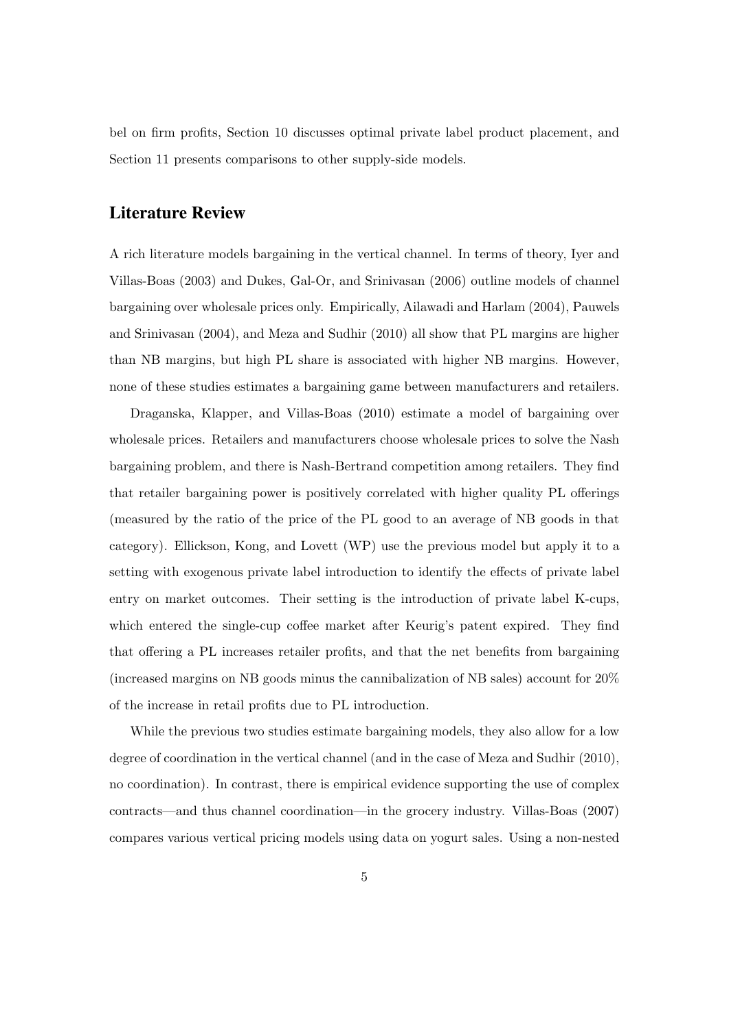bel on firm profits, Section 10 discusses optimal private label product placement, and Section 11 presents comparisons to other supply-side models.

## Literature Review

A rich literature models bargaining in the vertical channel. In terms of theory, Iyer and Villas-Boas (2003) and Dukes, Gal-Or, and Srinivasan (2006) outline models of channel bargaining over wholesale prices only. Empirically, Ailawadi and Harlam (2004), Pauwels and Srinivasan (2004), and Meza and Sudhir (2010) all show that PL margins are higher than NB margins, but high PL share is associated with higher NB margins. However, none of these studies estimates a bargaining game between manufacturers and retailers.

Draganska, Klapper, and Villas-Boas (2010) estimate a model of bargaining over wholesale prices. Retailers and manufacturers choose wholesale prices to solve the Nash bargaining problem, and there is Nash-Bertrand competition among retailers. They find that retailer bargaining power is positively correlated with higher quality PL offerings (measured by the ratio of the price of the PL good to an average of NB goods in that category). Ellickson, Kong, and Lovett (WP) use the previous model but apply it to a setting with exogenous private label introduction to identify the effects of private label entry on market outcomes. Their setting is the introduction of private label K-cups, which entered the single-cup coffee market after Keurig's patent expired. They find that offering a PL increases retailer profits, and that the net benefits from bargaining (increased margins on NB goods minus the cannibalization of NB sales) account for 20% of the increase in retail profits due to PL introduction.

While the previous two studies estimate bargaining models, they also allow for a low degree of coordination in the vertical channel (and in the case of Meza and Sudhir (2010), no coordination). In contrast, there is empirical evidence supporting the use of complex contracts—and thus channel coordination—in the grocery industry. Villas-Boas (2007) compares various vertical pricing models using data on yogurt sales. Using a non-nested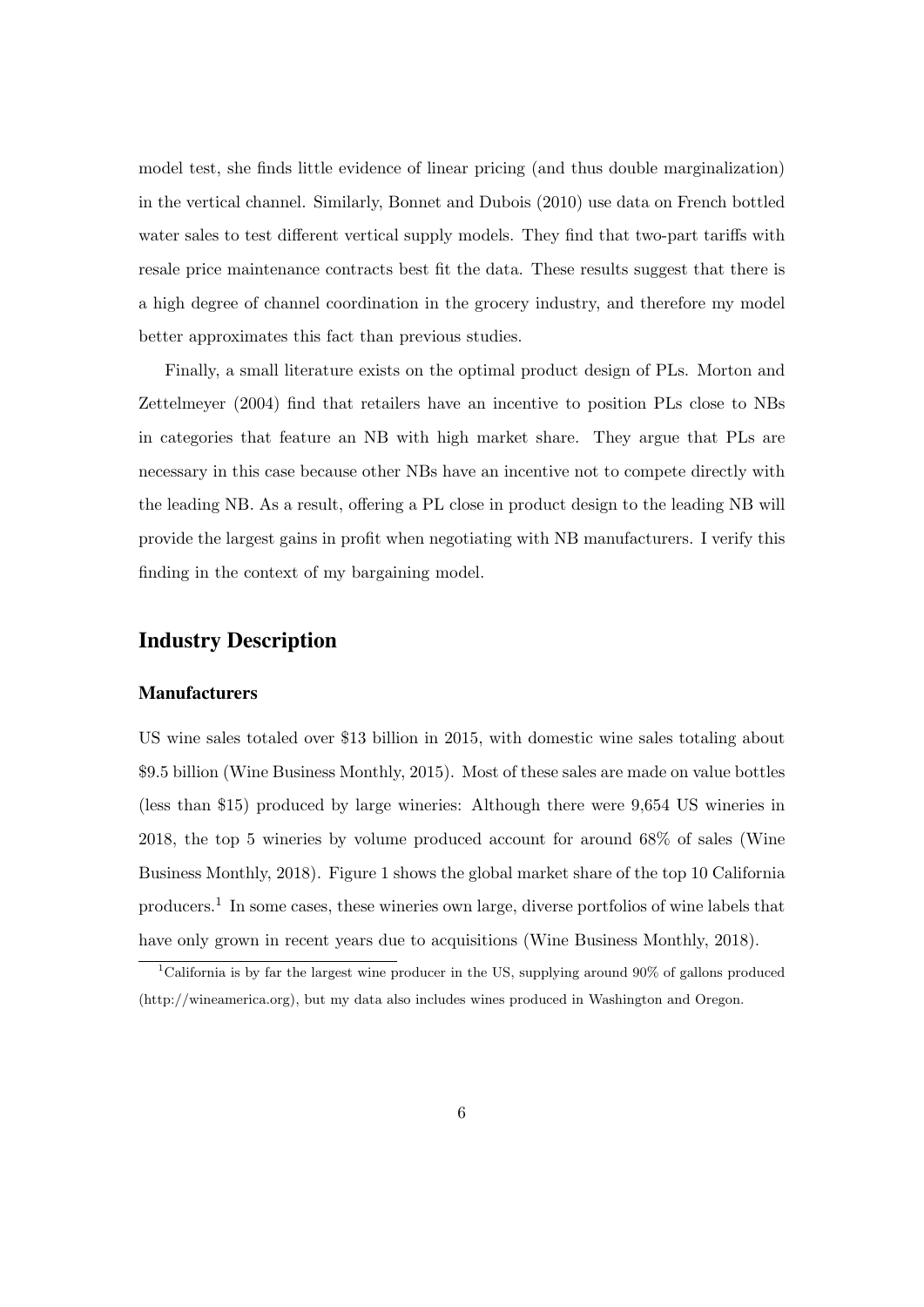model test, she finds little evidence of linear pricing (and thus double marginalization) in the vertical channel. Similarly, Bonnet and Dubois (2010) use data on French bottled water sales to test different vertical supply models. They find that two-part tariffs with resale price maintenance contracts best fit the data. These results suggest that there is a high degree of channel coordination in the grocery industry, and therefore my model better approximates this fact than previous studies.

Finally, a small literature exists on the optimal product design of PLs. Morton and Zettelmeyer (2004) find that retailers have an incentive to position PLs close to NBs in categories that feature an NB with high market share. They argue that PLs are necessary in this case because other NBs have an incentive not to compete directly with the leading NB. As a result, offering a PL close in product design to the leading NB will provide the largest gains in profit when negotiating with NB manufacturers. I verify this finding in the context of my bargaining model.

## Industry Description

### Manufacturers

US wine sales totaled over $13 billion in 2015, with domestic wine sales totaling about $9.5 billion (Wine Business Monthly, 2015). Most of these sales are made on value bottles (less than $15) produced by large wineries: Although there were 9,654 US wineries in 2018, the top 5 wineries by volume produced account for around 68% of sales (Wine Business Monthly, 2018). Figure 1 shows the global market share of the top 10 California producers.[1] In some cases, these wineries own large, diverse portfolios of wine labels that have only grown in recent years due to acquisitions (Wine Business Monthly, 2018).

[1] California is by far the largest wine producer in the US, supplying around 90% of gallons produced (http://wineamerica.org), but my data also includes wines produced in Washington and Oregon.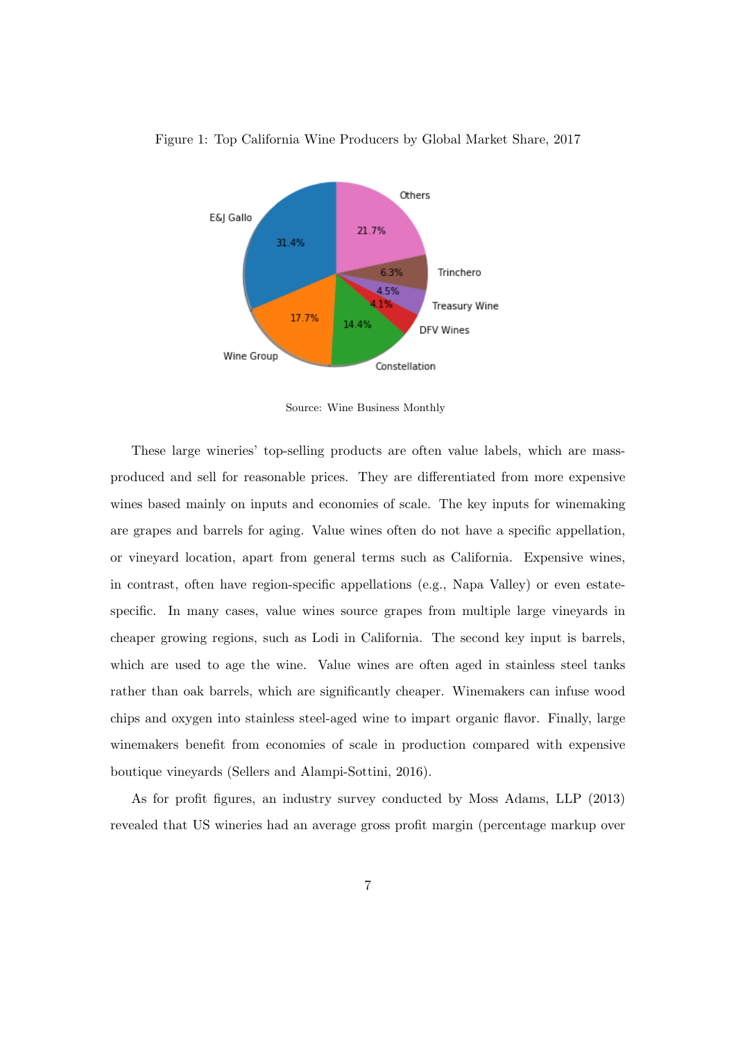Figure 1: Top California Wine Producers by Global Market Share, 2017

Source: Wine Business Monthly

These large wineries' top-selling products are often value labels, which are mass-produced and sell for reasonable prices. They are differentiated from more expensive wines based mainly on inputs and economies of scale. The key inputs for winemaking are grapes and barrels for aging. Value wines often do not have a specific appellation, or vineyard location, apart from general terms such as California. Expensive wines, in contrast, often have region-specific appellations (e.g., Napa Valley) or even estate-specific. In many cases, value wines source grapes from multiple large vineyards in cheaper growing regions, such as Lodi in California. The second key input is barrels, which are used to age the wine. Value wines are often aged in stainless steel tanks rather than oak barrels, which are significantly cheaper. Winemakers can infuse wood chips and oxygen into stainless steel-aged wine to impart organic flavor. Finally, large winemakers benefit from economies of scale in production compared with expensive boutique vineyards (Sellers and Alampi-Sottini, 2016).

As for profit figures, an industry survey conducted by Moss Adams, LLP (2013) revealed that US wineries had an average gross profit margin (percentage markup over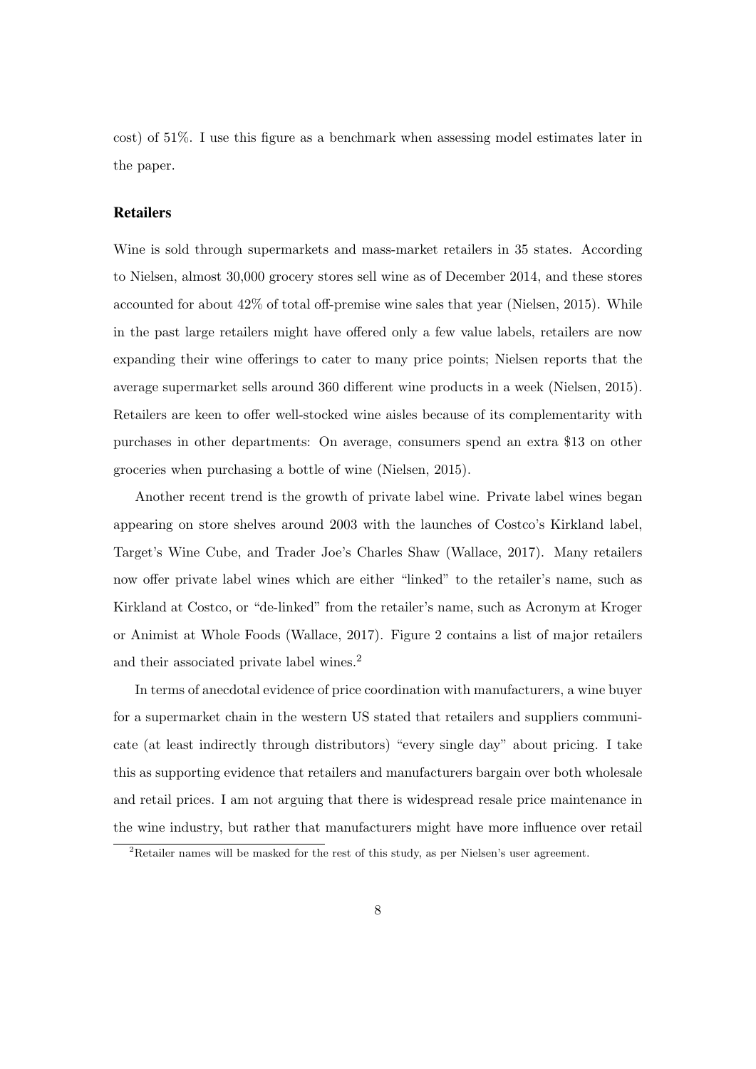cost) of 51%. I use this figure as a benchmark when assessing model estimates later in the paper.

### Retailers

Wine is sold through supermarkets and mass-market retailers in 35 states. According to Nielsen, almost 30,000 grocery stores sell wine as of December 2014, and these stores accounted for about 42% of total off-premise wine sales that year (Nielsen, 2015). While in the past large retailers might have offered only a few value labels, retailers are now expanding their wine offerings to cater to many price points; Nielsen reports that the average supermarket sells around 360 different wine products in a week (Nielsen, 2015). Retailers are keen to offer well-stocked wine aisles because of its complementarity with purchases in other departments: On average, consumers spend an extra $13 on other groceries when purchasing a bottle of wine (Nielsen, 2015).

Another recent trend is the growth of private label wine. Private label wines began appearing on store shelves around 2003 with the launches of Costco's Kirkland label, Target's Wine Cube, and Trader Joe's Charles Shaw (Wallace, 2017). Many retailers now offer private label wines which are either "linked" to the retailer's name, such as Kirkland at Costco, or "de-linked" from the retailer's name, such as Acronym at Kroger or Animist at Whole Foods (Wallace, 2017). Figure 2 contains a list of major retailers and their associated private label wines.[2]

In terms of anecdotal evidence of price coordination with manufacturers, a wine buyer for a supermarket chain in the western US stated that retailers and suppliers communicate (at least indirectly through distributors) "every single day" about pricing. I take this as supporting evidence that retailers and manufacturers bargain over both wholesale and retail prices. I am not arguing that there is widespread resale price maintenance in the wine industry, but rather that manufacturers might have more influence over retail

[2] Retailer names will be masked for the rest of this study, as per Nielsen's user agreement.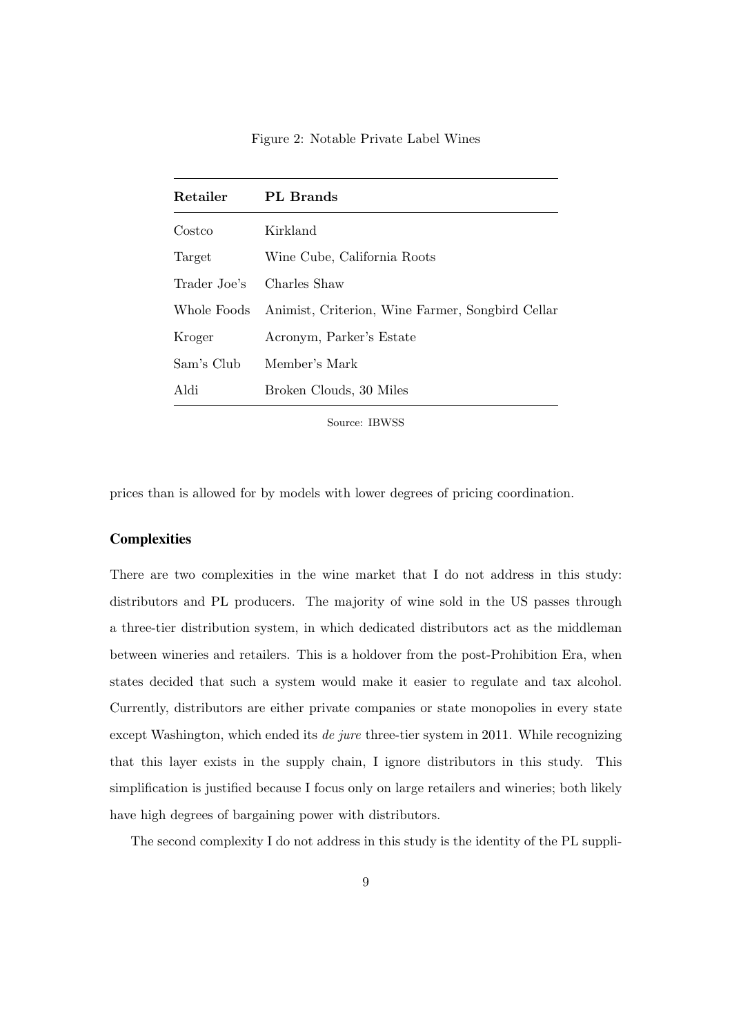Figure 2: Notable Private Label Wines

| Retailer | PL Brands |
|---|---|
| Costco | Kirkland |
| Target | Wine Cube, California Roots |
| Trader Joe's | Charles Shaw |
| Whole Foods | Animist, Criterion, Wine Farmer, Songbird Cellar |
| Kroger | Acronym, Parker's Estate |
| Sam's Club | Member's Mark |
| Aldi | Broken Clouds, 30 Miles |

Source: IBWSS

prices than is allowed for by models with lower degrees of pricing coordination.

### Complexities

There are two complexities in the wine market that I do not address in this study: distributors and PL producers. The majority of wine sold in the US passes through a three-tier distribution system, in which dedicated distributors act as the middleman between wineries and retailers. This is a holdover from the post-Prohibition Era, when states decided that such a system would make it easier to regulate and tax alcohol. Currently, distributors are either private companies or state monopolies in every state except Washington, which ended its *de jure* three-tier system in 2011. While recognizing that this layer exists in the supply chain, I ignore distributors in this study. This simplification is justified because I focus only on large retailers and wineries; both likely have high degrees of bargaining power with distributors.

The second complexity I do not address in this study is the identity of the PL suppli-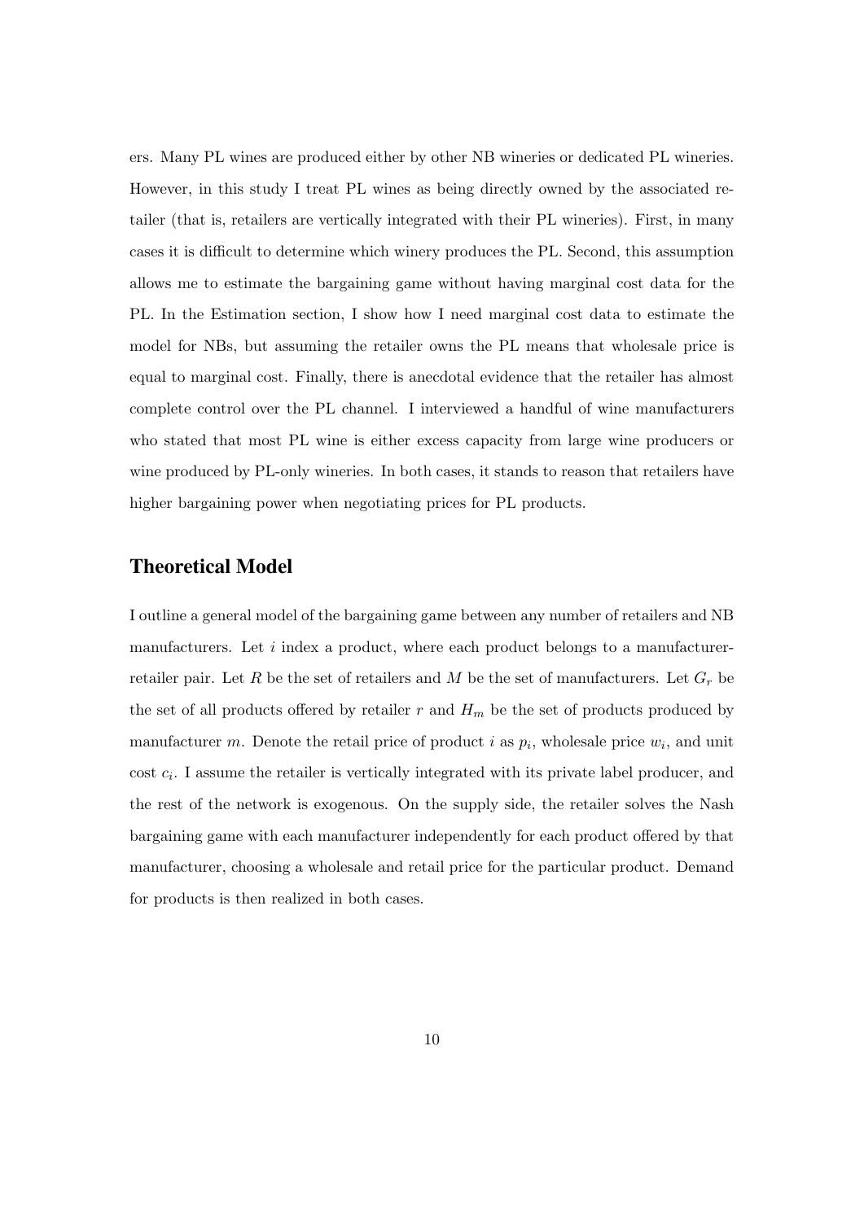ers. Many PL wines are produced either by other NB wineries or dedicated PL wineries. However, in this study I treat PL wines as being directly owned by the associated retailer (that is, retailers are vertically integrated with their PL wineries). First, in many cases it is difficult to determine which winery produces the PL. Second, this assumption allows me to estimate the bargaining game without having marginal cost data for the PL. In the Estimation section, I show how I need marginal cost data to estimate the model for NBs, but assuming the retailer owns the PL means that wholesale price is equal to marginal cost. Finally, there is anecdotal evidence that the retailer has almost complete control over the PL channel. I interviewed a handful of wine manufacturers who stated that most PL wine is either excess capacity from large wine producers or wine produced by PL-only wineries. In both cases, it stands to reason that retailers have higher bargaining power when negotiating prices for PL products.

## Theoretical Model

I outline a general model of the bargaining game between any number of retailers and NB manufacturers. Let $i$ index a product, where each product belongs to a manufacturer-retailer pair. Let $R$ be the set of retailers and $M$ be the set of manufacturers. Let $G_r$ be the set of all products offered by retailer $r$ and $H_m$ be the set of products produced by manufacturer $m$. Denote the retail price of product $i$ as $p_i$, wholesale price $w_i$, and unit cost $c_i$. I assume the retailer is vertically integrated with its private label producer, and the rest of the network is exogenous. On the supply side, the retailer solves the Nash bargaining game with each manufacturer independently for each product offered by that manufacturer, choosing a wholesale and retail price for the particular product. Demand for products is then realized in both cases.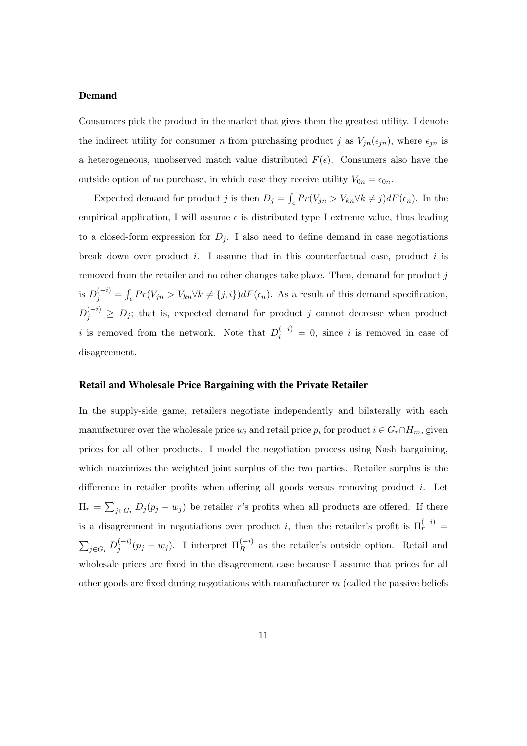### Demand

Consumers pick the product in the market that gives them the greatest utility. I denote the indirect utility for consumer $n$ from purchasing product $j$ as $V_{jn}(\epsilon_{jn})$, where $\epsilon_{jn}$ is a heterogeneous, unobserved match value distributed $F(\epsilon)$. Consumers also have the outside option of no purchase, in which case they receive utility $V_{0n} = \epsilon_{0n}$.

Expected demand for product $j$ is then $D_j = \int_\epsilon Pr(V_{jn} > V_{kn} \forall k \neq j) dF(\epsilon_n)$. In the empirical application, I will assume $\epsilon$ is distributed type I extreme value, thus leading to a closed-form expression for $D_j$. I also need to define demand in case negotiations break down over product $i$. I assume that in this counterfactual case, product $i$ is removed from the retailer and no other changes take place. Then, demand for product $j$ is $D_j^{(-i)} = \int_\epsilon Pr(V_{jn} > V_{kn} \forall k \neq \{j, i\}) dF(\epsilon_n)$. As a result of this demand specification, $D_j^{(-i)} \geq D_j$; that is, expected demand for product $j$ cannot decrease when product $i$ is removed from the network. Note that $D_i^{(-i)} = 0$, since $i$ is removed in case of disagreement.

### Retail and Wholesale Price Bargaining with the Private Retailer

In the supply-side game, retailers negotiate independently and bilaterally with each manufacturer over the wholesale price $w_i$ and retail price $p_i$ for product $i \in G_r \cap H_m$, given prices for all other products. I model the negotiation process using Nash bargaining, which maximizes the weighted joint surplus of the two parties. Retailer surplus is the difference in retailer profits when offering all goods versus removing product $i$. Let $\Pi_r = \sum_{j \in G_r} D_j(p_j - w_j)$ be retailer $r$'s profits when all products are offered. If there is a disagreement in negotiations over product $i$, then the retailer's profit is $\Pi_r^{(-i)} = \sum_{j \in G_r} D_j^{(-i)}(p_j - w_j)$. I interpret $\Pi_R^{(-i)}$ as the retailer's outside option. Retail and wholesale prices are fixed in the disagreement case because I assume that prices for all other goods are fixed during negotiations with manufacturer $m$ (called the passive beliefs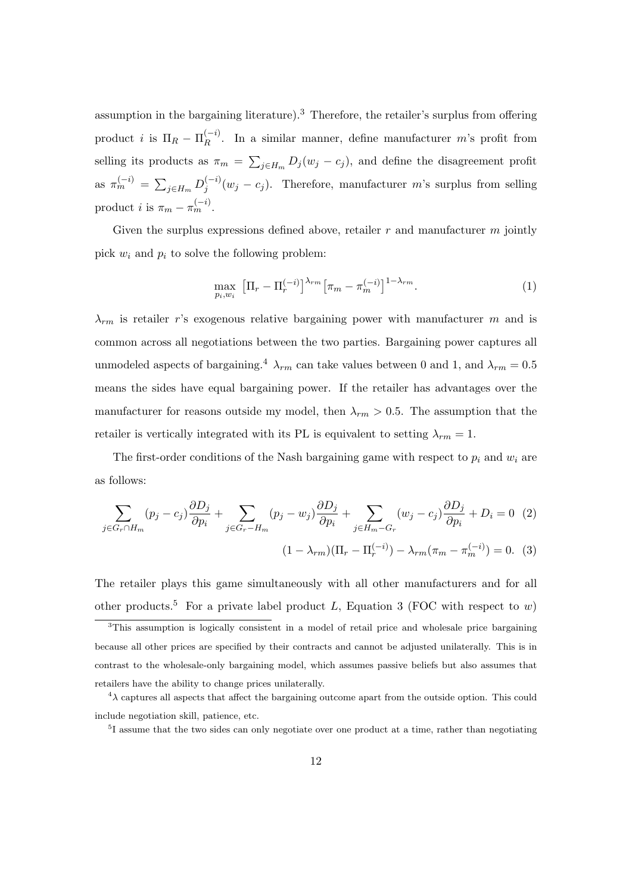assumption in the bargaining literature).[3] Therefore, the retailer's surplus from offering product $i$ is $\Pi_R - \Pi_R^{(-i)}$. In a similar manner, define manufacturer $m$'s profit from selling its products as $\pi_m = \sum_{j \in H_m} D_j(w_j - c_j)$, and define the disagreement profit as $\pi_m^{(-i)} = \sum_{j \in H_m} D_j^{(-i)}(w_j - c_j)$. Therefore, manufacturer $m$'s surplus from selling product $i$ is $\pi_m - \pi_m^{(-i)}$.

Given the surplus expressions defined above, retailer $r$ and manufacturer $m$ jointly pick $w_i$ and $p_i$ to solve the following problem:

$$\max_{p_i, w_i} \left[\Pi_r - \Pi_r^{(-i)}\right]^{\lambda_{rm}} \left[\pi_m - \pi_m^{(-i)}\right]^{1-\lambda_{rm}}. \tag{1}$$

$\lambda_{rm}$ is retailer $r$'s exogenous relative bargaining power with manufacturer $m$ and is common across all negotiations between the two parties. Bargaining power captures all unmodeled aspects of bargaining.[4] $\lambda_{rm}$ can take values between 0 and 1, and $\lambda_{rm} = 0.5$ means the sides have equal bargaining power. If the retailer has advantages over the manufacturer for reasons outside my model, then $\lambda_{rm} > 0.5$. The assumption that the retailer is vertically integrated with its PL is equivalent to setting $\lambda_{rm} = 1$.

The first-order conditions of the Nash bargaining game with respect to $p_i$ and $w_i$ are as follows:

$$\sum_{j \in G_r \cap H_m} (p_j - c_j) \frac{\partial D_j}{\partial p_i} + \sum_{j \in G_r - H_m} (p_j - w_j) \frac{\partial D_j}{\partial p_i} + \sum_{j \in H_m - G_r} (w_j - c_j) \frac{\partial D_j}{\partial p_i} + D_i = 0 \tag{2}$$

$$(1 - \lambda_{rm})(\Pi_r - \Pi_r^{(-i)}) - \lambda_{rm}(\pi_m - \pi_m^{(-i)}) = 0. \tag{3}$$

The retailer plays this game simultaneously with all other manufacturers and for all other products.[5] For a private label product $L$, Equation 3 (FOC with respect to $w$)

---

[3] This assumption is logically consistent in a model of retail price and wholesale price bargaining because all other prices are specified by their contracts and cannot be adjusted unilaterally. This is in contrast to the wholesale-only bargaining model, which assumes passive beliefs but also assumes that retailers have the ability to change prices unilaterally.

[4] $\lambda$ captures all aspects that affect the bargaining outcome apart from the outside option. This could include negotiation skill, patience, etc.

[5] I assume that the two sides can only negotiate over one product at a time, rather than negotiating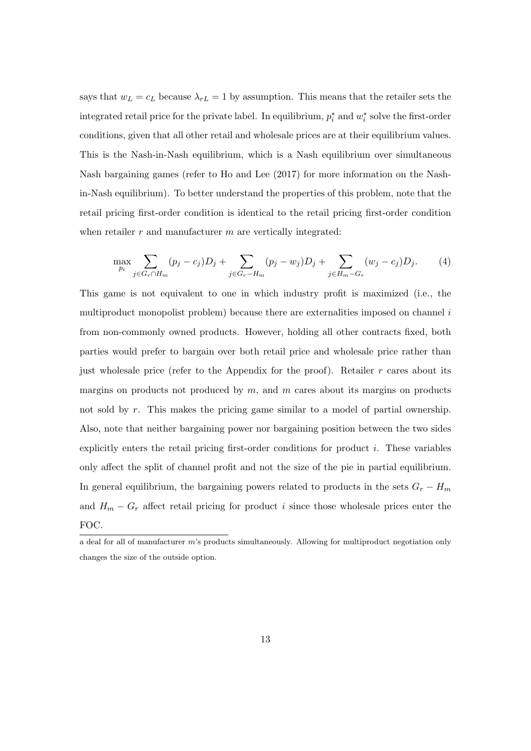says that $w_L = c_L$ because $\lambda_{rL} = 1$ by assumption. This means that the retailer sets the integrated retail price for the private label. In equilibrium, $p_i^*$ and $w_i^*$ solve the first-order conditions, given that all other retail and wholesale prices are at their equilibrium values. This is the Nash-in-Nash equilibrium, which is a Nash equilibrium over simultaneous Nash bargaining games (refer to Ho and Lee (2017) for more information on the Nash-in-Nash equilibrium). To better understand the properties of this problem, note that the retail pricing first-order condition is identical to the retail pricing first-order condition when retailer $r$ and manufacturer $m$ are vertically integrated:

$$\max_{p_i} \sum_{j \in G_r \cap H_m} (p_j - c_j) D_j + \sum_{j \in G_r - H_m} (p_j - w_j) D_j + \sum_{j \in H_m - G_r} (w_j - c_j) D_j. \tag{4}$$

This game is not equivalent to one in which industry profit is maximized (i.e., the multiproduct monopolist problem) because there are externalities imposed on channel $i$ from non-commonly owned products. However, holding all other contracts fixed, both parties would prefer to bargain over both retail price and wholesale price rather than just wholesale price (refer to the Appendix for the proof). Retailer $r$ cares about its margins on products not produced by $m$, and $m$ cares about its margins on products not sold by $r$. This makes the pricing game similar to a model of partial ownership. Also, note that neither bargaining power nor bargaining position between the two sides explicitly enters the retail pricing first-order conditions for product $i$. These variables only affect the split of channel profit and not the size of the pie in partial equilibrium. In general equilibrium, the bargaining powers related to products in the sets $G_r - H_m$ and $H_m - G_r$ affect retail pricing for product $i$ since those wholesale prices enter the FOC.

a deal for all of manufacturer $m$'s products simultaneously. Allowing for multiproduct negotiation only changes the size of the outside option.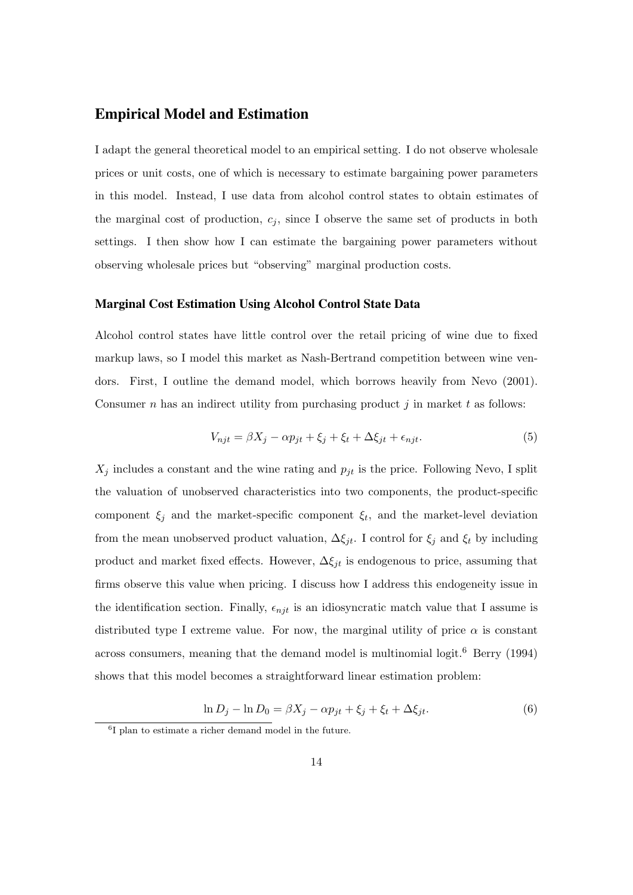## Empirical Model and Estimation

I adapt the general theoretical model to an empirical setting. I do not observe wholesale prices or unit costs, one of which is necessary to estimate bargaining power parameters in this model. Instead, I use data from alcohol control states to obtain estimates of the marginal cost of production, $c_j$, since I observe the same set of products in both settings. I then show how I can estimate the bargaining power parameters without observing wholesale prices but "observing" marginal production costs.

### Marginal Cost Estimation Using Alcohol Control State Data

Alcohol control states have little control over the retail pricing of wine due to fixed markup laws, so I model this market as Nash-Bertrand competition between wine vendors. First, I outline the demand model, which borrows heavily from Nevo (2001). Consumer $n$ has an indirect utility from purchasing product $j$ in market $t$ as follows:

$$V_{njt} = \beta X_j - \alpha p_{jt} + \xi_j + \xi_t + \Delta\xi_{jt} + \epsilon_{njt}. \tag{5}$$

$X_j$ includes a constant and the wine rating and $p_{jt}$ is the price. Following Nevo, I split the valuation of unobserved characteristics into two components, the product-specific component $\xi_j$ and the market-specific component $\xi_t$, and the market-level deviation from the mean unobserved product valuation, $\Delta\xi_{jt}$. I control for $\xi_j$ and $\xi_t$ by including product and market fixed effects. However, $\Delta\xi_{jt}$ is endogenous to price, assuming that firms observe this value when pricing. I discuss how I address this endogeneity issue in the identification section. Finally, $\epsilon_{njt}$ is an idiosyncratic match value that I assume is distributed type I extreme value. For now, the marginal utility of price $\alpha$ is constant across consumers, meaning that the demand model is multinomial logit.[6] Berry (1994) shows that this model becomes a straightforward linear estimation problem:

$$\ln D_j - \ln D_0 = \beta X_j - \alpha p_{jt} + \xi_j + \xi_t + \Delta\xi_{jt}. \tag{6}$$

[6] I plan to estimate a richer demand model in the future.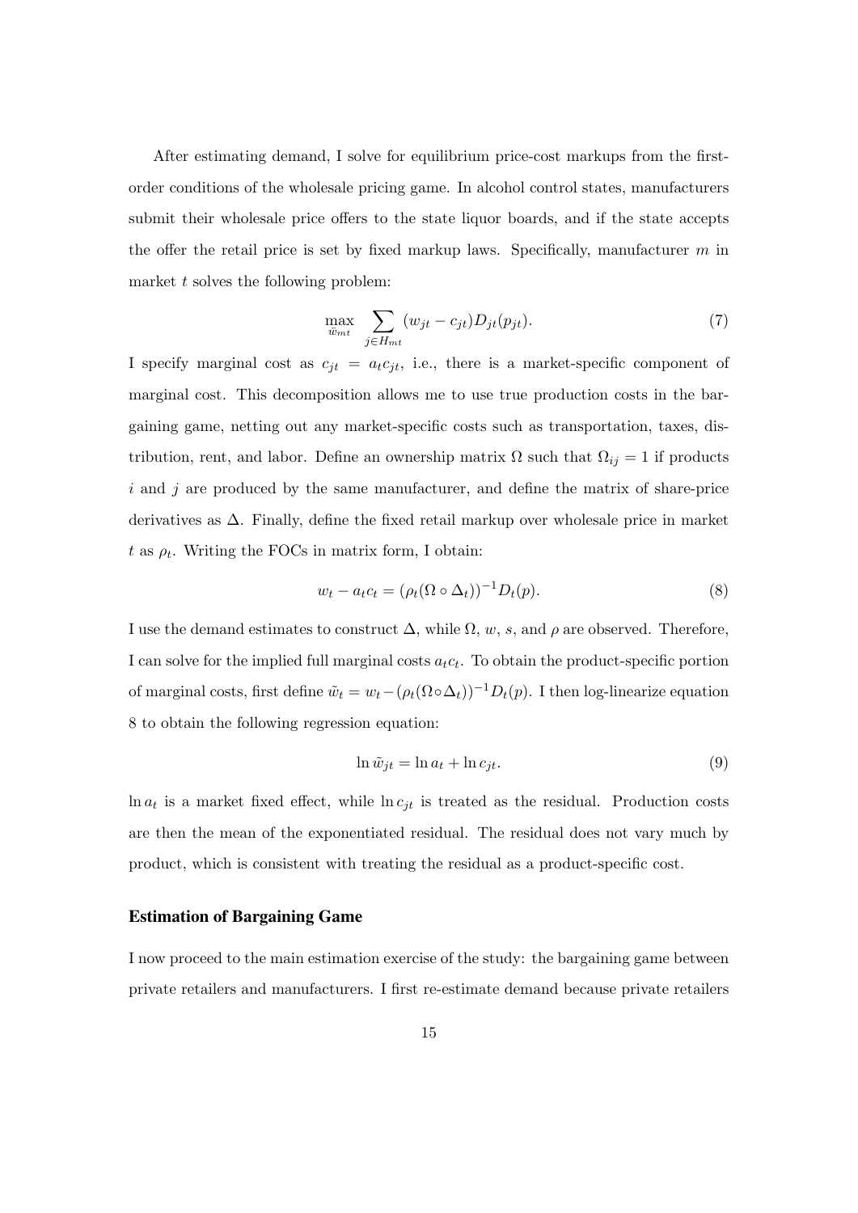After estimating demand, I solve for equilibrium price-cost markups from the first-order conditions of the wholesale pricing game. In alcohol control states, manufacturers submit their wholesale price offers to the state liquor boards, and if the state accepts the offer the retail price is set by fixed markup laws. Specifically, manufacturer $m$ in market $t$ solves the following problem:

$$\max_{\tilde{w}_{mt}} \sum_{j \in H_{mt}} (w_{jt} - c_{jt}) D_{jt}(p_{jt}). \tag{7}$$

I specify marginal cost as $c_{jt} = a_t c_{jt}$, i.e., there is a market-specific component of marginal cost. This decomposition allows me to use true production costs in the bargaining game, netting out any market-specific costs such as transportation, taxes, distribution, rent, and labor. Define an ownership matrix $\Omega$ such that $\Omega_{ij} = 1$ if products $i$ and $j$ are produced by the same manufacturer, and define the matrix of share-price derivatives as $\Delta$. Finally, define the fixed retail markup over wholesale price in market $t$ as $\rho_t$. Writing the FOCs in matrix form, I obtain:

$$w_t - a_t c_t = (\rho_t(\Omega \circ \Delta_t))^{-1} D_t(p). \tag{8}$$

I use the demand estimates to construct $\Delta$, while $\Omega$, $w$, $s$, and $\rho$ are observed. Therefore, I can solve for the implied full marginal costs $a_t c_t$. To obtain the product-specific portion of marginal costs, first define $\tilde{w}_t = w_t - (\rho_t(\Omega \circ \Delta_t))^{-1} D_t(p)$. I then log-linearize equation 8 to obtain the following regression equation:

$$\ln \tilde{w}_{jt} = \ln a_t + \ln c_{jt}. \tag{9}$$

$\ln a_t$ is a market fixed effect, while $\ln c_{jt}$ is treated as the residual. Production costs are then the mean of the exponentiated residual. The residual does not vary much by product, which is consistent with treating the residual as a product-specific cost.

### Estimation of Bargaining Game

I now proceed to the main estimation exercise of the study: the bargaining game between private retailers and manufacturers. I first re-estimate demand because private retailers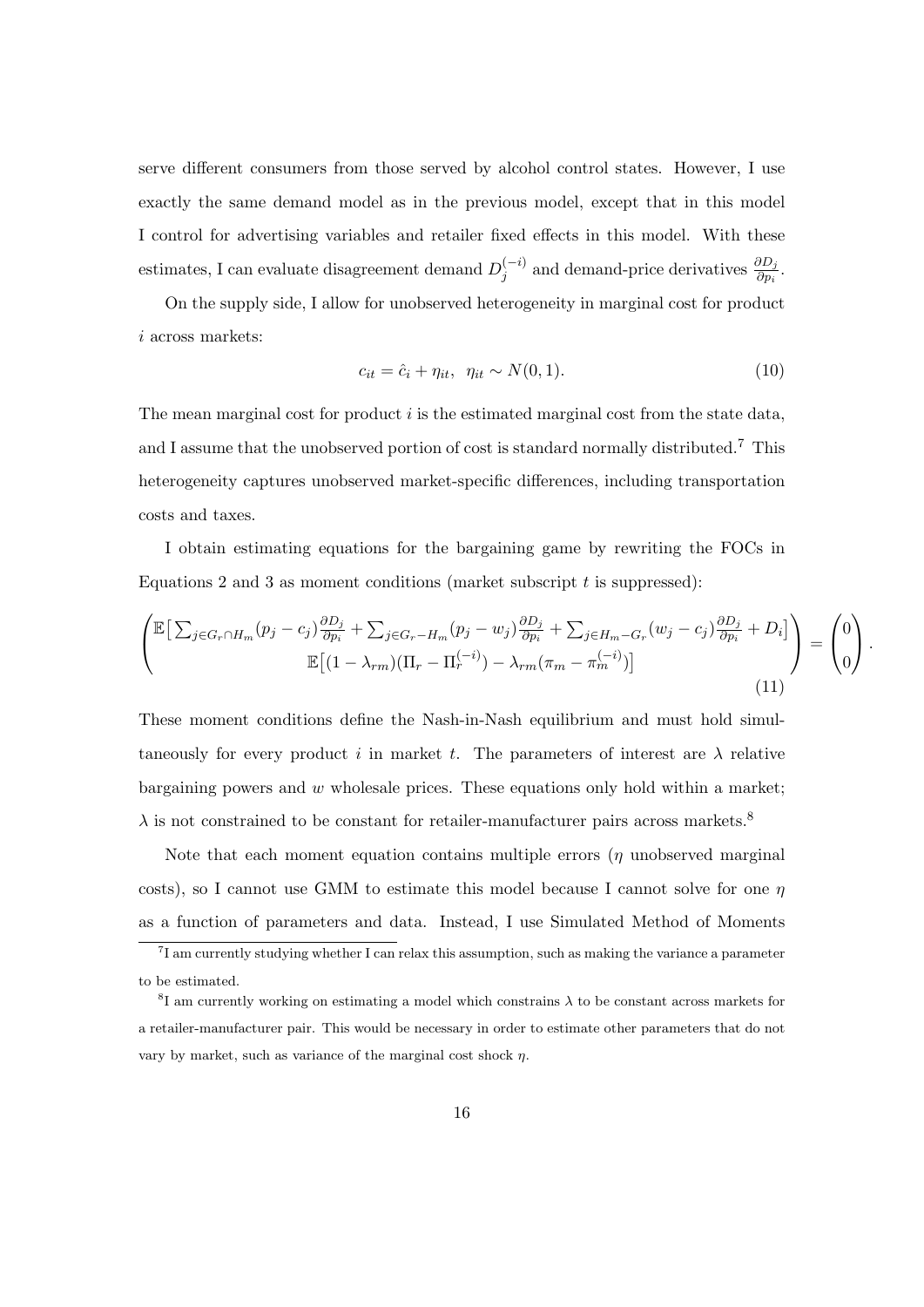serve different consumers from those served by alcohol control states. However, I use exactly the same demand model as in the previous model, except that in this model I control for advertising variables and retailer fixed effects in this model. With these estimates, I can evaluate disagreement demand $D_j^{(-i)}$ and demand-price derivatives $\frac{\partial D_j}{\partial p_i}$.

On the supply side, I allow for unobserved heterogeneity in marginal cost for product $i$ across markets:

$$c_{it} = \hat{c}_i + \eta_{it}, \;\; \eta_{it} \sim N(0,1). \tag{10}$$

The mean marginal cost for product $i$ is the estimated marginal cost from the state data, and I assume that the unobserved portion of cost is standard normally distributed.[7] This heterogeneity captures unobserved market-specific differences, including transportation costs and taxes.

I obtain estimating equations for the bargaining game by rewriting the FOCs in Equations 2 and 3 as moment conditions (market subscript $t$ is suppressed):

$$\begin{pmatrix} \mathbb{E}\big[\sum_{j \in G_r \cap H_m}(p_j - c_j)\frac{\partial D_j}{\partial p_i} + \sum_{j \in G_r - H_m}(p_j - w_j)\frac{\partial D_j}{\partial p_i} + \sum_{j \in H_m - G_r}(w_j - c_j)\frac{\partial D_j}{\partial p_i} + D_i\big] \\ \mathbb{E}\big[(1-\lambda_{rm})(\Pi_r - \Pi_r^{(-i)}) - \lambda_{rm}(\pi_m - \pi_m^{(-i)})\big] \end{pmatrix} = \begin{pmatrix} 0 \\ 0 \end{pmatrix}. \tag{11}$$

These moment conditions define the Nash-in-Nash equilibrium and must hold simultaneously for every product $i$ in market $t$. The parameters of interest are $\lambda$ relative bargaining powers and $w$ wholesale prices. These equations only hold within a market; $\lambda$ is not constrained to be constant for retailer-manufacturer pairs across markets.[8]

Note that each moment equation contains multiple errors ($\eta$ unobserved marginal costs), so I cannot use GMM to estimate this model because I cannot solve for one $\eta$ as a function of parameters and data. Instead, I use Simulated Method of Moments

[7] I am currently studying whether I can relax this assumption, such as making the variance a parameter to be estimated.

[8] I am currently working on estimating a model which constrains $\lambda$ to be constant across markets for a retailer-manufacturer pair. This would be necessary in order to estimate other parameters that do not vary by market, such as variance of the marginal cost shock $\eta$.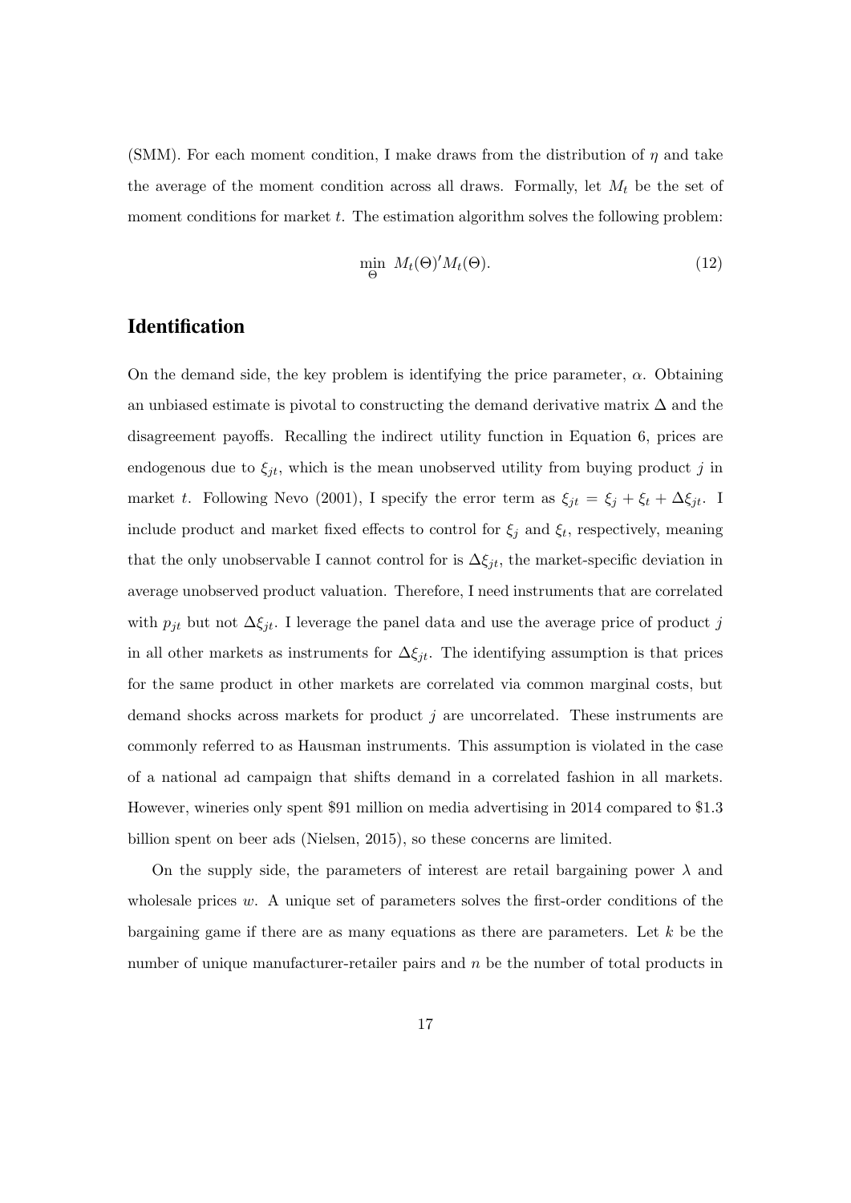(SMM). For each moment condition, I make draws from the distribution of $\eta$ and take the average of the moment condition across all draws. Formally, let $M_t$ be the set of moment conditions for market $t$. The estimation algorithm solves the following problem:

$$\min_{\Theta} \; M_t(\Theta)' M_t(\Theta). \tag{12}$$

## Identification

On the demand side, the key problem is identifying the price parameter, $\alpha$. Obtaining an unbiased estimate is pivotal to constructing the demand derivative matrix $\Delta$ and the disagreement payoffs. Recalling the indirect utility function in Equation 6, prices are endogenous due to $\xi_{jt}$, which is the mean unobserved utility from buying product $j$ in market $t$. Following Nevo (2001), I specify the error term as $\xi_{jt} = \xi_j + \xi_t + \Delta\xi_{jt}$. I include product and market fixed effects to control for $\xi_j$ and $\xi_t$, respectively, meaning that the only unobservable I cannot control for is $\Delta\xi_{jt}$, the market-specific deviation in average unobserved product valuation. Therefore, I need instruments that are correlated with $p_{jt}$ but not $\Delta\xi_{jt}$. I leverage the panel data and use the average price of product $j$ in all other markets as instruments for $\Delta\xi_{jt}$. The identifying assumption is that prices for the same product in other markets are correlated via common marginal costs, but demand shocks across markets for product $j$ are uncorrelated. These instruments are commonly referred to as Hausman instruments. This assumption is violated in the case of a national ad campaign that shifts demand in a correlated fashion in all markets. However, wineries only spent \$91 million on media advertising in 2014 compared to \$1.3 billion spent on beer ads (Nielsen, 2015), so these concerns are limited.

On the supply side, the parameters of interest are retail bargaining power $\lambda$ and wholesale prices $w$. A unique set of parameters solves the first-order conditions of the bargaining game if there are as many equations as there are parameters. Let $k$ be the number of unique manufacturer-retailer pairs and $n$ be the number of total products in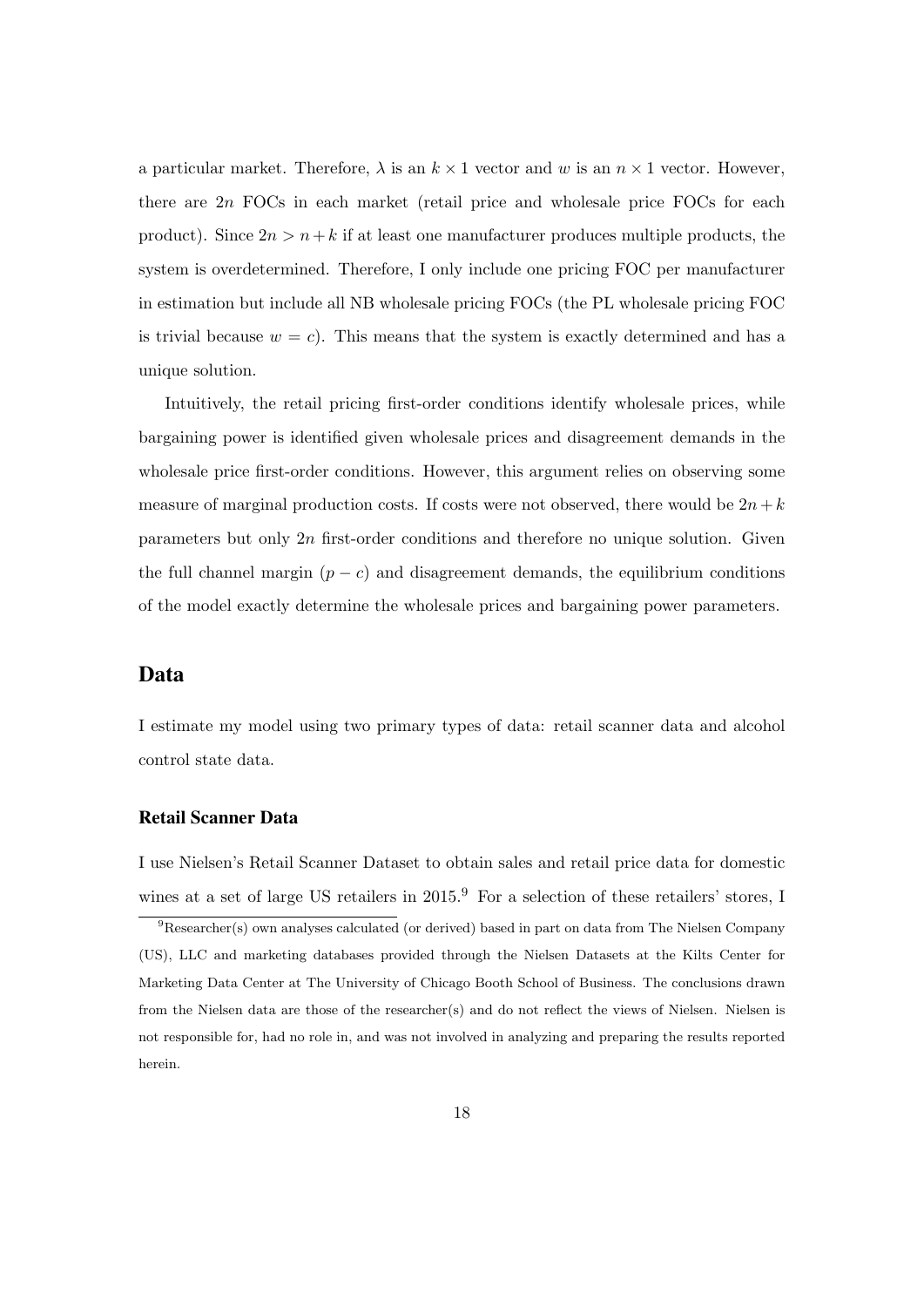a particular market. Therefore, $\lambda$ is an $k \times 1$ vector and $w$ is an $n \times 1$ vector. However, there are $2n$ FOCs in each market (retail price and wholesale price FOCs for each product). Since $2n > n + k$ if at least one manufacturer produces multiple products, the system is overdetermined. Therefore, I only include one pricing FOC per manufacturer in estimation but include all NB wholesale pricing FOCs (the PL wholesale pricing FOC is trivial because $w = c$). This means that the system is exactly determined and has a unique solution.

Intuitively, the retail pricing first-order conditions identify wholesale prices, while bargaining power is identified given wholesale prices and disagreement demands in the wholesale price first-order conditions. However, this argument relies on observing some measure of marginal production costs. If costs were not observed, there would be $2n + k$ parameters but only $2n$ first-order conditions and therefore no unique solution. Given the full channel margin $(p - c)$ and disagreement demands, the equilibrium conditions of the model exactly determine the wholesale prices and bargaining power parameters.

## Data

I estimate my model using two primary types of data: retail scanner data and alcohol control state data.

### Retail Scanner Data

I use Nielsen's Retail Scanner Dataset to obtain sales and retail price data for domestic wines at a set of large US retailers in 2015.[9] For a selection of these retailers' stores, I

[9] Researcher(s) own analyses calculated (or derived) based in part on data from The Nielsen Company (US), LLC and marketing databases provided through the Nielsen Datasets at the Kilts Center for Marketing Data Center at The University of Chicago Booth School of Business. The conclusions drawn from the Nielsen data are those of the researcher(s) and do not reflect the views of Nielsen. Nielsen is not responsible for, had no role in, and was not involved in analyzing and preparing the results reported herein.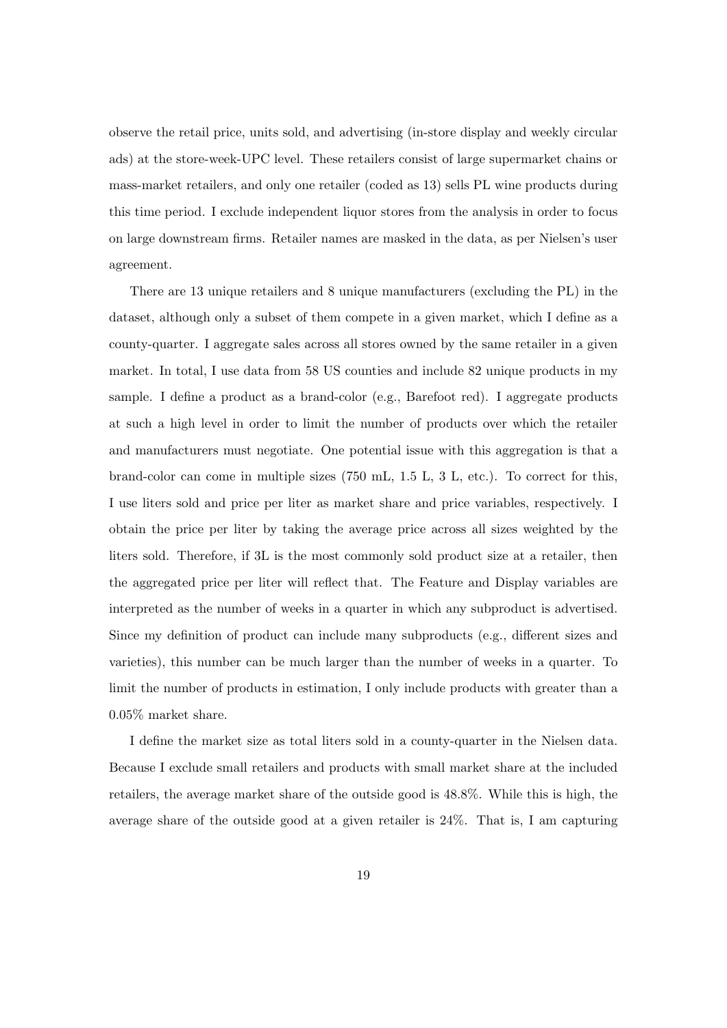observe the retail price, units sold, and advertising (in-store display and weekly circular ads) at the store-week-UPC level. These retailers consist of large supermarket chains or mass-market retailers, and only one retailer (coded as 13) sells PL wine products during this time period. I exclude independent liquor stores from the analysis in order to focus on large downstream firms. Retailer names are masked in the data, as per Nielsen's user agreement.

There are 13 unique retailers and 8 unique manufacturers (excluding the PL) in the dataset, although only a subset of them compete in a given market, which I define as a county-quarter. I aggregate sales across all stores owned by the same retailer in a given market. In total, I use data from 58 US counties and include 82 unique products in my sample. I define a product as a brand-color (e.g., Barefoot red). I aggregate products at such a high level in order to limit the number of products over which the retailer and manufacturers must negotiate. One potential issue with this aggregation is that a brand-color can come in multiple sizes (750 mL, 1.5 L, 3 L, etc.). To correct for this, I use liters sold and price per liter as market share and price variables, respectively. I obtain the price per liter by taking the average price across all sizes weighted by the liters sold. Therefore, if 3L is the most commonly sold product size at a retailer, then the aggregated price per liter will reflect that. The Feature and Display variables are interpreted as the number of weeks in a quarter in which any subproduct is advertised. Since my definition of product can include many subproducts (e.g., different sizes and varieties), this number can be much larger than the number of weeks in a quarter. To limit the number of products in estimation, I only include products with greater than a 0.05% market share.

I define the market size as total liters sold in a county-quarter in the Nielsen data. Because I exclude small retailers and products with small market share at the included retailers, the average market share of the outside good is 48.8%. While this is high, the average share of the outside good at a given retailer is 24%. That is, I am capturing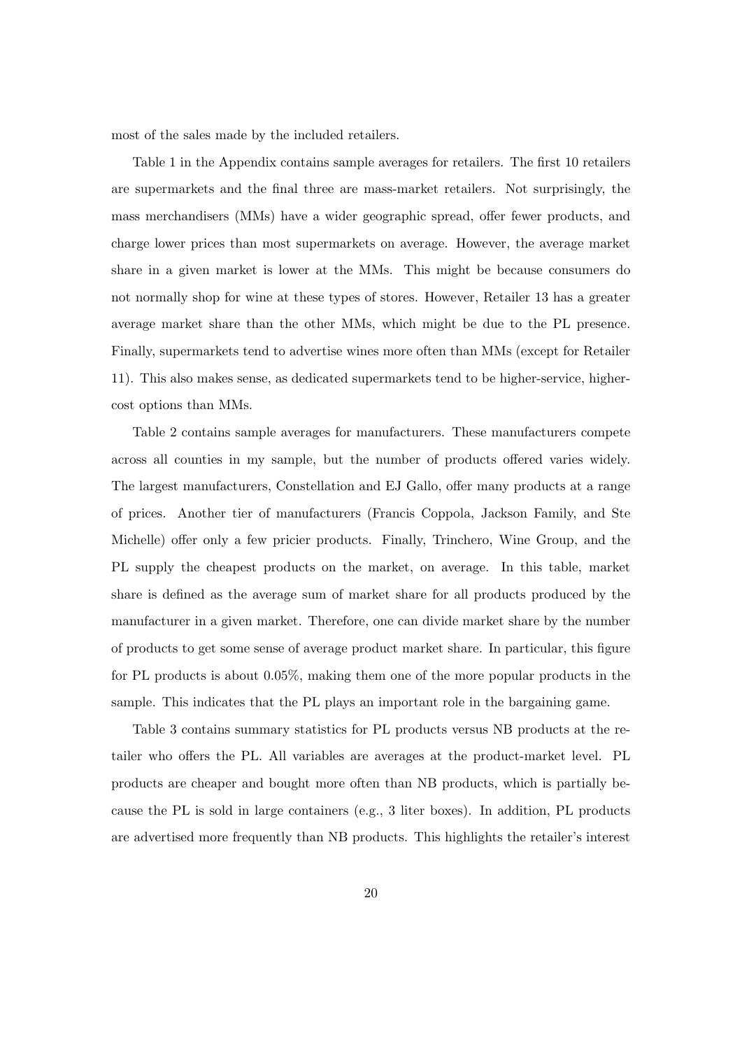most of the sales made by the included retailers.

Table 1 in the Appendix contains sample averages for retailers. The first 10 retailers are supermarkets and the final three are mass-market retailers. Not surprisingly, the mass merchandisers (MMs) have a wider geographic spread, offer fewer products, and charge lower prices than most supermarkets on average. However, the average market share in a given market is lower at the MMs. This might be because consumers do not normally shop for wine at these types of stores. However, Retailer 13 has a greater average market share than the other MMs, which might be due to the PL presence. Finally, supermarkets tend to advertise wines more often than MMs (except for Retailer 11). This also makes sense, as dedicated supermarkets tend to be higher-service, higher-cost options than MMs.

Table 2 contains sample averages for manufacturers. These manufacturers compete across all counties in my sample, but the number of products offered varies widely. The largest manufacturers, Constellation and EJ Gallo, offer many products at a range of prices. Another tier of manufacturers (Francis Coppola, Jackson Family, and Ste Michelle) offer only a few pricier products. Finally, Trinchero, Wine Group, and the PL supply the cheapest products on the market, on average. In this table, market share is defined as the average sum of market share for all products produced by the manufacturer in a given market. Therefore, one can divide market share by the number of products to get some sense of average product market share. In particular, this figure for PL products is about 0.05%, making them one of the more popular products in the sample. This indicates that the PL plays an important role in the bargaining game.

Table 3 contains summary statistics for PL products versus NB products at the retailer who offers the PL. All variables are averages at the product-market level. PL products are cheaper and bought more often than NB products, which is partially because the PL is sold in large containers (e.g., 3 liter boxes). In addition, PL products are advertised more frequently than NB products. This highlights the retailer's interest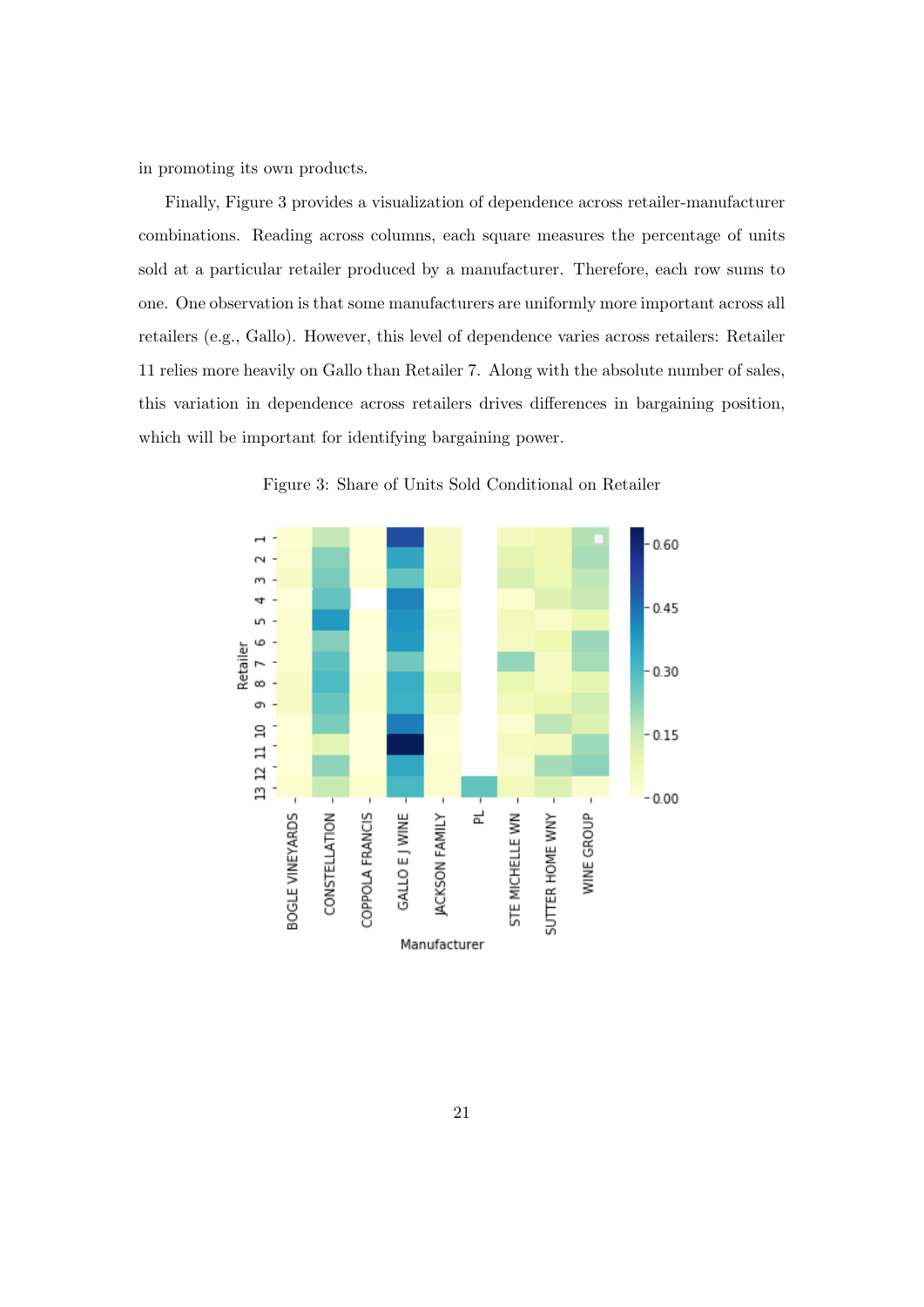in promoting its own products.

Finally, Figure 3 provides a visualization of dependence across retailer-manufacturer combinations. Reading across columns, each square measures the percentage of units sold at a particular retailer produced by a manufacturer. Therefore, each row sums to one. One observation is that some manufacturers are uniformly more important across all retailers (e.g., Gallo). However, this level of dependence varies across retailers: Retailer 11 relies more heavily on Gallo than Retailer 7. Along with the absolute number of sales, this variation in dependence across retailers drives differences in bargaining position, which will be important for identifying bargaining power.

Figure 3: Share of Units Sold Conditional on Retailer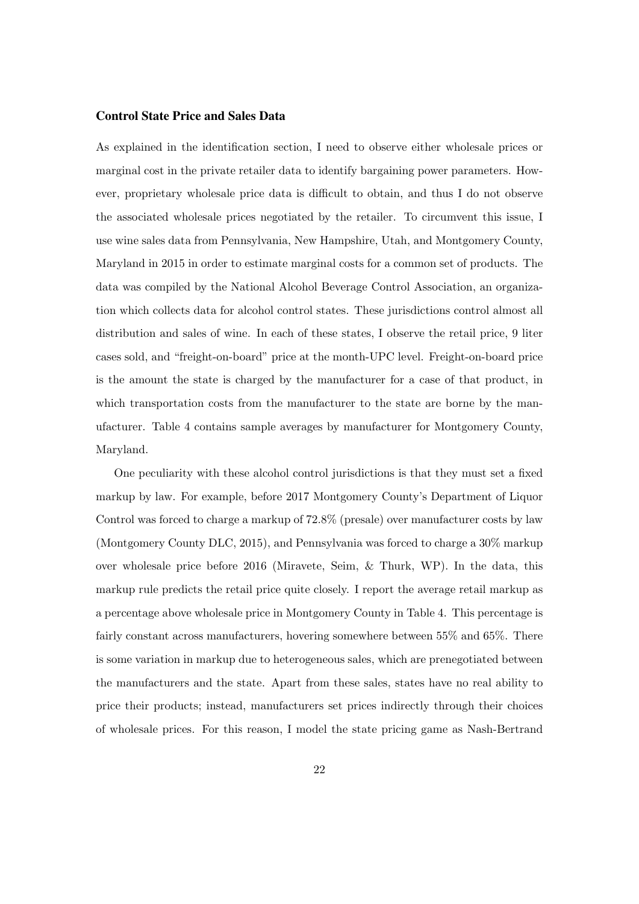### Control State Price and Sales Data

As explained in the identification section, I need to observe either wholesale prices or marginal cost in the private retailer data to identify bargaining power parameters. However, proprietary wholesale price data is difficult to obtain, and thus I do not observe the associated wholesale prices negotiated by the retailer. To circumvent this issue, I use wine sales data from Pennsylvania, New Hampshire, Utah, and Montgomery County, Maryland in 2015 in order to estimate marginal costs for a common set of products. The data was compiled by the National Alcohol Beverage Control Association, an organization which collects data for alcohol control states. These jurisdictions control almost all distribution and sales of wine. In each of these states, I observe the retail price, 9 liter cases sold, and "freight-on-board" price at the month-UPC level. Freight-on-board price is the amount the state is charged by the manufacturer for a case of that product, in which transportation costs from the manufacturer to the state are borne by the manufacturer. Table 4 contains sample averages by manufacturer for Montgomery County, Maryland.

One peculiarity with these alcohol control jurisdictions is that they must set a fixed markup by law. For example, before 2017 Montgomery County's Department of Liquor Control was forced to charge a markup of 72.8% (presale) over manufacturer costs by law (Montgomery County DLC, 2015), and Pennsylvania was forced to charge a 30% markup over wholesale price before 2016 (Miravete, Seim, & Thurk, WP). In the data, this markup rule predicts the retail price quite closely. I report the average retail markup as a percentage above wholesale price in Montgomery County in Table 4. This percentage is fairly constant across manufacturers, hovering somewhere between 55% and 65%. There is some variation in markup due to heterogeneous sales, which are prenegotiated between the manufacturers and the state. Apart from these sales, states have no real ability to price their products; instead, manufacturers set prices indirectly through their choices of wholesale prices. For this reason, I model the state pricing game as Nash-Bertrand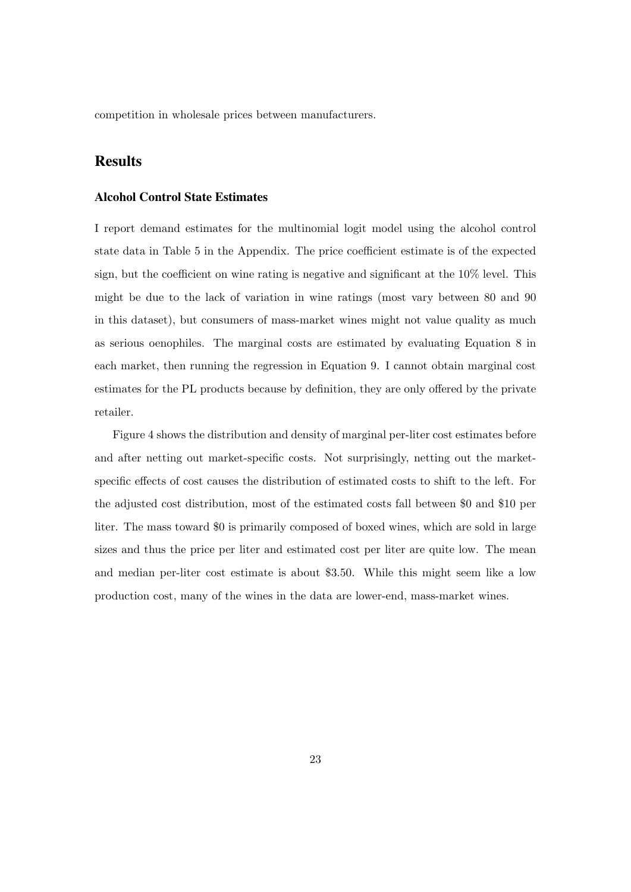competition in wholesale prices between manufacturers.

## Results

### Alcohol Control State Estimates

I report demand estimates for the multinomial logit model using the alcohol control state data in Table 5 in the Appendix. The price coefficient estimate is of the expected sign, but the coefficient on wine rating is negative and significant at the 10% level. This might be due to the lack of variation in wine ratings (most vary between 80 and 90 in this dataset), but consumers of mass-market wines might not value quality as much as serious oenophiles. The marginal costs are estimated by evaluating Equation 8 in each market, then running the regression in Equation 9. I cannot obtain marginal cost estimates for the PL products because by definition, they are only offered by the private retailer.

Figure 4 shows the distribution and density of marginal per-liter cost estimates before and after netting out market-specific costs. Not surprisingly, netting out the market-specific effects of cost causes the distribution of estimated costs to shift to the left. For the adjusted cost distribution, most of the estimated costs fall between \$0 and \$10 per liter. The mass toward \$0 is primarily composed of boxed wines, which are sold in large sizes and thus the price per liter and estimated cost per liter are quite low. The mean and median per-liter cost estimate is about \$3.50. While this might seem like a low production cost, many of the wines in the data are lower-end, mass-market wines.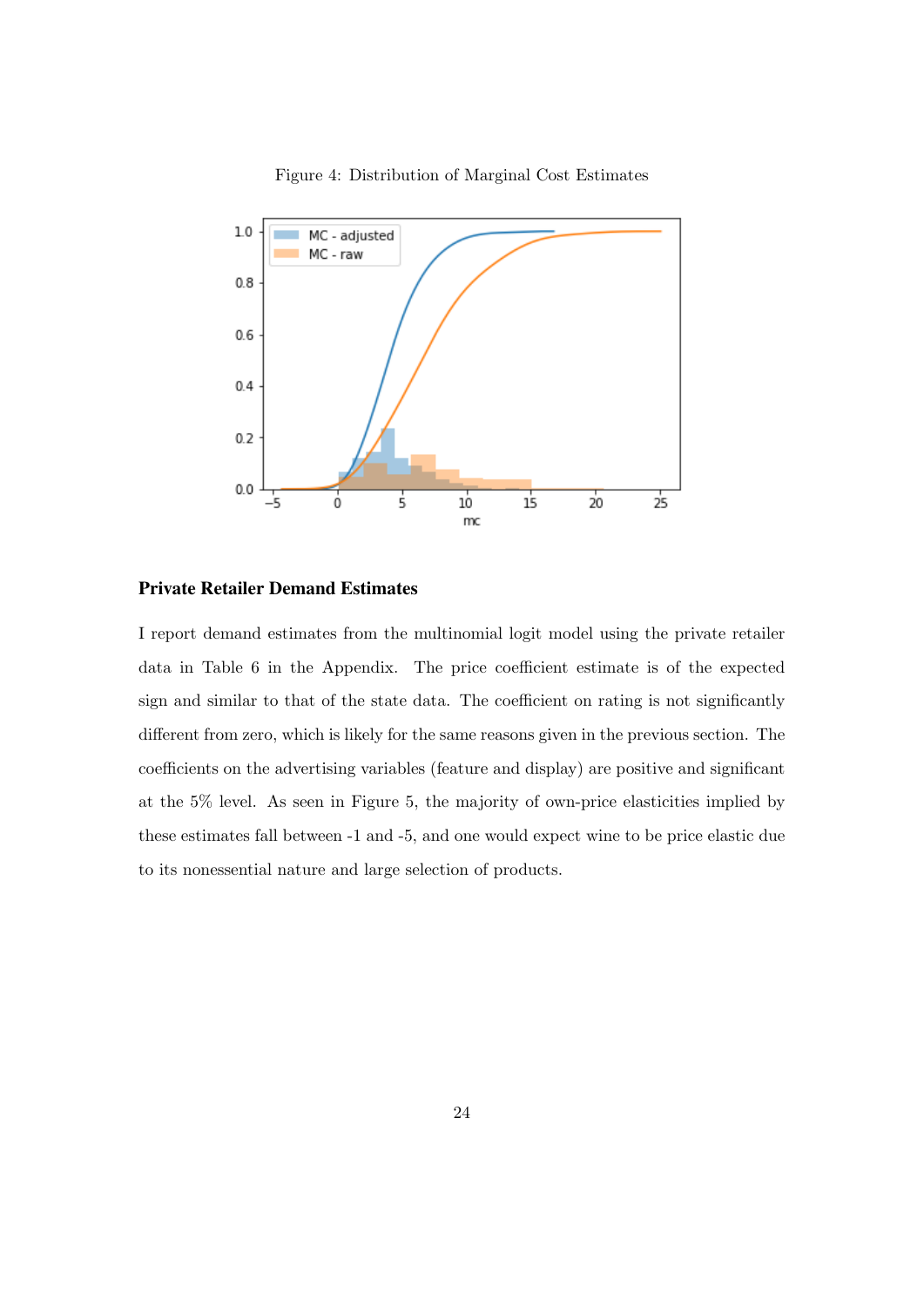Figure 4: Distribution of Marginal Cost Estimates

### Private Retailer Demand Estimates

I report demand estimates from the multinomial logit model using the private retailer data in Table 6 in the Appendix. The price coefficient estimate is of the expected sign and similar to that of the state data. The coefficient on rating is not significantly different from zero, which is likely for the same reasons given in the previous section. The coefficients on the advertising variables (feature and display) are positive and significant at the 5% level. As seen in Figure 5, the majority of own-price elasticities implied by these estimates fall between -1 and -5, and one would expect wine to be price elastic due to its nonessential nature and large selection of products.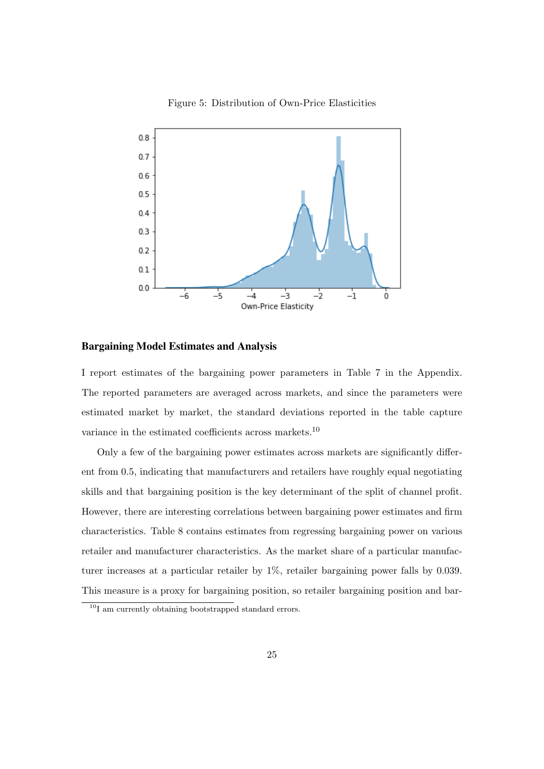Figure 5: Distribution of Own-Price Elasticities

### Bargaining Model Estimates and Analysis

I report estimates of the bargaining power parameters in Table 7 in the Appendix. The reported parameters are averaged across markets, and since the parameters were estimated market by market, the standard deviations reported in the table capture variance in the estimated coefficients across markets.[10]

Only a few of the bargaining power estimates across markets are significantly different from 0.5, indicating that manufacturers and retailers have roughly equal negotiating skills and that bargaining position is the key determinant of the split of channel profit. However, there are interesting correlations between bargaining power estimates and firm characteristics. Table 8 contains estimates from regressing bargaining power on various retailer and manufacturer characteristics. As the market share of a particular manufacturer increases at a particular retailer by 1%, retailer bargaining power falls by 0.039. This measure is a proxy for bargaining position, so retailer bargaining position and bar-

[10] I am currently obtaining bootstrapped standard errors.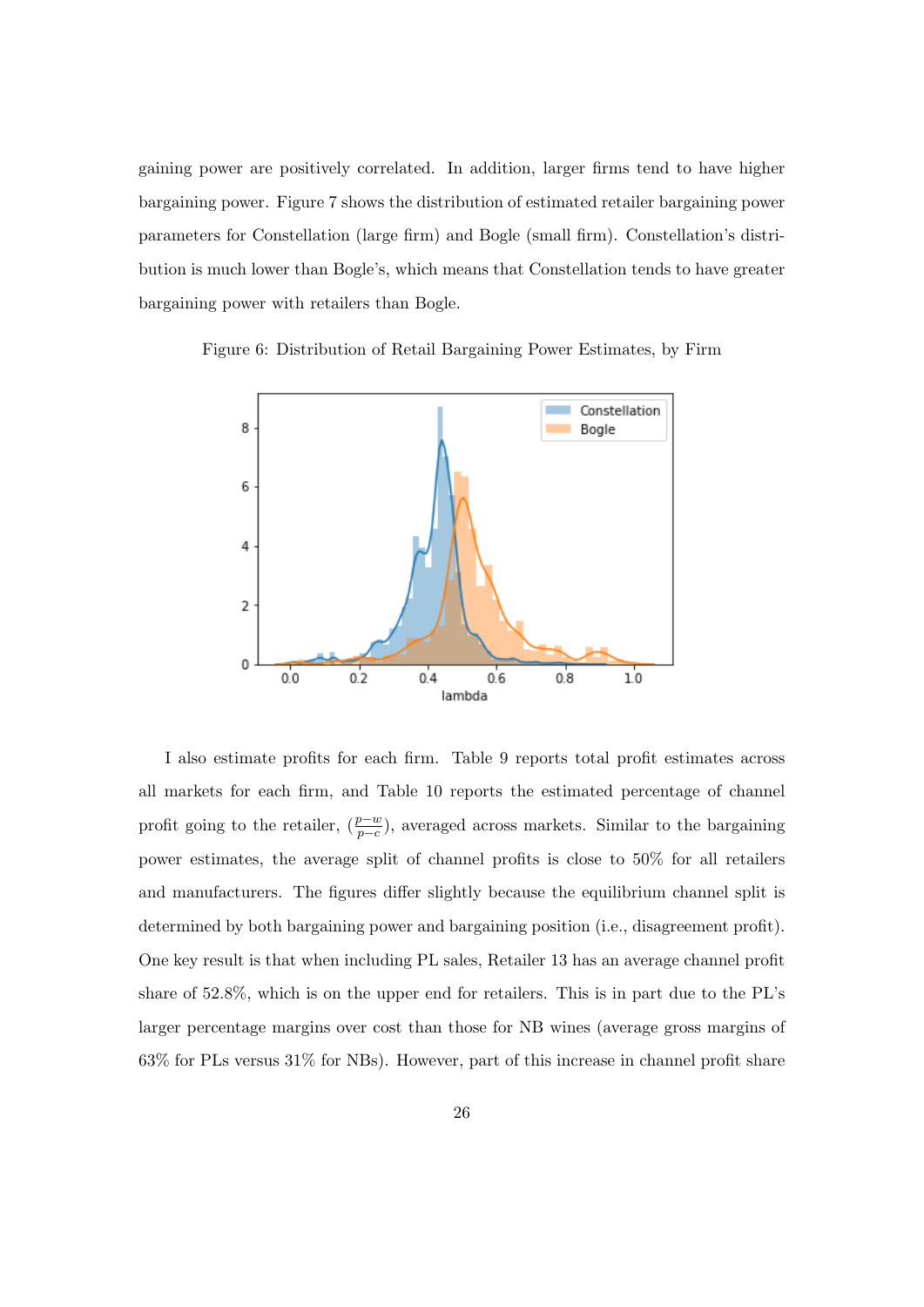gaining power are positively correlated. In addition, larger firms tend to have higher bargaining power. Figure 7 shows the distribution of estimated retailer bargaining power parameters for Constellation (large firm) and Bogle (small firm). Constellation's distribution is much lower than Bogle's, which means that Constellation tends to have greater bargaining power with retailers than Bogle.

Figure 6: Distribution of Retail Bargaining Power Estimates, by Firm

I also estimate profits for each firm. Table 9 reports total profit estimates across all markets for each firm, and Table 10 reports the estimated percentage of channel profit going to the retailer, ($\frac{p-w}{p-c}$), averaged across markets. Similar to the bargaining power estimates, the average split of channel profits is close to 50% for all retailers and manufacturers. The figures differ slightly because the equilibrium channel split is determined by both bargaining power and bargaining position (i.e., disagreement profit). One key result is that when including PL sales, Retailer 13 has an average channel profit share of 52.8%, which is on the upper end for retailers. This is in part due to the PL's larger percentage margins over cost than those for NB wines (average gross margins of 63% for PLs versus 31% for NBs). However, part of this increase in channel profit share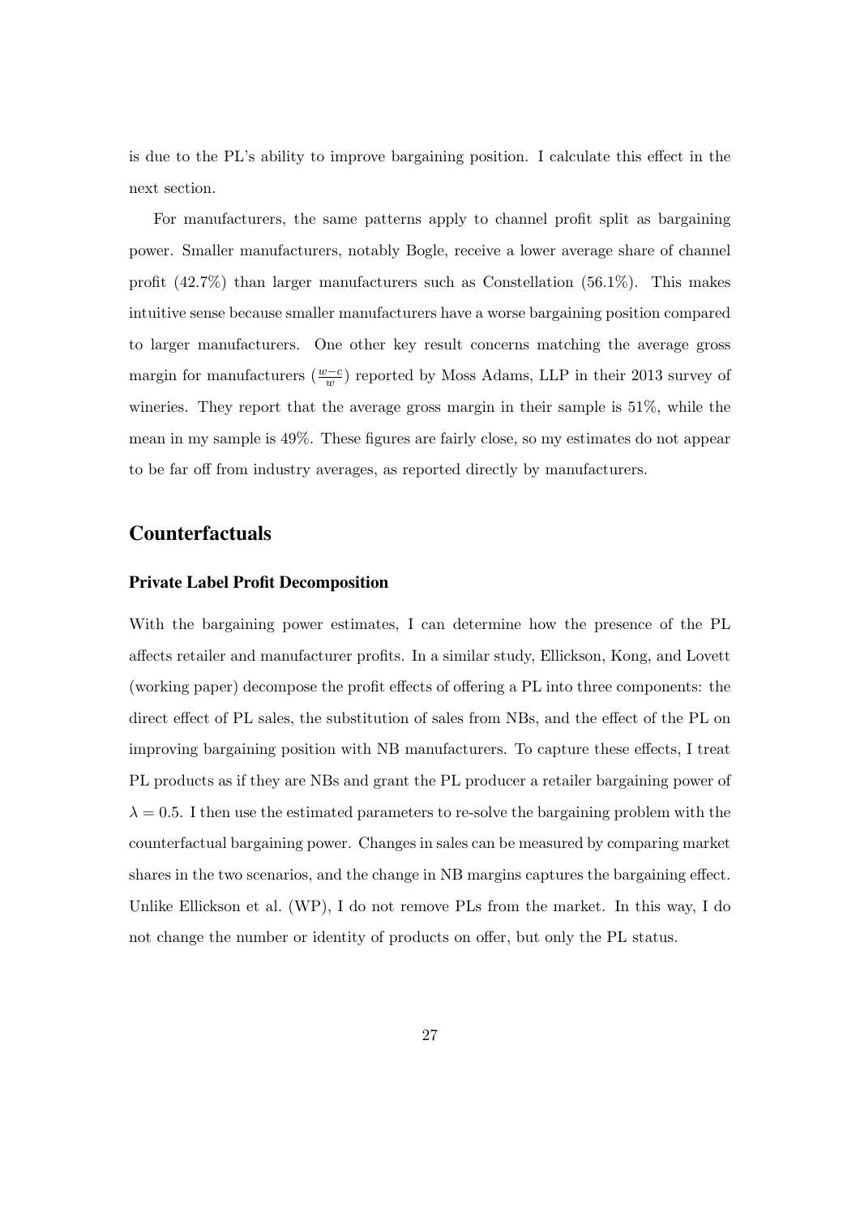is due to the PL's ability to improve bargaining position. I calculate this effect in the next section.

For manufacturers, the same patterns apply to channel profit split as bargaining power. Smaller manufacturers, notably Bogle, receive a lower average share of channel profit (42.7%) than larger manufacturers such as Constellation (56.1%). This makes intuitive sense because smaller manufacturers have a worse bargaining position compared to larger manufacturers. One other key result concerns matching the average gross margin for manufacturers ($\frac{w-c}{w}$) reported by Moss Adams, LLP in their 2013 survey of wineries. They report that the average gross margin in their sample is 51%, while the mean in my sample is 49%. These figures are fairly close, so my estimates do not appear to be far off from industry averages, as reported directly by manufacturers.

## Counterfactuals

### Private Label Profit Decomposition

With the bargaining power estimates, I can determine how the presence of the PL affects retailer and manufacturer profits. In a similar study, Ellickson, Kong, and Lovett (working paper) decompose the profit effects of offering a PL into three components: the direct effect of PL sales, the substitution of sales from NBs, and the effect of the PL on improving bargaining position with NB manufacturers. To capture these effects, I treat PL products as if they are NBs and grant the PL producer a retailer bargaining power of $\lambda = 0.5$. I then use the estimated parameters to re-solve the bargaining problem with the counterfactual bargaining power. Changes in sales can be measured by comparing market shares in the two scenarios, and the change in NB margins captures the bargaining effect. Unlike Ellickson et al. (WP), I do not remove PLs from the market. In this way, I do not change the number or identity of products on offer, but only the PL status.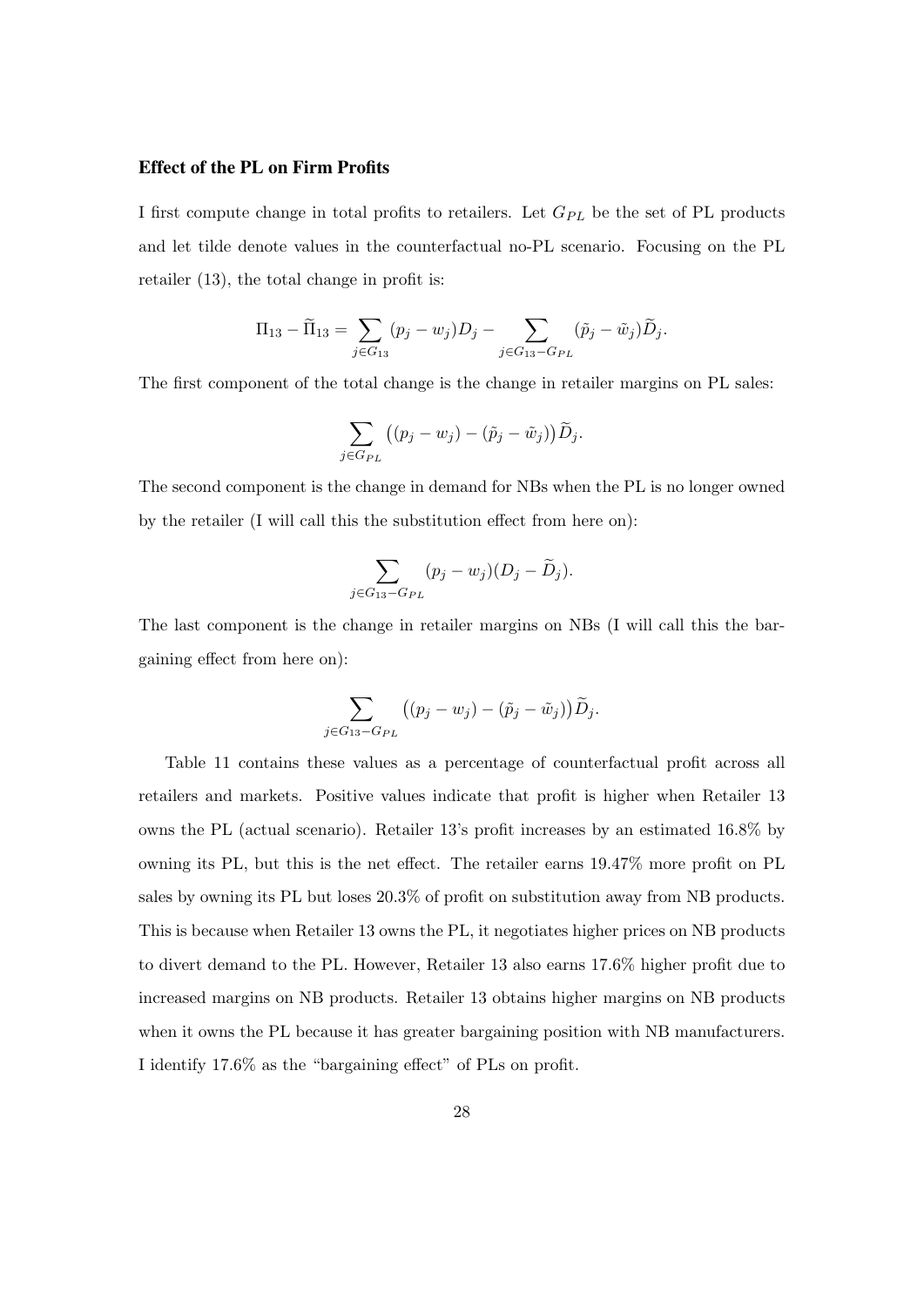### Effect of the PL on Firm Profits

I first compute change in total profits to retailers. Let $G_{PL}$ be the set of PL products and let tilde denote values in the counterfactual no-PL scenario. Focusing on the PL retailer (13), the total change in profit is:

$$\Pi_{13} - \widetilde{\Pi}_{13} = \sum_{j \in G_{13}} (p_j - w_j) D_j - \sum_{j \in G_{13} - G_{PL}} (\tilde{p}_j - \tilde{w}_j) \widetilde{D}_j.$$

The first component of the total change is the change in retailer margins on PL sales:

$$\sum_{j \in G_{PL}} \left( (p_j - w_j) - (\tilde{p}_j - \tilde{w}_j) \right) \widetilde{D}_j.$$

The second component is the change in demand for NBs when the PL is no longer owned by the retailer (I will call this the substitution effect from here on):

$$\sum_{j \in G_{13} - G_{PL}} (p_j - w_j)(D_j - \widetilde{D}_j).$$

The last component is the change in retailer margins on NBs (I will call this the bargaining effect from here on):

$$\sum_{j \in G_{13} - G_{PL}} \left( (p_j - w_j) - (\tilde{p}_j - \tilde{w}_j) \right) \widetilde{D}_j.$$

Table 11 contains these values as a percentage of counterfactual profit across all retailers and markets. Positive values indicate that profit is higher when Retailer 13 owns the PL (actual scenario). Retailer 13's profit increases by an estimated 16.8% by owning its PL, but this is the net effect. The retailer earns 19.47% more profit on PL sales by owning its PL but loses 20.3% of profit on substitution away from NB products. This is because when Retailer 13 owns the PL, it negotiates higher prices on NB products to divert demand to the PL. However, Retailer 13 also earns 17.6% higher profit due to increased margins on NB products. Retailer 13 obtains higher margins on NB products when it owns the PL because it has greater bargaining position with NB manufacturers. I identify 17.6% as the "bargaining effect" of PLs on profit.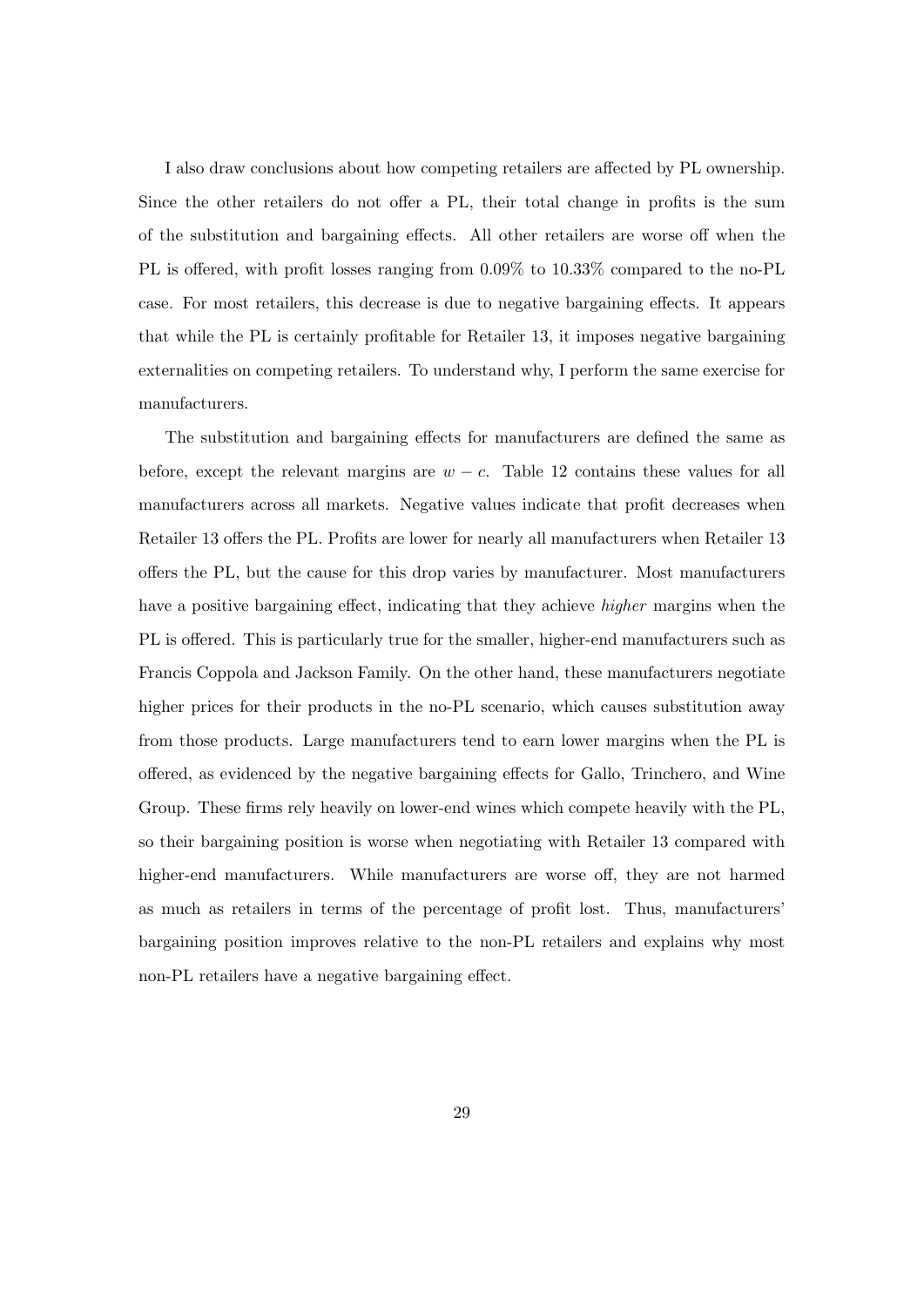I also draw conclusions about how competing retailers are affected by PL ownership. Since the other retailers do not offer a PL, their total change in profits is the sum of the substitution and bargaining effects. All other retailers are worse off when the PL is offered, with profit losses ranging from 0.09% to 10.33% compared to the no-PL case. For most retailers, this decrease is due to negative bargaining effects. It appears that while the PL is certainly profitable for Retailer 13, it imposes negative bargaining externalities on competing retailers. To understand why, I perform the same exercise for manufacturers.

The substitution and bargaining effects for manufacturers are defined the same as before, except the relevant margins are $w - c$. Table 12 contains these values for all manufacturers across all markets. Negative values indicate that profit decreases when Retailer 13 offers the PL. Profits are lower for nearly all manufacturers when Retailer 13 offers the PL, but the cause for this drop varies by manufacturer. Most manufacturers have a positive bargaining effect, indicating that they achieve *higher* margins when the PL is offered. This is particularly true for the smaller, higher-end manufacturers such as Francis Coppola and Jackson Family. On the other hand, these manufacturers negotiate higher prices for their products in the no-PL scenario, which causes substitution away from those products. Large manufacturers tend to earn lower margins when the PL is offered, as evidenced by the negative bargaining effects for Gallo, Trinchero, and Wine Group. These firms rely heavily on lower-end wines which compete heavily with the PL, so their bargaining position is worse when negotiating with Retailer 13 compared with higher-end manufacturers. While manufacturers are worse off, they are not harmed as much as retailers in terms of the percentage of profit lost. Thus, manufacturers' bargaining position improves relative to the non-PL retailers and explains why most non-PL retailers have a negative bargaining effect.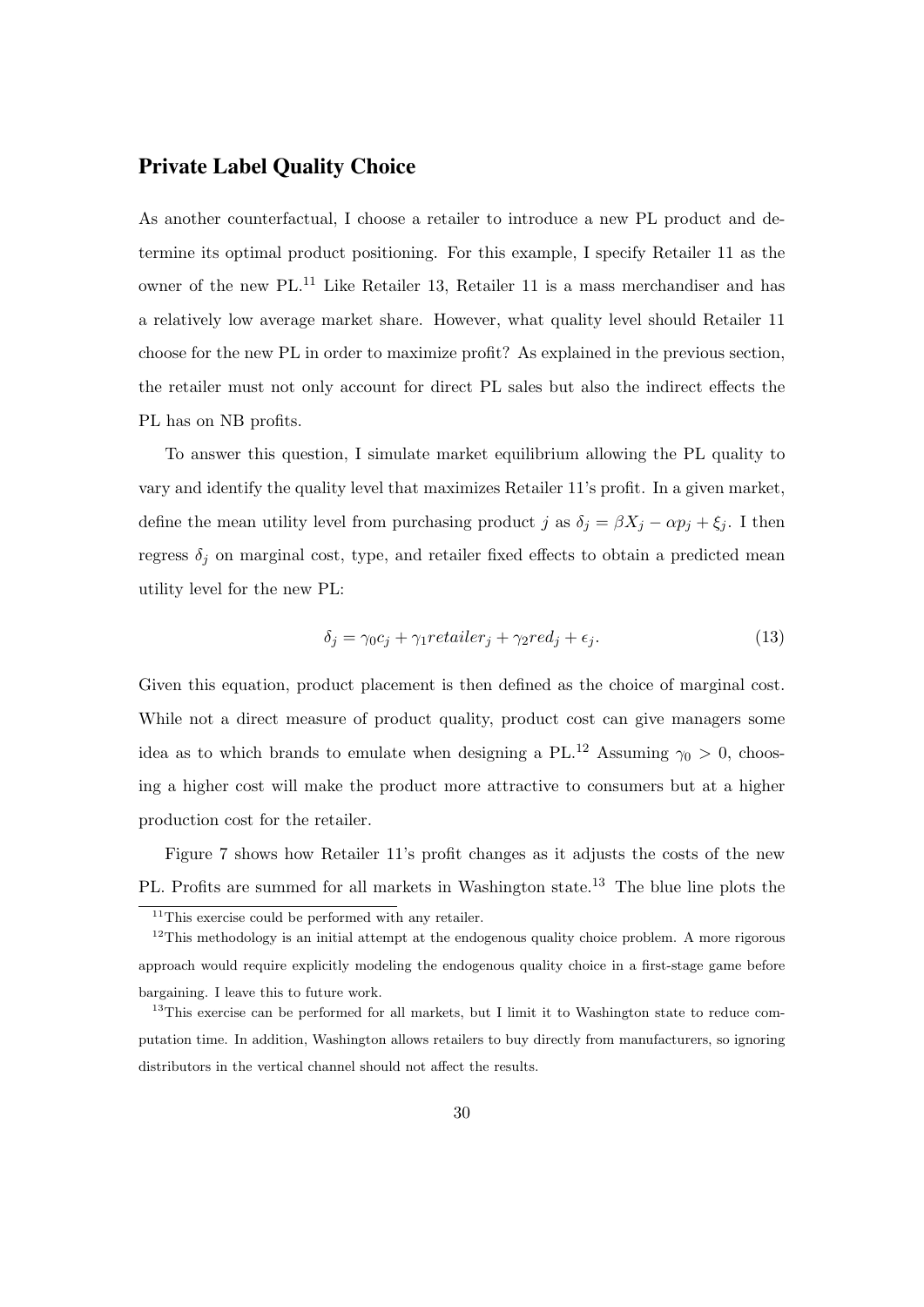## Private Label Quality Choice

As another counterfactual, I choose a retailer to introduce a new PL product and determine its optimal product positioning. For this example, I specify Retailer 11 as the owner of the new PL.[11] Like Retailer 13, Retailer 11 is a mass merchandiser and has a relatively low average market share. However, what quality level should Retailer 11 choose for the new PL in order to maximize profit? As explained in the previous section, the retailer must not only account for direct PL sales but also the indirect effects the PL has on NB profits.

To answer this question, I simulate market equilibrium allowing the PL quality to vary and identify the quality level that maximizes Retailer 11's profit. In a given market, define the mean utility level from purchasing product $j$ as $\delta_j = \beta X_j - \alpha p_j + \xi_j$. I then regress $\delta_j$ on marginal cost, type, and retailer fixed effects to obtain a predicted mean utility level for the new PL:

$$\delta_j = \gamma_0 c_j + \gamma_1 retailer_j + \gamma_2 red_j + \epsilon_j. \tag{13}$$

Given this equation, product placement is then defined as the choice of marginal cost. While not a direct measure of product quality, product cost can give managers some idea as to which brands to emulate when designing a PL.[12] Assuming $\gamma_0 > 0$, choosing a higher cost will make the product more attractive to consumers but at a higher production cost for the retailer.

Figure 7 shows how Retailer 11's profit changes as it adjusts the costs of the new PL. Profits are summed for all markets in Washington state.[13] The blue line plots the

[11] This exercise could be performed with any retailer.

[12] This methodology is an initial attempt at the endogenous quality choice problem. A more rigorous approach would require explicitly modeling the endogenous quality choice in a first-stage game before bargaining. I leave this to future work.

[13] This exercise can be performed for all markets, but I limit it to Washington state to reduce computation time. In addition, Washington allows retailers to buy directly from manufacturers, so ignoring distributors in the vertical channel should not affect the results.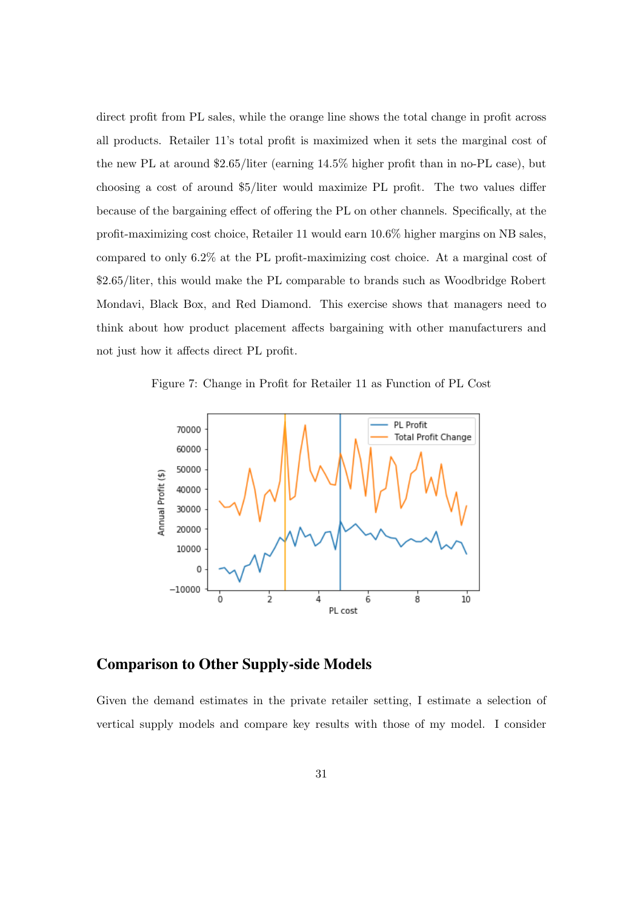direct profit from PL sales, while the orange line shows the total change in profit across all products. Retailer 11's total profit is maximized when it sets the marginal cost of the new PL at around \$2.65/liter (earning 14.5% higher profit than in no-PL case), but choosing a cost of around \$5/liter would maximize PL profit. The two values differ because of the bargaining effect of offering the PL on other channels. Specifically, at the profit-maximizing cost choice, Retailer 11 would earn 10.6% higher margins on NB sales, compared to only 6.2% at the PL profit-maximizing cost choice. At a marginal cost of \$2.65/liter, this would make the PL comparable to brands such as Woodbridge Robert Mondavi, Black Box, and Red Diamond. This exercise shows that managers need to think about how product placement affects bargaining with other manufacturers and not just how it affects direct PL profit.

Figure 7: Change in Profit for Retailer 11 as Function of PL Cost

## Comparison to Other Supply-side Models

Given the demand estimates in the private retailer setting, I estimate a selection of vertical supply models and compare key results with those of my model. I consider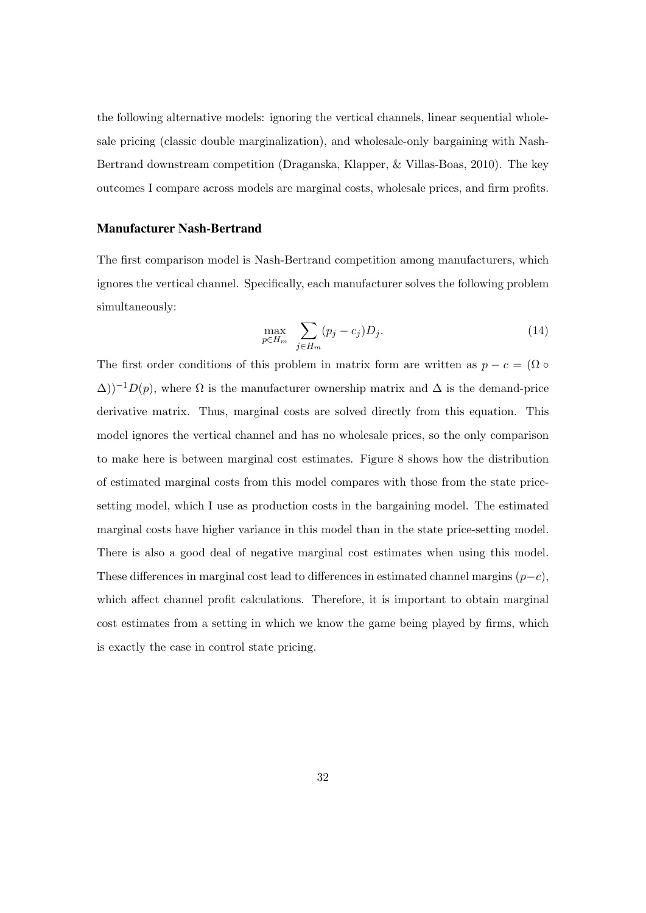the following alternative models: ignoring the vertical channels, linear sequential wholesale pricing (classic double marginalization), and wholesale-only bargaining with Nash-Bertrand downstream competition (Draganska, Klapper, & Villas-Boas, 2010). The key outcomes I compare across models are marginal costs, wholesale prices, and firm profits.

### Manufacturer Nash-Bertrand

The first comparison model is Nash-Bertrand competition among manufacturers, which ignores the vertical channel. Specifically, each manufacturer solves the following problem simultaneously:

$$\max_{p \in H_m} \sum_{j \in H_m} (p_j - c_j) D_j. \tag{14}$$

The first order conditions of this problem in matrix form are written as $p - c = (\Omega \circ \Delta))^{-1} D(p)$, where $\Omega$ is the manufacturer ownership matrix and $\Delta$ is the demand-price derivative matrix. Thus, marginal costs are solved directly from this equation. This model ignores the vertical channel and has no wholesale prices, so the only comparison to make here is between marginal cost estimates. Figure 8 shows how the distribution of estimated marginal costs from this model compares with those from the state price-setting model, which I use as production costs in the bargaining model. The estimated marginal costs have higher variance in this model than in the state price-setting model. There is also a good deal of negative marginal cost estimates when using this model. These differences in marginal cost lead to differences in estimated channel margins $(p-c)$, which affect channel profit calculations. Therefore, it is important to obtain marginal cost estimates from a setting in which we know the game being played by firms, which is exactly the case in control state pricing.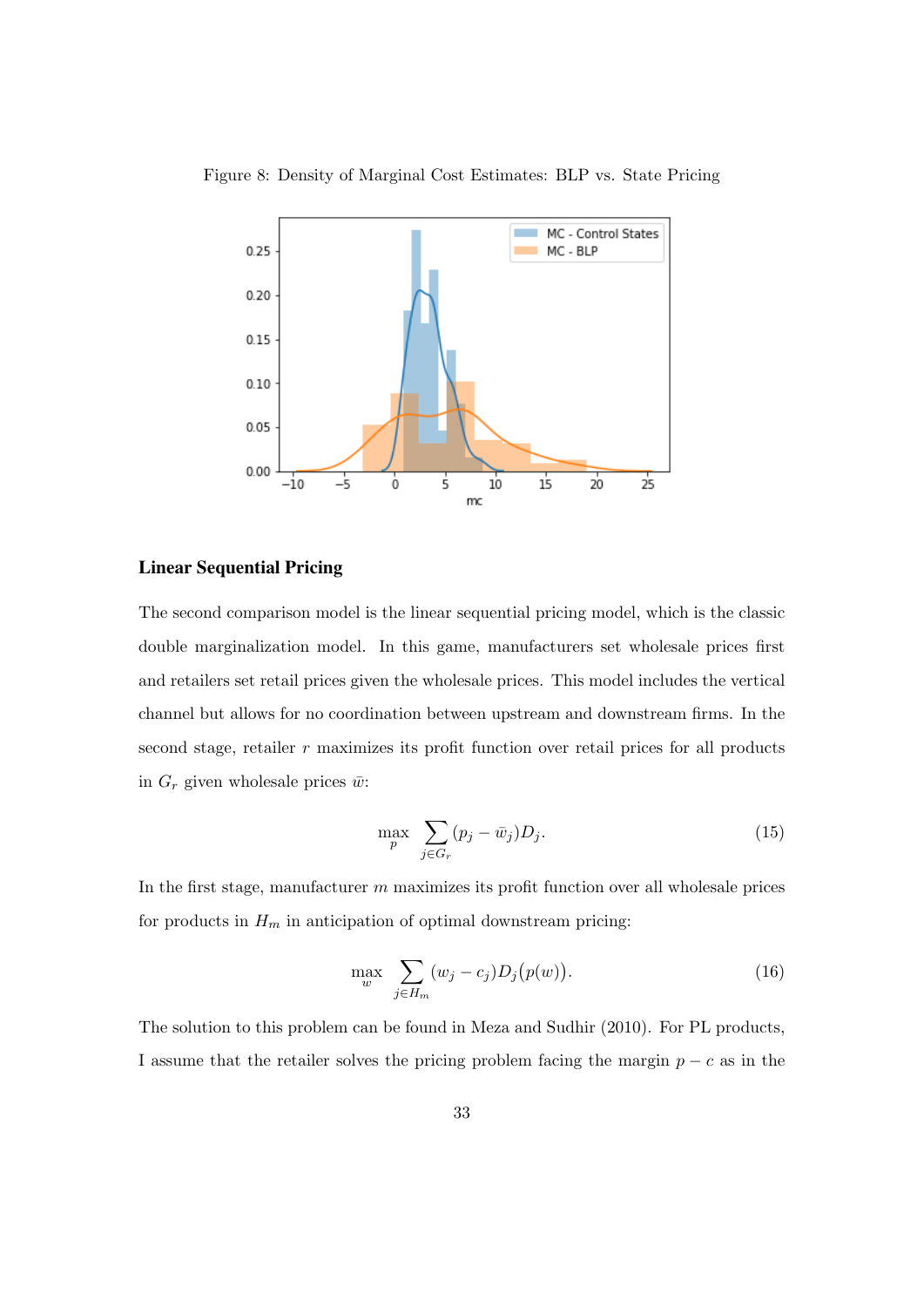Figure 8: Density of Marginal Cost Estimates: BLP vs. State Pricing

### Linear Sequential Pricing

The second comparison model is the linear sequential pricing model, which is the classic double marginalization model. In this game, manufacturers set wholesale prices first and retailers set retail prices given the wholesale prices. This model includes the vertical channel but allows for no coordination between upstream and downstream firms. In the second stage, retailer $r$ maximizes its profit function over retail prices for all products in $G_r$ given wholesale prices $\bar{w}$:

$$\max_{p} \sum_{j \in G_r} (p_j - \bar{w}_j) D_j. \tag{15}$$

In the first stage, manufacturer $m$ maximizes its profit function over all wholesale prices for products in $H_m$ in anticipation of optimal downstream pricing:

$$\max_{w} \sum_{j \in H_m} (w_j - c_j) D_j\big(p(w)\big). \tag{16}$$

The solution to this problem can be found in Meza and Sudhir (2010). For PL products, I assume that the retailer solves the pricing problem facing the margin $p - c$ as in the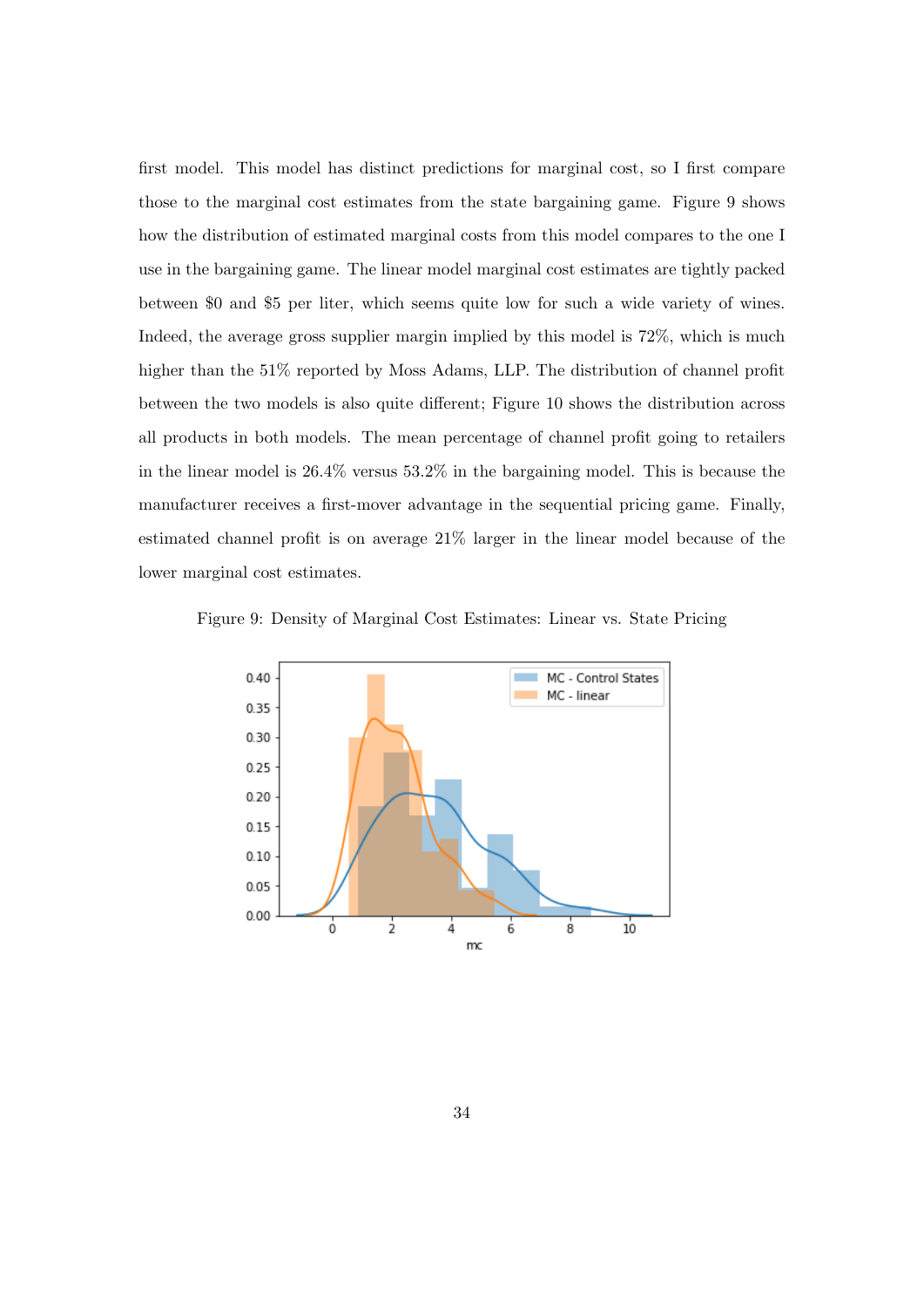first model. This model has distinct predictions for marginal cost, so I first compare those to the marginal cost estimates from the state bargaining game. Figure 9 shows how the distribution of estimated marginal costs from this model compares to the one I use in the bargaining game. The linear model marginal cost estimates are tightly packed between \$0 and \$5 per liter, which seems quite low for such a wide variety of wines. Indeed, the average gross supplier margin implied by this model is 72%, which is much higher than the 51% reported by Moss Adams, LLP. The distribution of channel profit between the two models is also quite different; Figure 10 shows the distribution across all products in both models. The mean percentage of channel profit going to retailers in the linear model is 26.4% versus 53.2% in the bargaining model. This is because the manufacturer receives a first-mover advantage in the sequential pricing game. Finally, estimated channel profit is on average 21% larger in the linear model because of the lower marginal cost estimates.

Figure 9: Density of Marginal Cost Estimates: Linear vs. State Pricing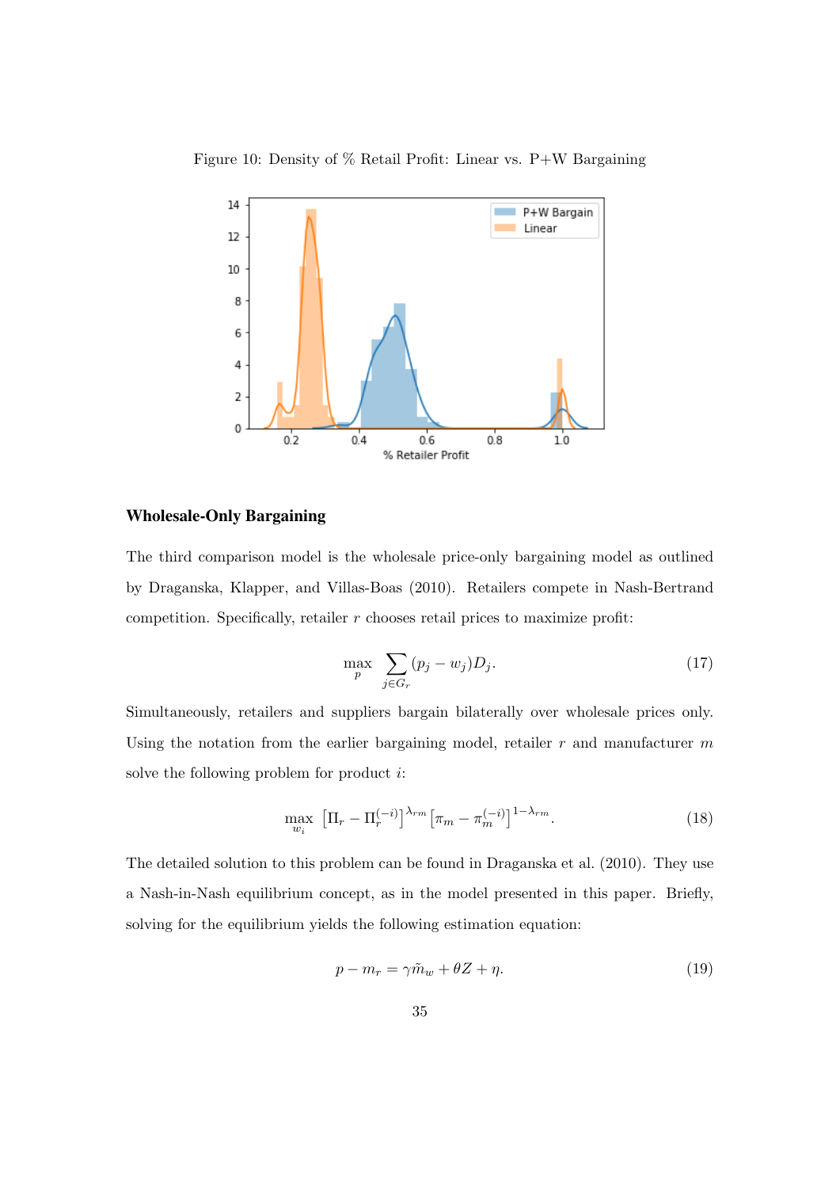Figure 10: Density of % Retail Profit: Linear vs. P+W Bargaining

#### Wholesale-Only Bargaining

The third comparison model is the wholesale price-only bargaining model as outlined by Draganska, Klapper, and Villas-Boas (2010). Retailers compete in Nash-Bertrand competition. Specifically, retailer $r$ chooses retail prices to maximize profit:

$$\max_{p} \sum_{j \in G_r} (p_j - w_j) D_j. \tag{17}$$

Simultaneously, retailers and suppliers bargain bilaterally over wholesale prices only. Using the notation from the earlier bargaining model, retailer $r$ and manufacturer $m$ solve the following problem for product $i$:

$$\max_{w_i} \left[\Pi_r - \Pi_r^{(-i)}\right]^{\lambda_{rm}} \left[\pi_m - \pi_m^{(-i)}\right]^{1-\lambda_{rm}}. \tag{18}$$

The detailed solution to this problem can be found in Draganska et al. (2010). They use a Nash-in-Nash equilibrium concept, as in the model presented in this paper. Briefly, solving for the equilibrium yields the following estimation equation:

$$p - m_r = \gamma \tilde{m}_w + \theta Z + \eta. \tag{19}$$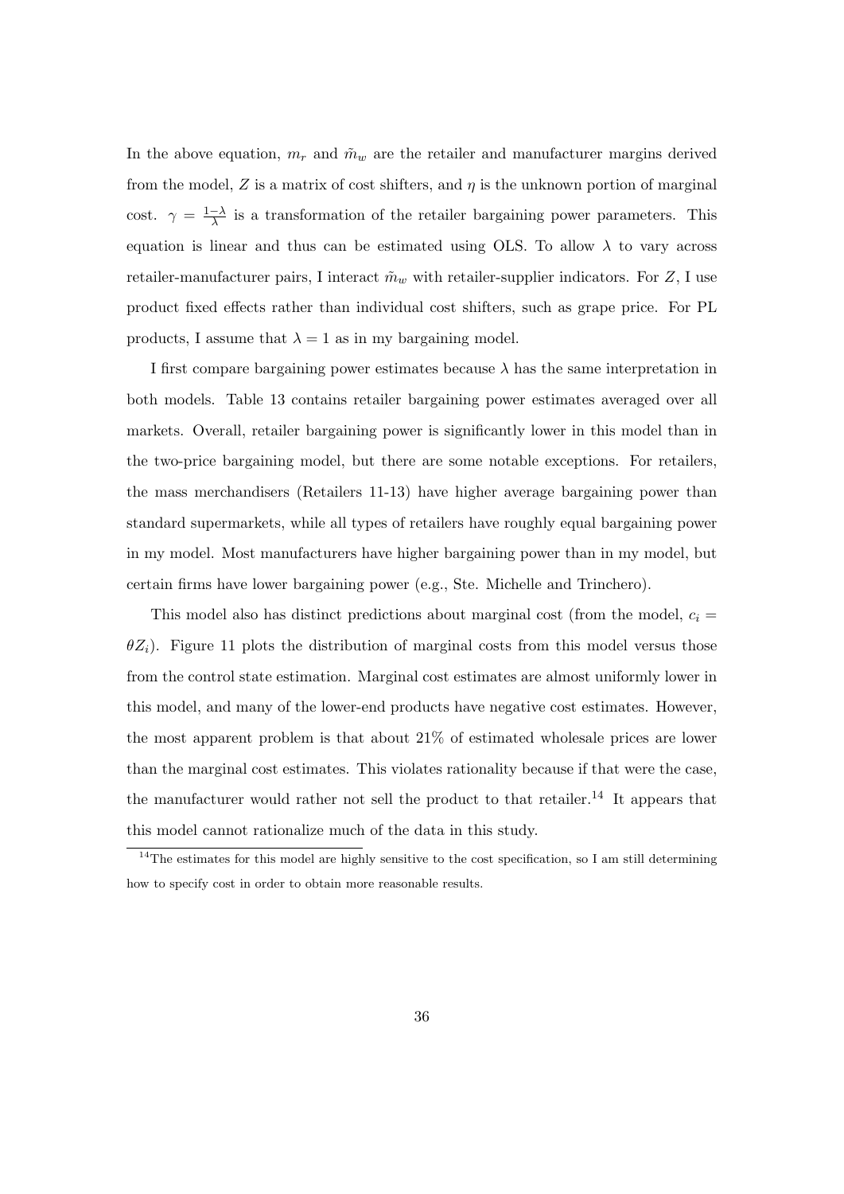In the above equation, $m_r$ and $\tilde{m}_w$ are the retailer and manufacturer margins derived from the model, $Z$ is a matrix of cost shifters, and $\eta$ is the unknown portion of marginal cost. $\gamma = \frac{1-\lambda}{\lambda}$ is a transformation of the retailer bargaining power parameters. This equation is linear and thus can be estimated using OLS. To allow $\lambda$ to vary across retailer-manufacturer pairs, I interact $\tilde{m}_w$ with retailer-supplier indicators. For $Z$, I use product fixed effects rather than individual cost shifters, such as grape price. For PL products, I assume that $\lambda = 1$ as in my bargaining model.

I first compare bargaining power estimates because $\lambda$ has the same interpretation in both models. Table 13 contains retailer bargaining power estimates averaged over all markets. Overall, retailer bargaining power is significantly lower in this model than in the two-price bargaining model, but there are some notable exceptions. For retailers, the mass merchandisers (Retailers 11-13) have higher average bargaining power than standard supermarkets, while all types of retailers have roughly equal bargaining power in my model. Most manufacturers have higher bargaining power than in my model, but certain firms have lower bargaining power (e.g., Ste. Michelle and Trinchero).

This model also has distinct predictions about marginal cost (from the model, $c_i = \theta Z_i$). Figure 11 plots the distribution of marginal costs from this model versus those from the control state estimation. Marginal cost estimates are almost uniformly lower in this model, and many of the lower-end products have negative cost estimates. However, the most apparent problem is that about 21% of estimated wholesale prices are lower than the marginal cost estimates. This violates rationality because if that were the case, the manufacturer would rather not sell the product to that retailer.[14] It appears that this model cannot rationalize much of the data in this study.

[14] The estimates for this model are highly sensitive to the cost specification, so I am still determining how to specify cost in order to obtain more reasonable results.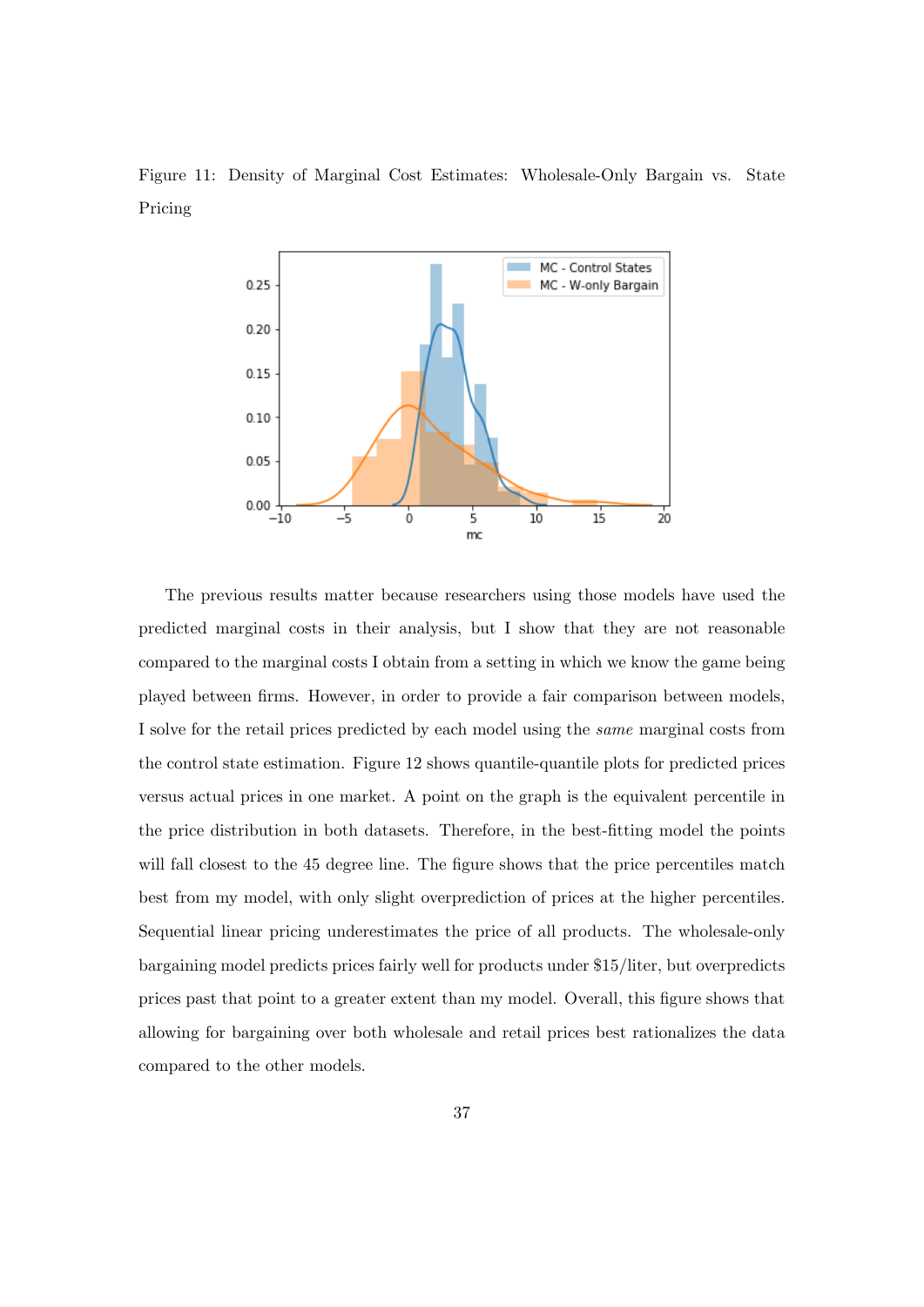Figure 11: Density of Marginal Cost Estimates: Wholesale-Only Bargain vs. State Pricing

The previous results matter because researchers using those models have used the predicted marginal costs in their analysis, but I show that they are not reasonable compared to the marginal costs I obtain from a setting in which we know the game being played between firms. However, in order to provide a fair comparison between models, I solve for the retail prices predicted by each model using the *same* marginal costs from the control state estimation. Figure 12 shows quantile-quantile plots for predicted prices versus actual prices in one market. A point on the graph is the equivalent percentile in the price distribution in both datasets. Therefore, in the best-fitting model the points will fall closest to the 45 degree line. The figure shows that the price percentiles match best from my model, with only slight overprediction of prices at the higher percentiles. Sequential linear pricing underestimates the price of all products. The wholesale-only bargaining model predicts prices fairly well for products under \$15/liter, but overpredicts prices past that point to a greater extent than my model. Overall, this figure shows that allowing for bargaining over both wholesale and retail prices best rationalizes the data compared to the other models.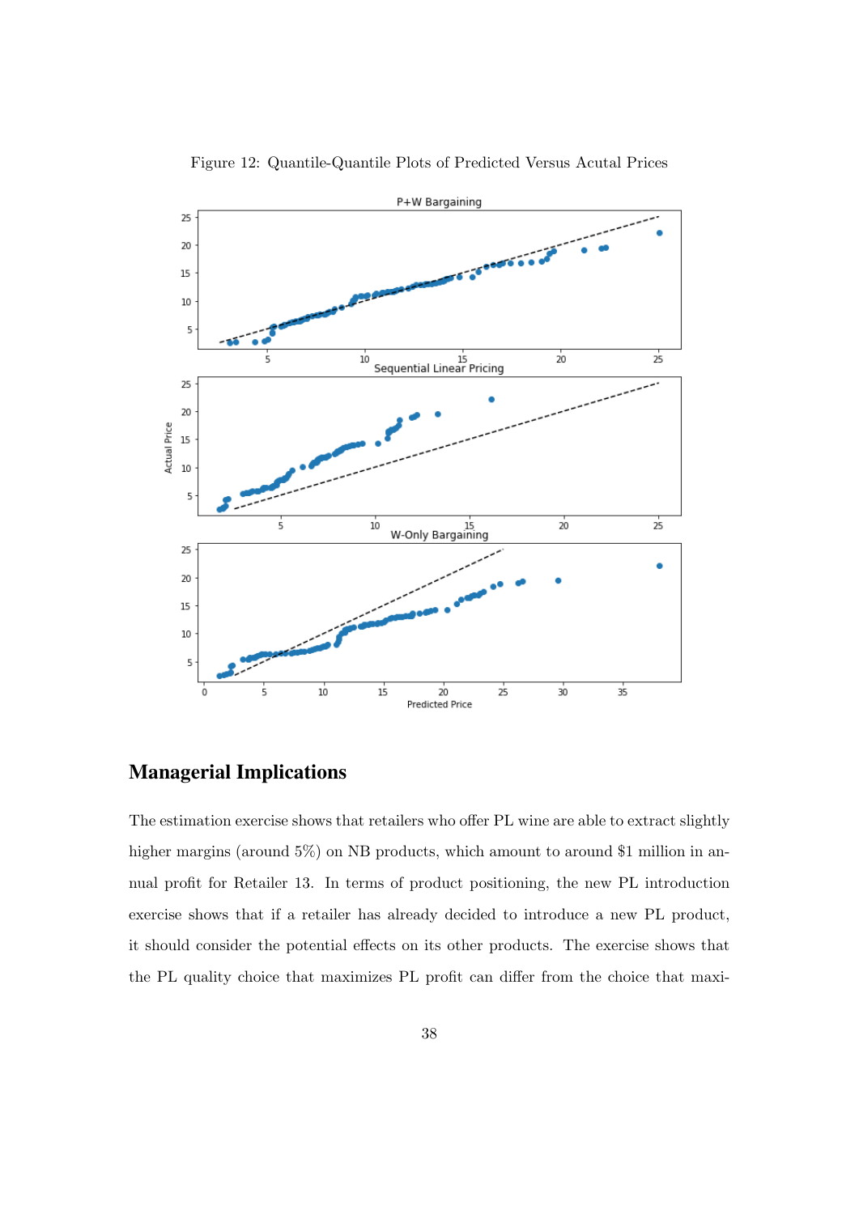Figure 12: Quantile-Quantile Plots of Predicted Versus Acutal Prices

## Managerial Implications

The estimation exercise shows that retailers who offer PL wine are able to extract slightly higher margins (around 5%) on NB products, which amount to around $1 million in annual profit for Retailer 13. In terms of product positioning, the new PL introduction exercise shows that if a retailer has already decided to introduce a new PL product, it should consider the potential effects on its other products. The exercise shows that the PL quality choice that maximizes PL profit can differ from the choice that maxi-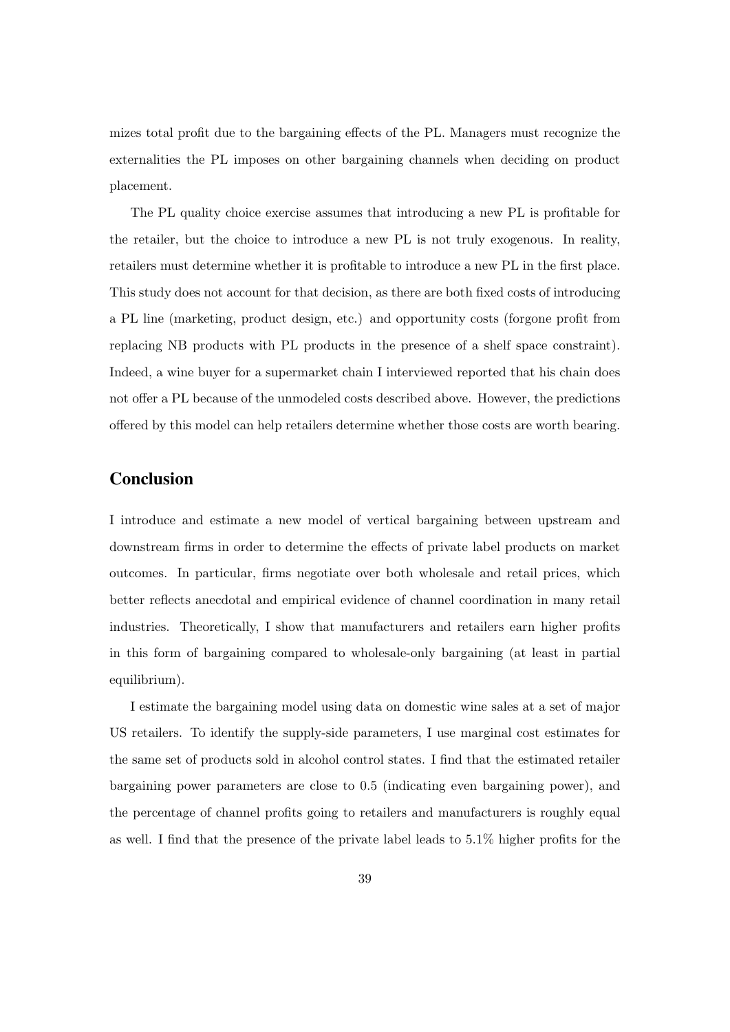mizes total profit due to the bargaining effects of the PL. Managers must recognize the externalities the PL imposes on other bargaining channels when deciding on product placement.

The PL quality choice exercise assumes that introducing a new PL is profitable for the retailer, but the choice to introduce a new PL is not truly exogenous. In reality, retailers must determine whether it is profitable to introduce a new PL in the first place. This study does not account for that decision, as there are both fixed costs of introducing a PL line (marketing, product design, etc.) and opportunity costs (forgone profit from replacing NB products with PL products in the presence of a shelf space constraint). Indeed, a wine buyer for a supermarket chain I interviewed reported that his chain does not offer a PL because of the unmodeled costs described above. However, the predictions offered by this model can help retailers determine whether those costs are worth bearing.

## Conclusion

I introduce and estimate a new model of vertical bargaining between upstream and downstream firms in order to determine the effects of private label products on market outcomes. In particular, firms negotiate over both wholesale and retail prices, which better reflects anecdotal and empirical evidence of channel coordination in many retail industries. Theoretically, I show that manufacturers and retailers earn higher profits in this form of bargaining compared to wholesale-only bargaining (at least in partial equilibrium).

I estimate the bargaining model using data on domestic wine sales at a set of major US retailers. To identify the supply-side parameters, I use marginal cost estimates for the same set of products sold in alcohol control states. I find that the estimated retailer bargaining power parameters are close to 0.5 (indicating even bargaining power), and the percentage of channel profits going to retailers and manufacturers is roughly equal as well. I find that the presence of the private label leads to 5.1% higher profits for the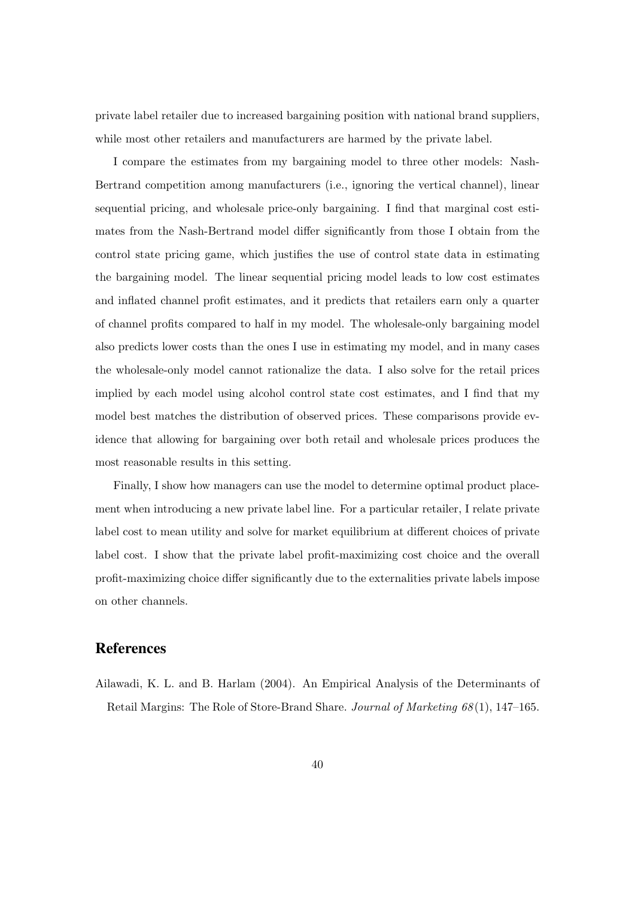private label retailer due to increased bargaining position with national brand suppliers, while most other retailers and manufacturers are harmed by the private label.

I compare the estimates from my bargaining model to three other models: Nash-Bertrand competition among manufacturers (i.e., ignoring the vertical channel), linear sequential pricing, and wholesale price-only bargaining. I find that marginal cost estimates from the Nash-Bertrand model differ significantly from those I obtain from the control state pricing game, which justifies the use of control state data in estimating the bargaining model. The linear sequential pricing model leads to low cost estimates and inflated channel profit estimates, and it predicts that retailers earn only a quarter of channel profits compared to half in my model. The wholesale-only bargaining model also predicts lower costs than the ones I use in estimating my model, and in many cases the wholesale-only model cannot rationalize the data. I also solve for the retail prices implied by each model using alcohol control state cost estimates, and I find that my model best matches the distribution of observed prices. These comparisons provide evidence that allowing for bargaining over both retail and wholesale prices produces the most reasonable results in this setting.

Finally, I show how managers can use the model to determine optimal product placement when introducing a new private label line. For a particular retailer, I relate private label cost to mean utility and solve for market equilibrium at different choices of private label cost. I show that the private label profit-maximizing cost choice and the overall profit-maximizing choice differ significantly due to the externalities private labels impose on other channels.

## References

Ailawadi, K. L. and B. Harlam (2004). An Empirical Analysis of the Determinants of Retail Margins: The Role of Store-Brand Share. *Journal of Marketing 68*(1), 147–165.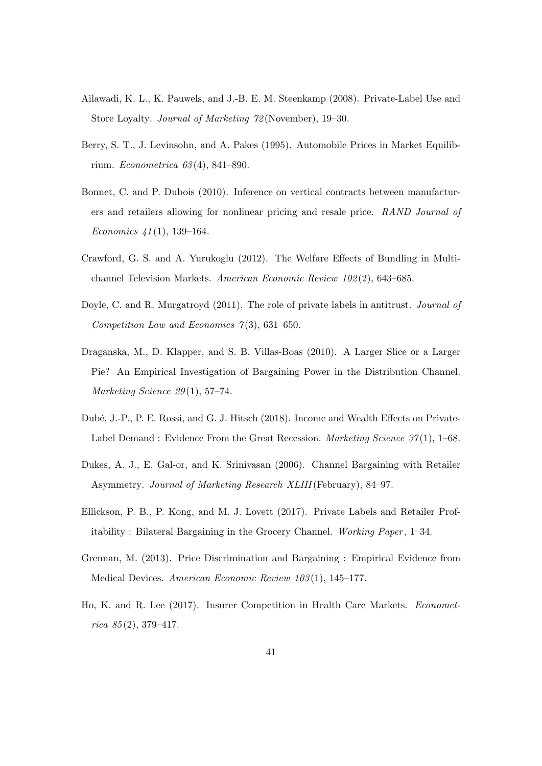Ailawadi, K. L., K. Pauwels, and J.-B. E. M. Steenkamp (2008). Private-Label Use and Store Loyalty. *Journal of Marketing 72*(November), 19–30.

Berry, S. T., J. Levinsohn, and A. Pakes (1995). Automobile Prices in Market Equilibrium. *Econometrica 63*(4), 841–890.

Bonnet, C. and P. Dubois (2010). Inference on vertical contracts between manufacturers and retailers allowing for nonlinear pricing and resale price. *RAND Journal of Economics 41*(1), 139–164.

Crawford, G. S. and A. Yurukoglu (2012). The Welfare Effects of Bundling in Multichannel Television Markets. *American Economic Review 102*(2), 643–685.

Doyle, C. and R. Murgatroyd (2011). The role of private labels in antitrust. *Journal of Competition Law and Economics 7*(3), 631–650.

Draganska, M., D. Klapper, and S. B. Villas-Boas (2010). A Larger Slice or a Larger Pie? An Empirical Investigation of Bargaining Power in the Distribution Channel. *Marketing Science 29*(1), 57–74.

Dubé, J.-P., P. E. Rossi, and G. J. Hitsch (2018). Income and Wealth Effects on Private-Label Demand : Evidence From the Great Recession. *Marketing Science 37*(1), 1–68.

Dukes, A. J., E. Gal-or, and K. Srinivasan (2006). Channel Bargaining with Retailer Asymmetry. *Journal of Marketing Research XLIII*(February), 84–97.

Ellickson, P. B., P. Kong, and M. J. Lovett (2017). Private Labels and Retailer Profitability : Bilateral Bargaining in the Grocery Channel. *Working Paper*, 1–34.

Grennan, M. (2013). Price Discrimination and Bargaining : Empirical Evidence from Medical Devices. *American Economic Review 103*(1), 145–177.

Ho, K. and R. Lee (2017). Insurer Competition in Health Care Markets. *Econometrica 85*(2), 379–417.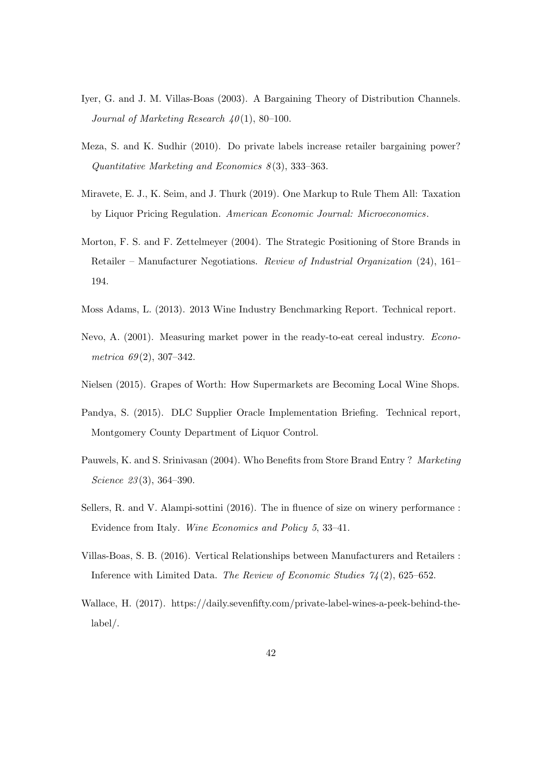Iyer, G. and J. M. Villas-Boas (2003). A Bargaining Theory of Distribution Channels. *Journal of Marketing Research 40*(1), 80–100.

Meza, S. and K. Sudhir (2010). Do private labels increase retailer bargaining power? *Quantitative Marketing and Economics 8*(3), 333–363.

Miravete, E. J., K. Seim, and J. Thurk (2019). One Markup to Rule Them All: Taxation by Liquor Pricing Regulation. *American Economic Journal: Microeconomics*.

Morton, F. S. and F. Zettelmeyer (2004). The Strategic Positioning of Store Brands in Retailer – Manufacturer Negotiations. *Review of Industrial Organization* (24), 161–194.

Moss Adams, L. (2013). 2013 Wine Industry Benchmarking Report. Technical report.

Nevo, A. (2001). Measuring market power in the ready-to-eat cereal industry. *Econometrica 69*(2), 307–342.

Nielsen (2015). Grapes of Worth: How Supermarkets are Becoming Local Wine Shops.

Pandya, S. (2015). DLC Supplier Oracle Implementation Briefing. Technical report, Montgomery County Department of Liquor Control.

Pauwels, K. and S. Srinivasan (2004). Who Benefits from Store Brand Entry ? *Marketing Science 23*(3), 364–390.

Sellers, R. and V. Alampi-sottini (2016). The in fluence of size on winery performance : Evidence from Italy. *Wine Economics and Policy 5*, 33–41.

Villas-Boas, S. B. (2016). Vertical Relationships between Manufacturers and Retailers : Inference with Limited Data. *The Review of Economic Studies 74*(2), 625–652.

Wallace, H. (2017). https://daily.sevenfifty.com/private-label-wines-a-peek-behind-the-label/.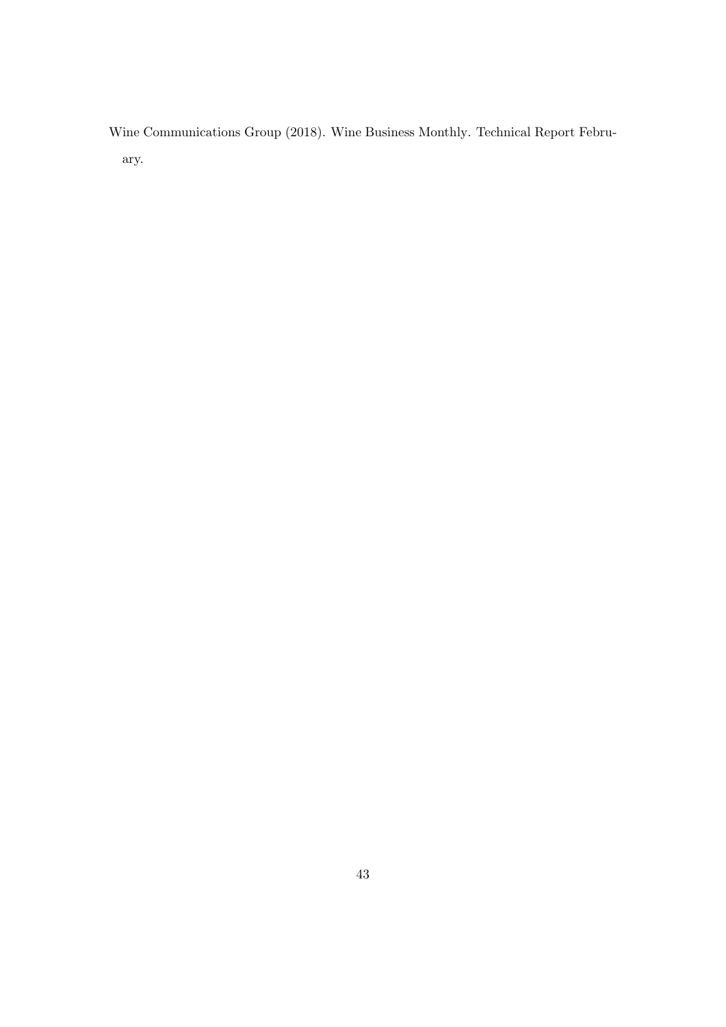Wine Communications Group (2018). Wine Business Monthly. Technical Report February.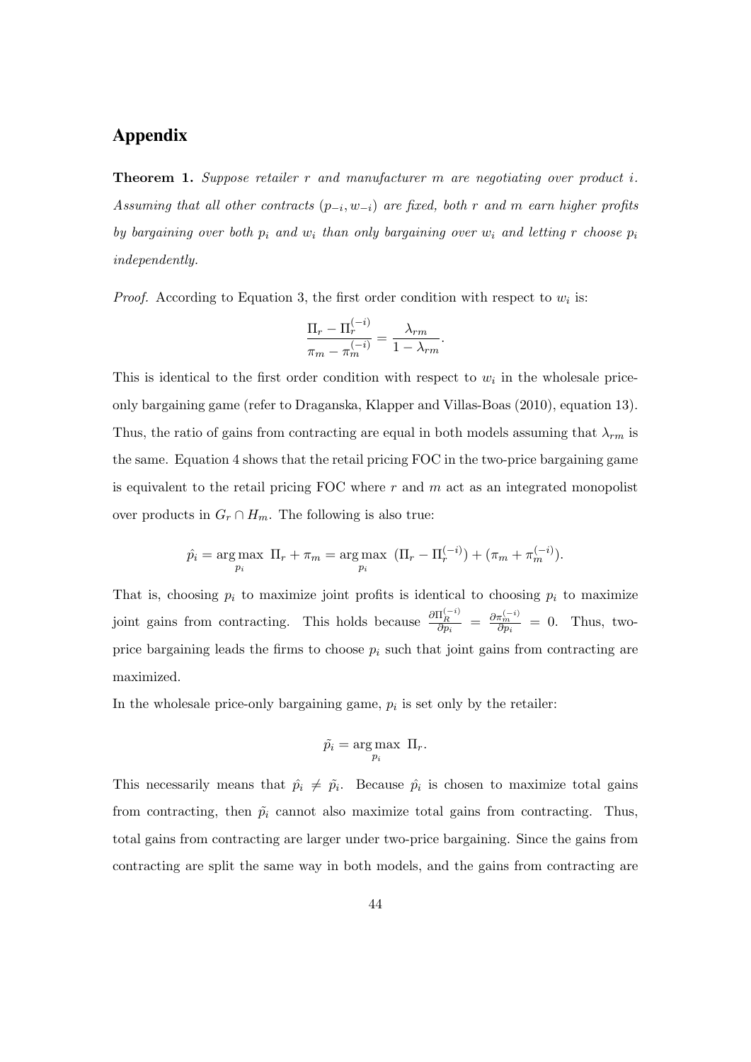# Appendix

**Theorem 1.** *Suppose retailer $r$ and manufacturer $m$ are negotiating over product $i$. Assuming that all other contracts $(p_{-i}, w_{-i})$ are fixed, both $r$ and $m$ earn higher profits by bargaining over both $p_i$ and $w_i$ than only bargaining over $w_i$ and letting $r$ choose $p_i$ independently.*

*Proof.* According to Equation 3, the first order condition with respect to $w_i$ is:

$$\frac{\Pi_r - \Pi_r^{(-i)}}{\pi_m - \pi_m^{(-i)}} = \frac{\lambda_{rm}}{1 - \lambda_{rm}}.$$

This is identical to the first order condition with respect to $w_i$ in the wholesale price-only bargaining game (refer to Draganska, Klapper and Villas-Boas (2010), equation 13). Thus, the ratio of gains from contracting are equal in both models assuming that $\lambda_{rm}$ is the same. Equation 4 shows that the retail pricing FOC in the two-price bargaining game is equivalent to the retail pricing FOC where $r$ and $m$ act as an integrated monopolist over products in $G_r \cap H_m$. The following is also true:

$$\hat{p_i} = \underset{p_i}{\arg\max}\ \Pi_r + \pi_m = \underset{p_i}{\arg\max}\ (\Pi_r - \Pi_r^{(-i)}) + (\pi_m + \pi_m^{(-i)}).$$

That is, choosing $p_i$ to maximize joint profits is identical to choosing $p_i$ to maximize joint gains from contracting. This holds because $\frac{\partial \Pi_R^{(-i)}}{\partial p_i} = \frac{\partial \pi_m^{(-i)}}{\partial p_i} = 0$. Thus, two-price bargaining leads the firms to choose $p_i$ such that joint gains from contracting are maximized.

In the wholesale price-only bargaining game, $p_i$ is set only by the retailer:

$$\tilde{p_i} = \underset{p_i}{\arg\max}\ \Pi_r.$$

This necessarily means that $\hat{p_i} \neq \tilde{p_i}$. Because $\hat{p_i}$ is chosen to maximize total gains from contracting, then $\tilde{p_i}$ cannot also maximize total gains from contracting. Thus, total gains from contracting are larger under two-price bargaining. Since the gains from contracting are split the same way in both models, and the gains from contracting are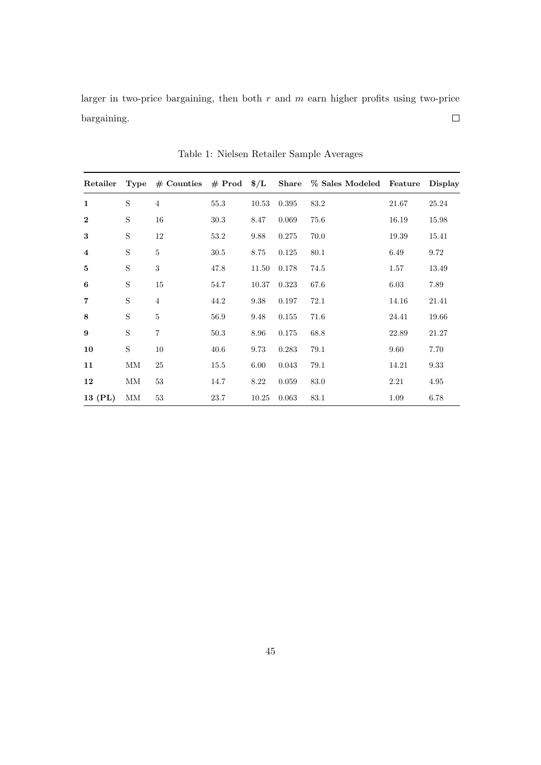larger in two-price bargaining, then both $r$ and $m$ earn higher profits using two-price bargaining. $\square$

Table 1: Nielsen Retailer Sample Averages

| Retailer | Type | # Counties | # Prod | \$/L | Share | % Sales Modeled | Feature | Display |
|---|---|---|---|---|---|---|---|---|
| **1** | S | 4 | 55.3 | 10.53 | 0.395 | 83.2 | 21.67 | 25.24 |
| **2** | S | 16 | 30.3 | 8.47 | 0.069 | 75.6 | 16.19 | 15.98 |
| **3** | S | 12 | 53.2 | 9.88 | 0.275 | 70.0 | 19.39 | 15.41 |
| **4** | S | 5 | 30.5 | 8.75 | 0.125 | 80.1 | 6.49 | 9.72 |
| **5** | S | 3 | 47.8 | 11.50 | 0.178 | 74.5 | 1.57 | 13.49 |
| **6** | S | 15 | 54.7 | 10.37 | 0.323 | 67.6 | 6.03 | 7.89 |
| **7** | S | 4 | 44.2 | 9.38 | 0.197 | 72.1 | 14.16 | 21.41 |
| **8** | S | 5 | 56.9 | 9.48 | 0.155 | 71.6 | 24.41 | 19.66 |
| **9** | S | 7 | 50.3 | 8.96 | 0.175 | 68.8 | 22.89 | 21.27 |
| **10** | S | 10 | 40.6 | 9.73 | 0.283 | 79.1 | 9.60 | 7.70 |
| **11** | MM | 25 | 15.5 | 6.00 | 0.043 | 79.1 | 14.21 | 9.33 |
| **12** | MM | 53 | 14.7 | 8.22 | 0.059 | 83.0 | 2.21 | 4.95 |
| **13 (PL)** | MM | 53 | 23.7 | 10.25 | 0.063 | 83.1 | 1.09 | 6.78 |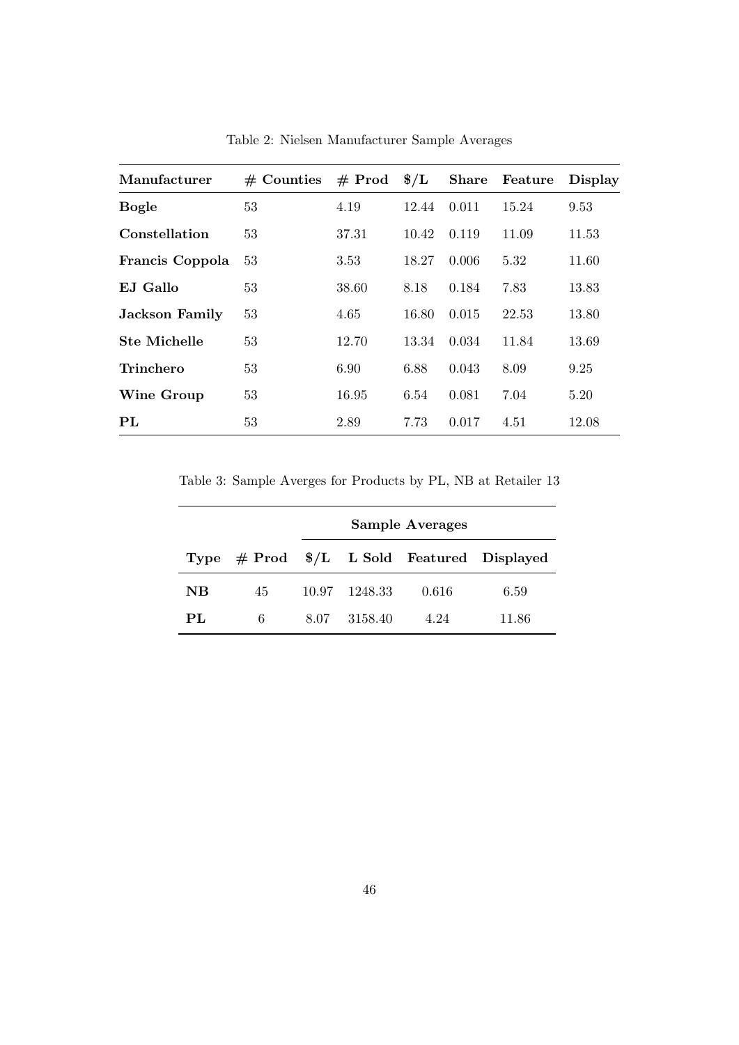Table 2: Nielsen Manufacturer Sample Averages

| Manufacturer | # Counties | # Prod | $/L | Share | Feature | Display |
|---|---|---|---|---|---|---|
| **Bogle** | 53 | 4.19 | 12.44 | 0.011 | 15.24 | 9.53 |
| **Constellation** | 53 | 37.31 | 10.42 | 0.119 | 11.09 | 11.53 |
| **Francis Coppola** | 53 | 3.53 | 18.27 | 0.006 | 5.32 | 11.60 |
| **EJ Gallo** | 53 | 38.60 | 8.18 | 0.184 | 7.83 | 13.83 |
| **Jackson Family** | 53 | 4.65 | 16.80 | 0.015 | 22.53 | 13.80 |
| **Ste Michelle** | 53 | 12.70 | 13.34 | 0.034 | 11.84 | 13.69 |
| **Trinchero** | 53 | 6.90 | 6.88 | 0.043 | 8.09 | 9.25 |
| **Wine Group** | 53 | 16.95 | 6.54 | 0.081 | 7.04 | 5.20 |
| **PL** | 53 | 2.89 | 7.73 | 0.017 | 4.51 | 12.08 |

Table 3: Sample Averges for Products by PL, NB at Retailer 13

| | | Sample Averages | | | |
|---|---|---|---|---|---|
| **Type** | **# Prod** | **$/L** | **L Sold** | **Featured** | **Displayed** |
| **NB** | 45 | 10.97 | 1248.33 | 0.616 | 6.59 |
| **PL** | 6 | 8.07 | 3158.40 | 4.24 | 11.86 |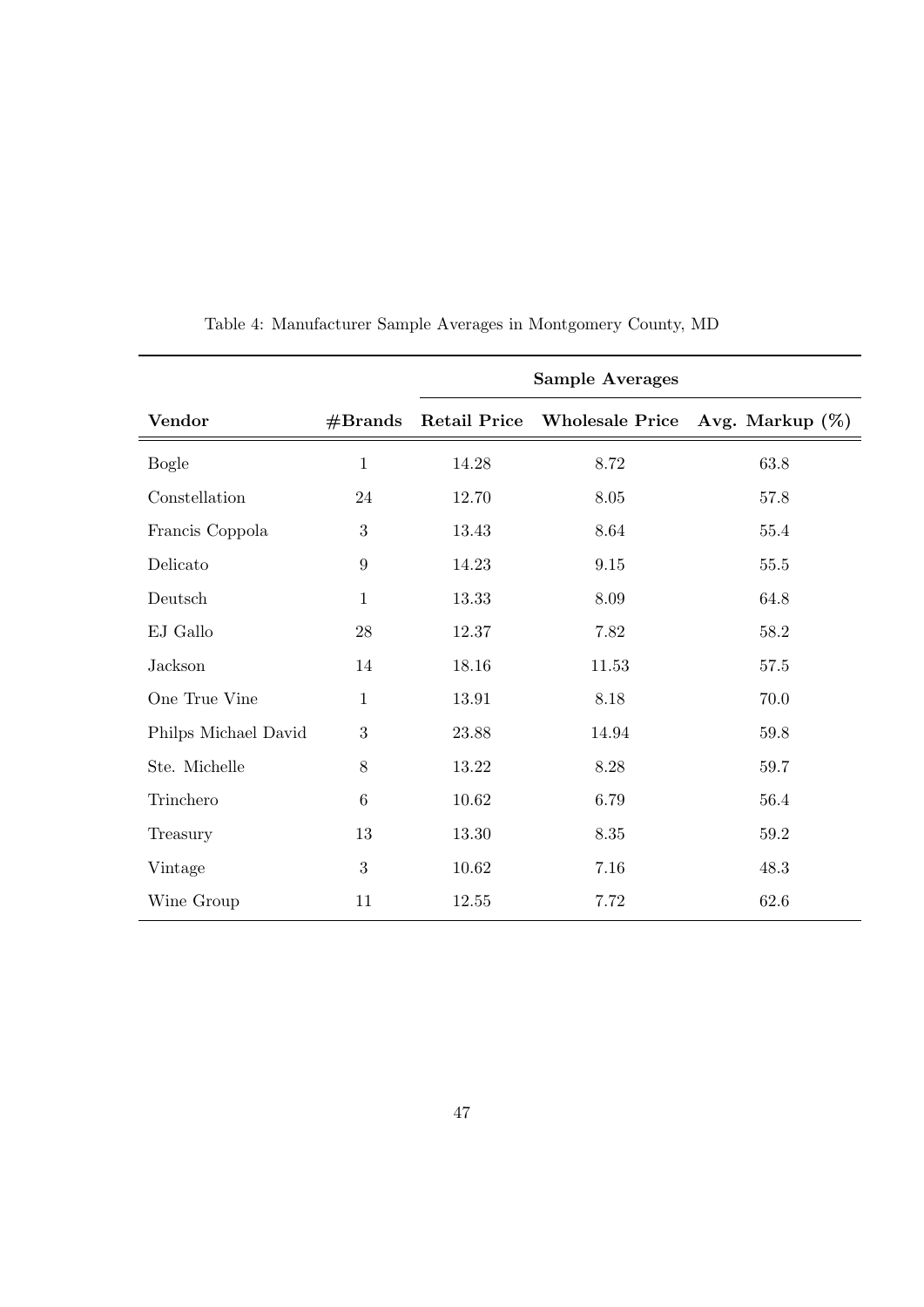Table 4: Manufacturer Sample Averages in Montgomery County, MD

| | | Sample Averages | | |
|---|---|---|---|---|
| **Vendor** | **#Brands** | **Retail Price** | **Wholesale Price** | **Avg. Markup (%)** |
| Bogle | 1 | 14.28 | 8.72 | 63.8 |
| Constellation | 24 | 12.70 | 8.05 | 57.8 |
| Francis Coppola | 3 | 13.43 | 8.64 | 55.4 |
| Delicato | 9 | 14.23 | 9.15 | 55.5 |
| Deutsch | 1 | 13.33 | 8.09 | 64.8 |
| EJ Gallo | 28 | 12.37 | 7.82 | 58.2 |
| Jackson | 14 | 18.16 | 11.53 | 57.5 |
| One True Vine | 1 | 13.91 | 8.18 | 70.0 |
| Philps Michael David | 3 | 23.88 | 14.94 | 59.8 |
| Ste. Michelle | 8 | 13.22 | 8.28 | 59.7 |
| Trinchero | 6 | 10.62 | 6.79 | 56.4 |
| Treasury | 13 | 13.30 | 8.35 | 59.2 |
| Vintage | 3 | 10.62 | 7.16 | 48.3 |
| Wine Group | 11 | 12.55 | 7.72 | 62.6 |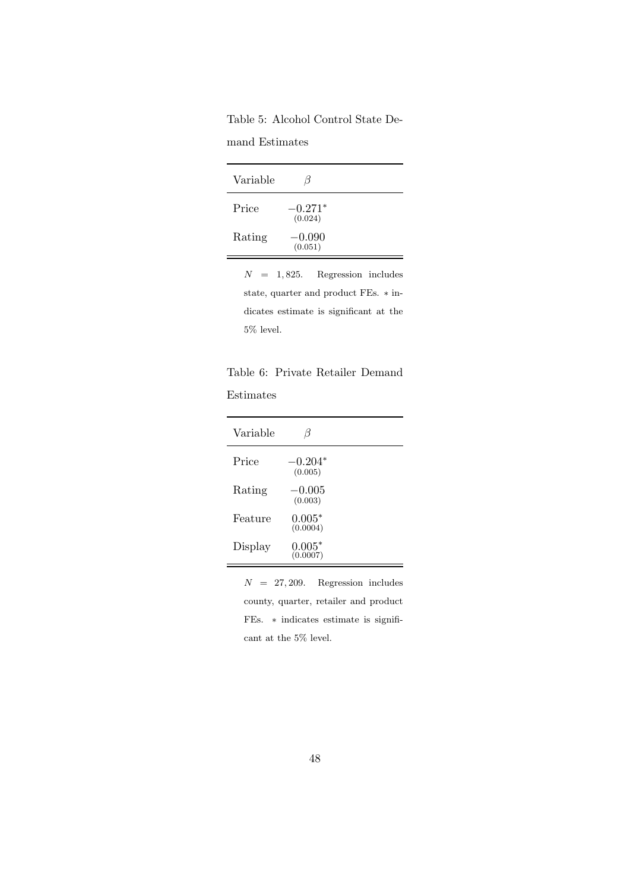Table 5: Alcohol Control State Demand Estimates

| Variable | $\beta$ |
|---|---|
| Price | $-0.271^{*}$ (0.024) |
| Rating | $-0.090$ (0.051) |

$N = 1,825$. Regression includes state, quarter and product FEs. $*$ indicates estimate is significant at the 5% level.

Table 6: Private Retailer Demand Estimates

| Variable | $\beta$ |
|---|---|
| Price | $-0.204^{*}$ (0.005) |
| Rating | $-0.005$ (0.003) |
| Feature | $0.005^{*}$ (0.0004) |
| Display | $0.005^{*}$ (0.0007) |

$N = 27,209$. Regression includes county, quarter, retailer and product FEs. $*$ indicates estimate is significant at the 5% level.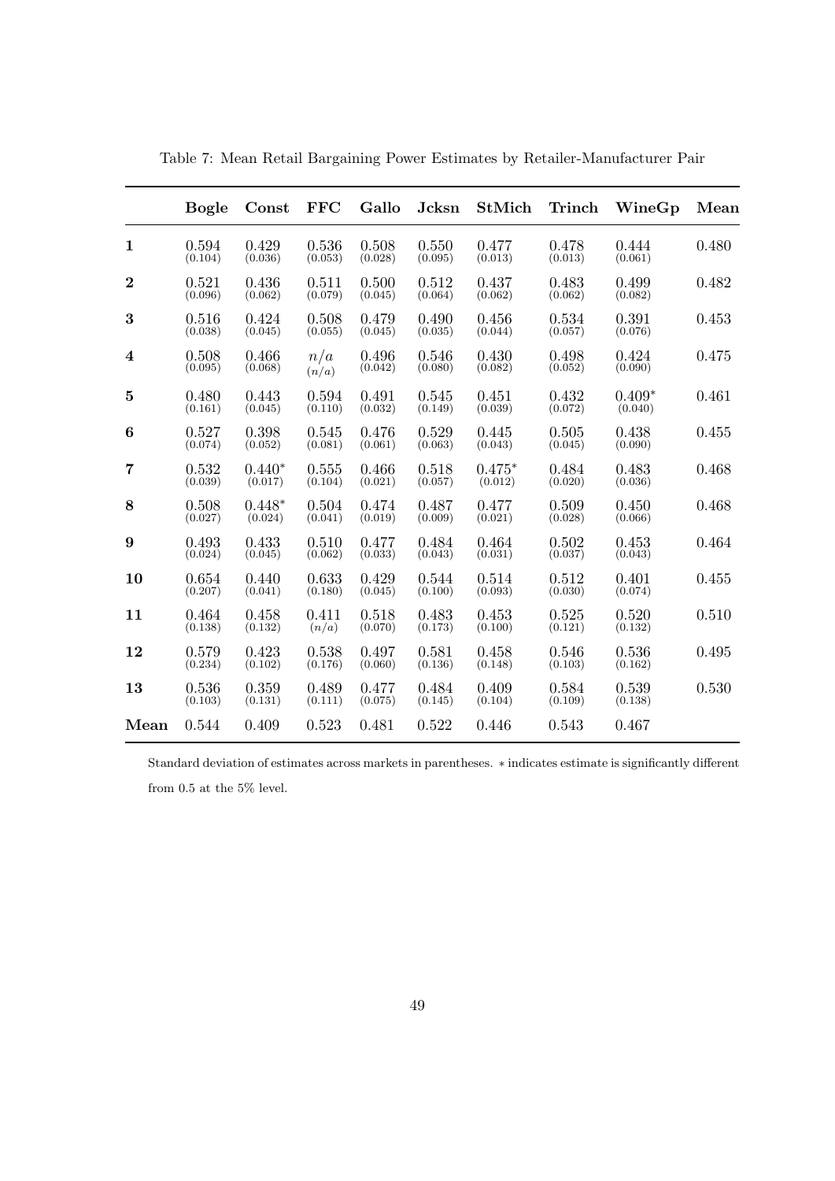Table 7: Mean Retail Bargaining Power Estimates by Retailer-Manufacturer Pair

| | **Bogle** | **Const** | **FFC** | **Gallo** | **Jcksn** | **StMich** | **Trinch** | **WineGp** | **Mean** |
|---|---|---|---|---|---|---|---|---|---|
| **1** | 0.594 (0.104) | 0.429 (0.036) | 0.536 (0.053) | 0.508 (0.028) | 0.550 (0.095) | 0.477 (0.013) | 0.478 (0.013) | 0.444 (0.061) | 0.480 |
| **2** | 0.521 (0.096) | 0.436 (0.062) | 0.511 (0.079) | 0.500 (0.045) | 0.512 (0.064) | 0.437 (0.062) | 0.483 (0.062) | 0.499 (0.082) | 0.482 |
| **3** | 0.516 (0.038) | 0.424 (0.045) | 0.508 (0.055) | 0.479 (0.045) | 0.490 (0.035) | 0.456 (0.044) | 0.534 (0.057) | 0.391 (0.076) | 0.453 |
| **4** | 0.508 (0.095) | 0.466 (0.068) | $n/a$ $(n/a)$ | 0.496 (0.042) | 0.546 (0.080) | 0.430 (0.082) | 0.498 (0.052) | 0.424 (0.090) | 0.475 |
| **5** | 0.480 (0.161) | 0.443 (0.045) | 0.594 (0.110) | 0.491 (0.032) | 0.545 (0.149) | 0.451 (0.039) | 0.432 (0.072) | 0.409* (0.040) | 0.461 |
| **6** | 0.527 (0.074) | 0.398 (0.052) | 0.545 (0.081) | 0.476 (0.061) | 0.529 (0.063) | 0.445 (0.043) | 0.505 (0.045) | 0.438 (0.090) | 0.455 |
| **7** | 0.532 (0.039) | 0.440* (0.017) | 0.555 (0.104) | 0.466 (0.021) | 0.518 (0.057) | 0.475* (0.012) | 0.484 (0.020) | 0.483 (0.036) | 0.468 |
| **8** | 0.508 (0.027) | 0.448* (0.024) | 0.504 (0.041) | 0.474 (0.019) | 0.487 (0.009) | 0.477 (0.021) | 0.509 (0.028) | 0.450 (0.066) | 0.468 |
| **9** | 0.493 (0.024) | 0.433 (0.045) | 0.510 (0.062) | 0.477 (0.033) | 0.484 (0.043) | 0.464 (0.031) | 0.502 (0.037) | 0.453 (0.043) | 0.464 |
| **10** | 0.654 (0.207) | 0.440 (0.041) | 0.633 (0.180) | 0.429 (0.045) | 0.544 (0.100) | 0.514 (0.093) | 0.512 (0.030) | 0.401 (0.074) | 0.455 |
| **11** | 0.464 (0.138) | 0.458 (0.132) | 0.411 $(n/a)$ | 0.518 (0.070) | 0.483 (0.173) | 0.453 (0.100) | 0.525 (0.121) | 0.520 (0.132) | 0.510 |
| **12** | 0.579 (0.234) | 0.423 (0.102) | 0.538 (0.176) | 0.497 (0.060) | 0.581 (0.136) | 0.458 (0.148) | 0.546 (0.103) | 0.536 (0.162) | 0.495 |
| **13** | 0.536 (0.103) | 0.359 (0.131) | 0.489 (0.111) | 0.477 (0.075) | 0.484 (0.145) | 0.409 (0.104) | 0.584 (0.109) | 0.539 (0.138) | 0.530 |
| **Mean** | 0.544 | 0.409 | 0.523 | 0.481 | 0.522 | 0.446 | 0.543 | 0.467 | |

Standard deviation of estimates across markets in parentheses. $*$ indicates estimate is significantly different from 0.5 at the 5% level.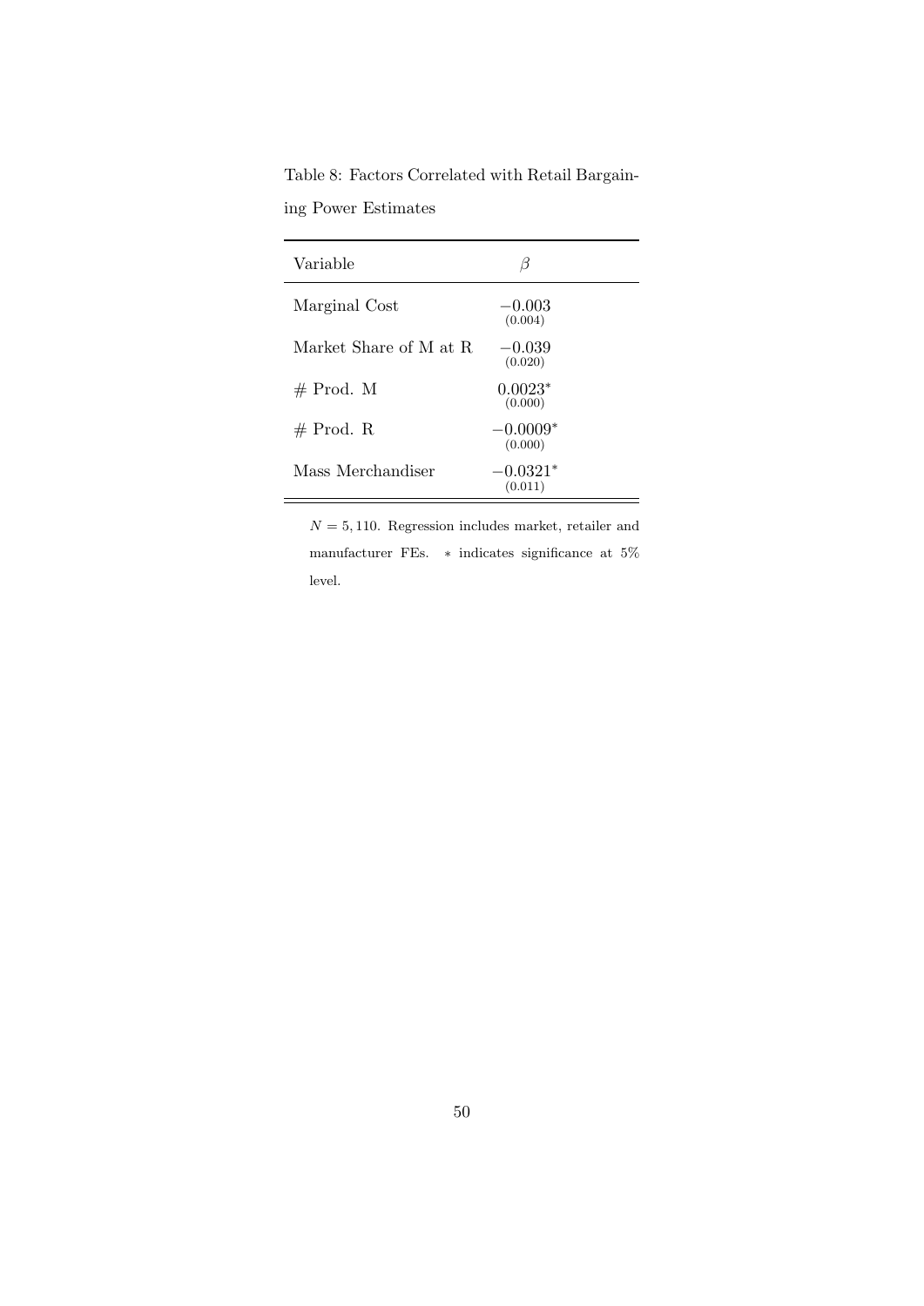Table 8: Factors Correlated with Retail Bargaining Power Estimates

| Variable | $\beta$ |
|---|---|
| Marginal Cost | $-0.003$ (0.004) |
| Market Share of M at R | $-0.039$ (0.020) |
| # Prod. M | $0.0023^{*}$ (0.000) |
| # Prod. R | $-0.0009^{*}$ (0.000) |
| Mass Merchandiser | $-0.0321^{*}$ (0.011) |

$N = 5,110$. Regression includes market, retailer and manufacturer FEs. $*$ indicates significance at 5% level.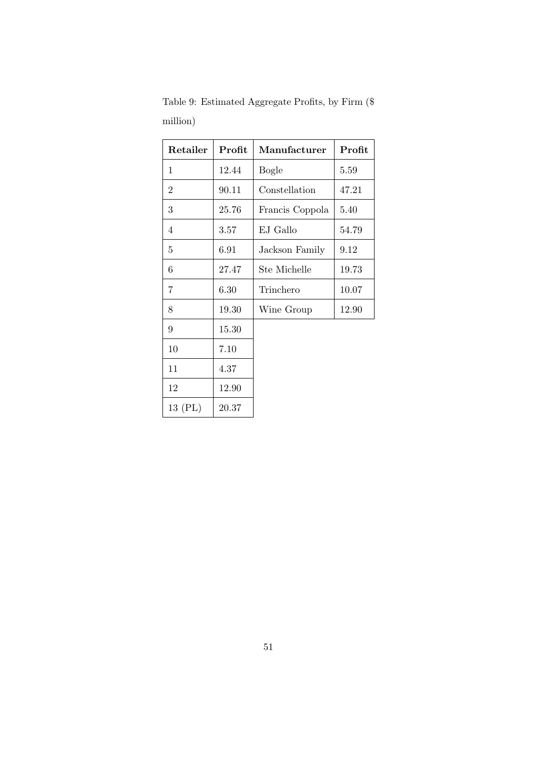Table 9: Estimated Aggregate Profits, by Firm ($ million)

| Retailer | Profit | Manufacturer | Profit |
|---|---|---|---|
| 1 | 12.44 | Bogle | 5.59 |
| 2 | 90.11 | Constellation | 47.21 |
| 3 | 25.76 | Francis Coppola | 5.40 |
| 4 | 3.57 | EJ Gallo | 54.79 |
| 5 | 6.91 | Jackson Family | 9.12 |
| 6 | 27.47 | Ste Michelle | 19.73 |
| 7 | 6.30 | Trinchero | 10.07 |
| 8 | 19.30 | Wine Group | 12.90 |
| 9 | 15.30 | | |
| 10 | 7.10 | | |
| 11 | 4.37 | | |
| 12 | 12.90 | | |
| 13 (PL) | 20.37 | | |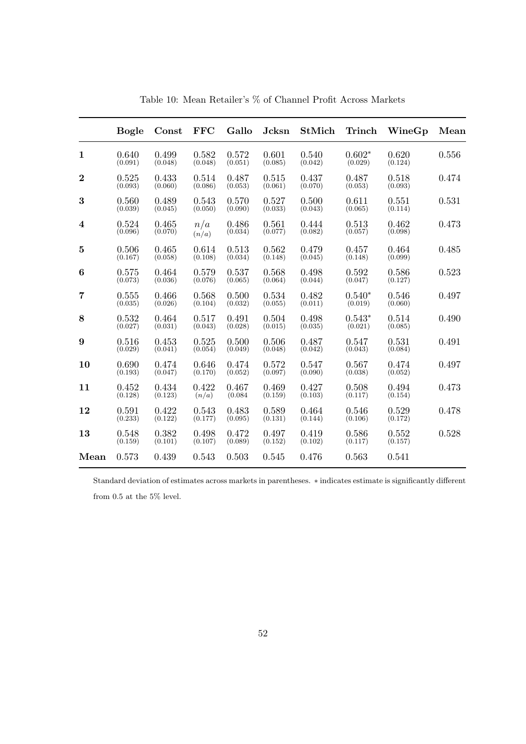Table 10: Mean Retailer's % of Channel Profit Across Markets

| | **Bogle** | **Const** | **FFC** | **Gallo** | **Jcksn** | **StMich** | **Trinch** | **WineGp** | **Mean** |
|---|---|---|---|---|---|---|---|---|---|
| **1** | 0.640 (0.091) | 0.499 (0.048) | 0.582 (0.048) | 0.572 (0.051) | 0.601 (0.085) | 0.540 (0.042) | 0.602* (0.029) | 0.620 (0.124) | 0.556 |
| **2** | 0.525 (0.093) | 0.433 (0.060) | 0.514 (0.086) | 0.487 (0.053) | 0.515 (0.061) | 0.437 (0.070) | 0.487 (0.053) | 0.518 (0.093) | 0.474 |
| **3** | 0.560 (0.039) | 0.489 (0.045) | 0.543 (0.050) | 0.570 (0.090) | 0.527 (0.033) | 0.500 (0.043) | 0.611 (0.065) | 0.551 (0.114) | 0.531 |
| **4** | 0.524 (0.096) | 0.465 (0.070) | $n/a$ ($n/a$) | 0.486 (0.034) | 0.561 (0.077) | 0.444 (0.082) | 0.513 (0.057) | 0.462 (0.098) | 0.473 |
| **5** | 0.506 (0.167) | 0.465 (0.058) | 0.614 (0.108) | 0.513 (0.034) | 0.562 (0.148) | 0.479 (0.045) | 0.457 (0.148) | 0.464 (0.099) | 0.485 |
| **6** | 0.575 (0.073) | 0.464 (0.036) | 0.579 (0.076) | 0.537 (0.065) | 0.568 (0.064) | 0.498 (0.044) | 0.592 (0.047) | 0.586 (0.127) | 0.523 |
| **7** | 0.555 (0.035) | 0.466 (0.026) | 0.568 (0.104) | 0.500 (0.032) | 0.534 (0.055) | 0.482 (0.011) | 0.540* (0.019) | 0.546 (0.060) | 0.497 |
| **8** | 0.532 (0.027) | 0.464 (0.031) | 0.517 (0.043) | 0.491 (0.028) | 0.504 (0.015) | 0.498 (0.035) | 0.543* (0.021) | 0.514 (0.085) | 0.490 |
| **9** | 0.516 (0.029) | 0.453 (0.041) | 0.525 (0.054) | 0.500 (0.049) | 0.506 (0.048) | 0.487 (0.042) | 0.547 (0.043) | 0.531 (0.084) | 0.491 |
| **10** | 0.690 (0.193) | 0.474 (0.047) | 0.646 (0.170) | 0.474 (0.052) | 0.572 (0.097) | 0.547 (0.090) | 0.567 (0.038) | 0.474 (0.052) | 0.497 |
| **11** | 0.452 (0.128) | 0.434 (0.123) | 0.422 ($n/a$) | 0.467 (0.084 | 0.469 (0.159) | 0.427 (0.103) | 0.508 (0.117) | 0.494 (0.154) | 0.473 |
| **12** | 0.591 (0.233) | 0.422 (0.122) | 0.543 (0.177) | 0.483 (0.095) | 0.589 (0.131) | 0.464 (0.144) | 0.546 (0.106) | 0.529 (0.172) | 0.478 |
| **13** | 0.548 (0.159) | 0.382 (0.101) | 0.498 (0.107) | 0.472 (0.089) | 0.497 (0.152) | 0.419 (0.102) | 0.586 (0.117) | 0.552 (0.157) | 0.528 |
| **Mean** | 0.573 | 0.439 | 0.543 | 0.503 | 0.545 | 0.476 | 0.563 | 0.541 | |

Standard deviation of estimates across markets in parentheses. * indicates estimate is significantly different from 0.5 at the 5% level.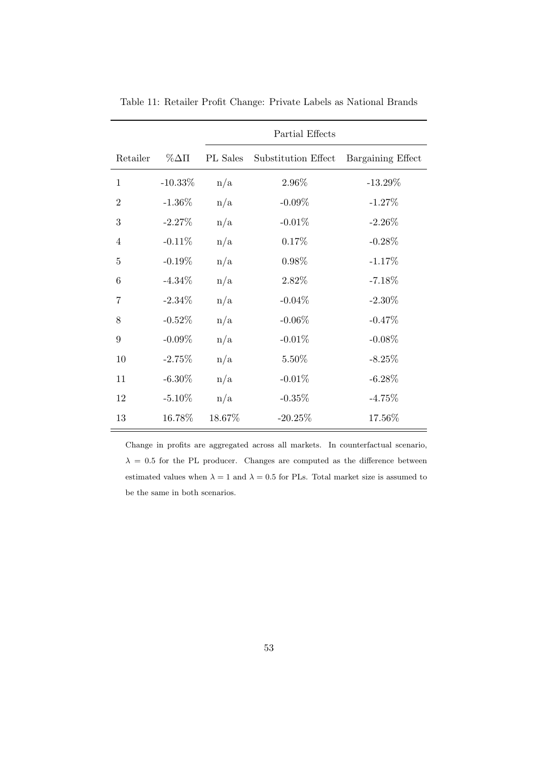Table 11: Retailer Profit Change: Private Labels as National Brands

| | | Partial Effects | | |
|---|---|---|---|---|
| Retailer | $\%\Delta\Pi$ | PL Sales | Substitution Effect | Bargaining Effect |
| 1 | -10.33% | n/a | 2.96% | -13.29% |
| 2 | -1.36% | n/a | -0.09% | -1.27% |
| 3 | -2.27% | n/a | -0.01% | -2.26% |
| 4 | -0.11% | n/a | 0.17% | -0.28% |
| 5 | -0.19% | n/a | 0.98% | -1.17% |
| 6 | -4.34% | n/a | 2.82% | -7.18% |
| 7 | -2.34% | n/a | -0.04% | -2.30% |
| 8 | -0.52% | n/a | -0.06% | -0.47% |
| 9 | -0.09% | n/a | -0.01% | -0.08% |
| 10 | -2.75% | n/a | 5.50% | -8.25% |
| 11 | -6.30% | n/a | -0.01% | -6.28% |
| 12 | -5.10% | n/a | -0.35% | -4.75% |
| 13 | 16.78% | 18.67% | -20.25% | 17.56% |

Change in profits are aggregated across all markets. In counterfactual scenario, $\lambda = 0.5$ for the PL producer. Changes are computed as the difference between estimated values when $\lambda = 1$ and $\lambda = 0.5$ for PLs. Total market size is assumed to be the same in both scenarios.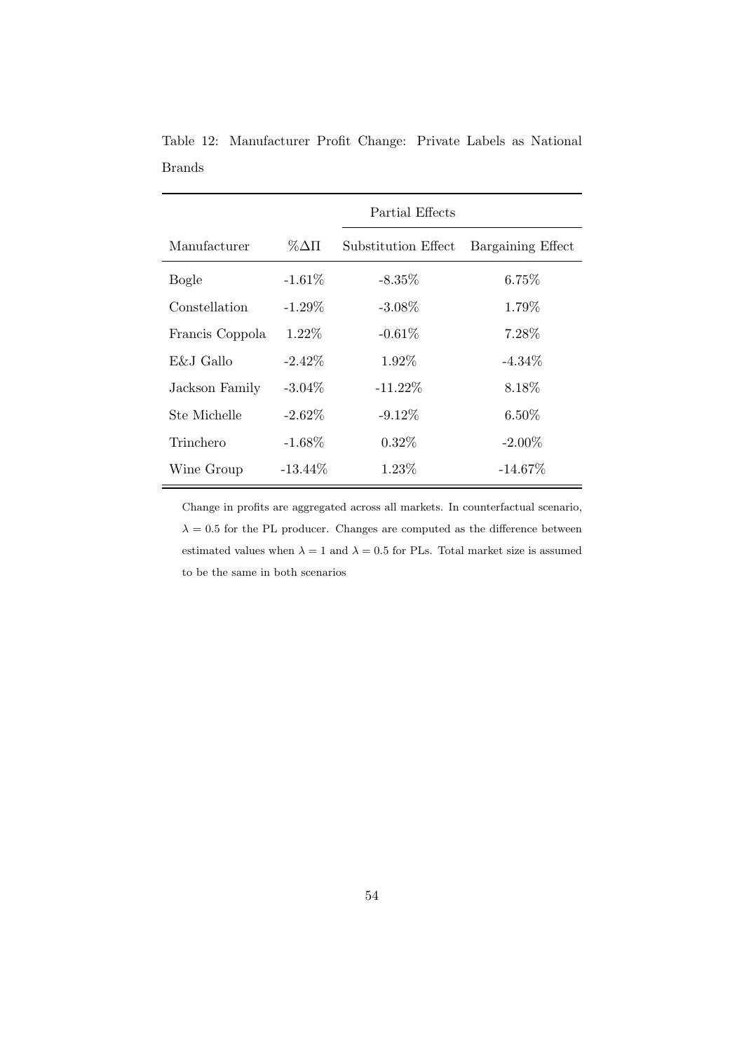Table 12: Manufacturer Profit Change: Private Labels as National Brands

| | | Partial Effects | |
|---|---|---|---|
| Manufacturer | $\%\Delta\Pi$ | Substitution Effect | Bargaining Effect |
| Bogle | -1.61% | -8.35% | 6.75% |
| Constellation | -1.29% | -3.08% | 1.79% |
| Francis Coppola | 1.22% | -0.61% | 7.28% |
| E&J Gallo | -2.42% | 1.92% | -4.34% |
| Jackson Family | -3.04% | -11.22% | 8.18% |
| Ste Michelle | -2.62% | -9.12% | 6.50% |
| Trinchero | -1.68% | 0.32% | -2.00% |
| Wine Group | -13.44% | 1.23% | -14.67% |

Change in profits are aggregated across all markets. In counterfactual scenario, $\lambda = 0.5$ for the PL producer. Changes are computed as the difference between estimated values when $\lambda = 1$ and $\lambda = 0.5$ for PLs. Total market size is assumed to be the same in both scenarios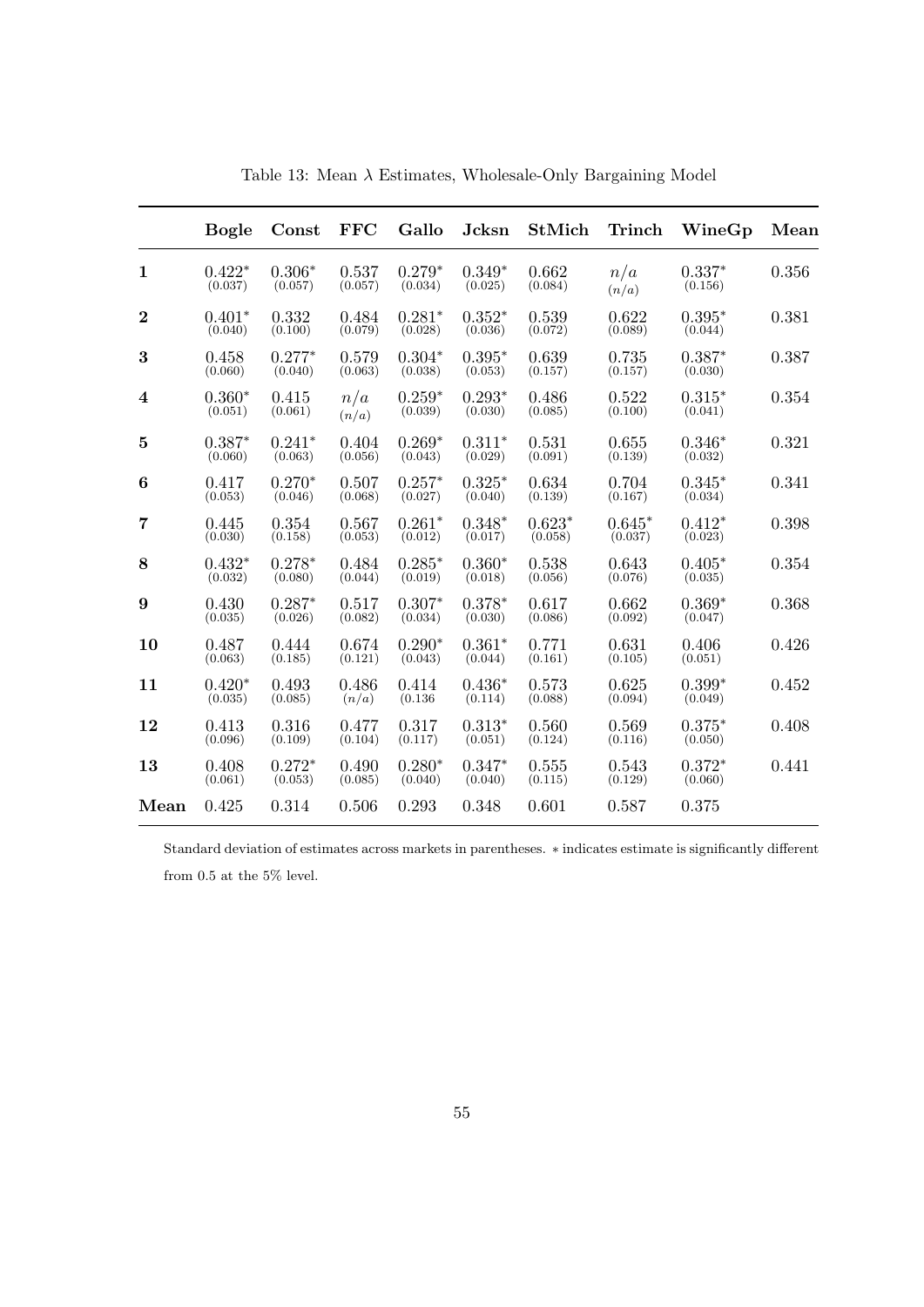Table 13: Mean $\lambda$ Estimates, Wholesale-Only Bargaining Model

| | **Bogle** | **Const** | **FFC** | **Gallo** | **Jcksn** | **StMich** | **Trinch** | **WineGp** | **Mean** |
|---|---|---|---|---|---|---|---|---|---|
| **1** | $0.422^*$ (0.037) | $0.306^*$ (0.057) | 0.537 (0.057) | $0.279^*$ (0.034) | $0.349^*$ (0.025) | 0.662 (0.084) | $n/a$ $(n/a)$ | $0.337^*$ (0.156) | 0.356 |
| **2** | $0.401^*$ (0.040) | 0.332 (0.100) | 0.484 (0.079) | $0.281^*$ (0.028) | $0.352^*$ (0.036) | 0.539 (0.072) | 0.622 (0.089) | $0.395^*$ (0.044) | 0.381 |
| **3** | 0.458 (0.060) | $0.277^*$ (0.040) | 0.579 (0.063) | $0.304^*$ (0.038) | $0.395^*$ (0.053) | 0.639 (0.157) | 0.735 (0.157) | $0.387^*$ (0.030) | 0.387 |
| **4** | $0.360^*$ (0.051) | 0.415 (0.061) | $n/a$ $(n/a)$ | $0.259^*$ (0.039) | $0.293^*$ (0.030) | 0.486 (0.085) | 0.522 (0.100) | $0.315^*$ (0.041) | 0.354 |
| **5** | $0.387^*$ (0.060) | $0.241^*$ (0.063) | 0.404 (0.056) | $0.269^*$ (0.043) | $0.311^*$ (0.029) | 0.531 (0.091) | 0.655 (0.139) | $0.346^*$ (0.032) | 0.321 |
| **6** | 0.417 (0.053) | $0.270^*$ (0.046) | 0.507 (0.068) | $0.257^*$ (0.027) | $0.325^*$ (0.040) | 0.634 (0.139) | 0.704 (0.167) | $0.345^*$ (0.034) | 0.341 |
| **7** | 0.445 (0.030) | 0.354 (0.158) | 0.567 (0.053) | $0.261^*$ (0.012) | $0.348^*$ (0.017) | $0.623^*$ (0.058) | $0.645^*$ (0.037) | $0.412^*$ (0.023) | 0.398 |
| **8** | $0.432^*$ (0.032) | $0.278^*$ (0.080) | 0.484 (0.044) | $0.285^*$ (0.019) | $0.360^*$ (0.018) | 0.538 (0.056) | 0.643 (0.076) | $0.405^*$ (0.035) | 0.354 |
| **9** | 0.430 (0.035) | $0.287^*$ (0.026) | 0.517 (0.082) | $0.307^*$ (0.034) | $0.378^*$ (0.030) | 0.617 (0.086) | 0.662 (0.092) | $0.369^*$ (0.047) | 0.368 |
| **10** | 0.487 (0.063) | 0.444 (0.185) | 0.674 (0.121) | $0.290^*$ (0.043) | $0.361^*$ (0.044) | 0.771 (0.161) | 0.631 (0.105) | 0.406 (0.051) | 0.426 |
| **11** | $0.420^*$ (0.035) | 0.493 (0.085) | 0.486 $(n/a)$ | 0.414 (0.136 | $0.436^*$ (0.114) | 0.573 (0.088) | 0.625 (0.094) | $0.399^*$ (0.049) | 0.452 |
| **12** | 0.413 (0.096) | 0.316 (0.109) | 0.477 (0.104) | 0.317 (0.117) | $0.313^*$ (0.051) | 0.560 (0.124) | 0.569 (0.116) | $0.375^*$ (0.050) | 0.408 |
| **13** | 0.408 (0.061) | $0.272^*$ (0.053) | 0.490 (0.085) | $0.280^*$ (0.040) | $0.347^*$ (0.040) | 0.555 (0.115) | 0.543 (0.129) | $0.372^*$ (0.060) | 0.441 |
| **Mean** | 0.425 | 0.314 | 0.506 | 0.293 | 0.348 | 0.601 | 0.587 | 0.375 | |

Standard deviation of estimates across markets in parentheses. $*$ indicates estimate is significantly different from 0.5 at the 5% level.